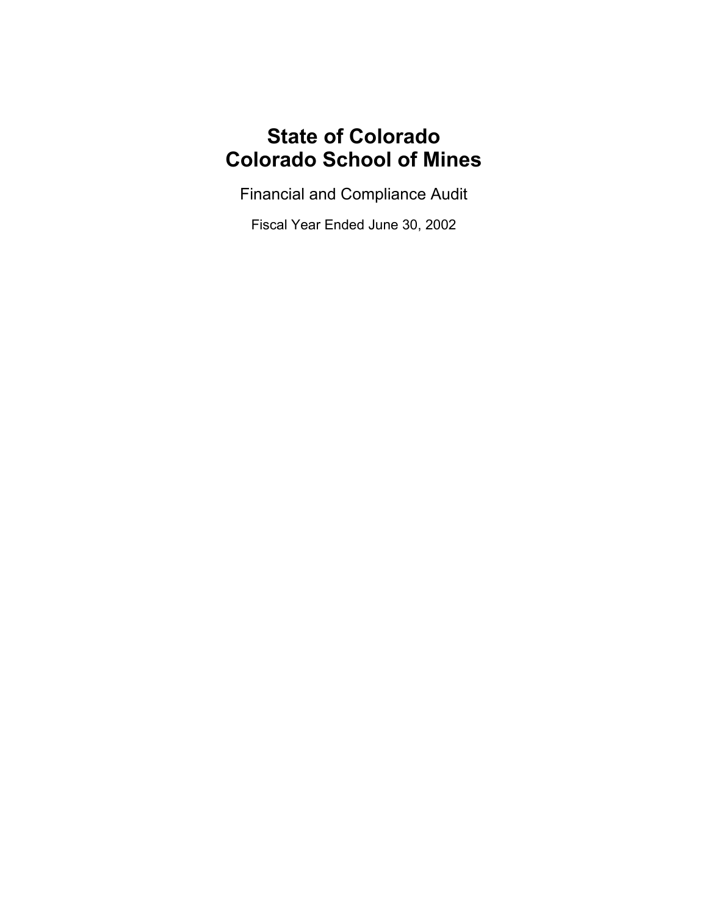# State of Colorado
# Colorado School of Mines

Financial and Compliance Audit

Fiscal Year Ended June 30, 2002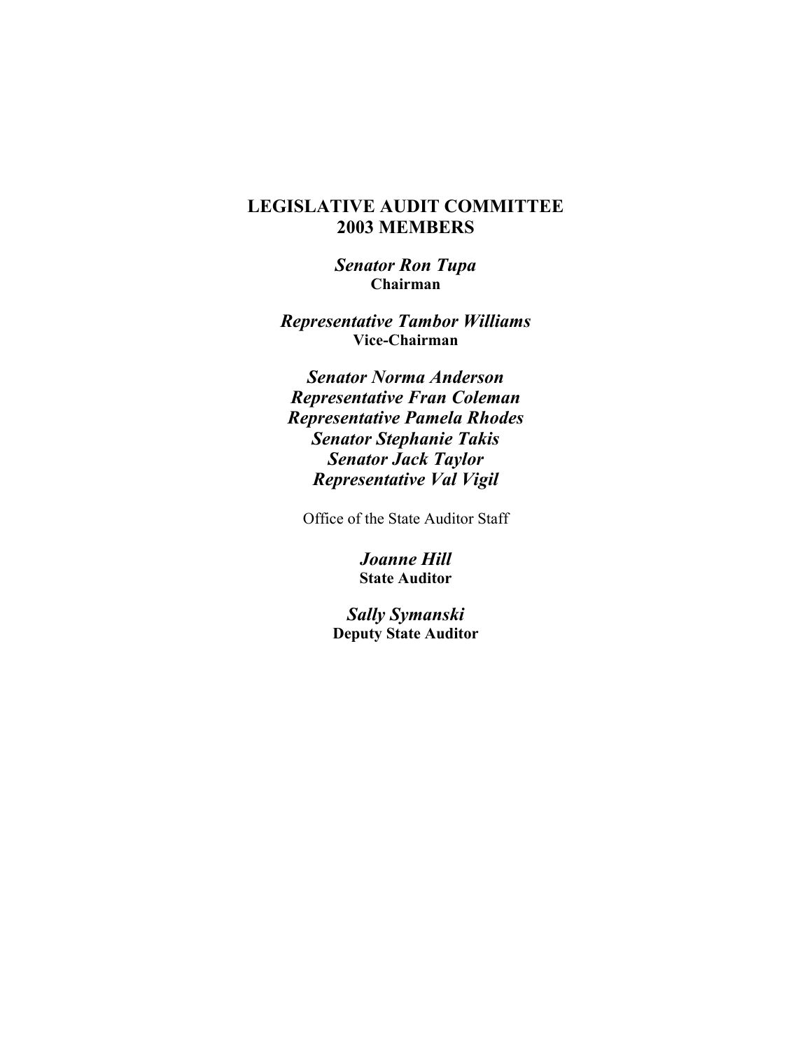# LEGISLATIVE AUDIT COMMITTEE
# 2003 MEMBERS

***Senator Ron Tupa***
**Chairman**

***Representative Tambor Williams***
**Vice-Chairman**

***Senator Norma Anderson***
***Representative Fran Coleman***
***Representative Pamela Rhodes***
***Senator Stephanie Takis***
***Senator Jack Taylor***
***Representative Val Vigil***

Office of the State Auditor Staff

***Joanne Hill***
**State Auditor**

***Sally Symanski***
**Deputy State Auditor**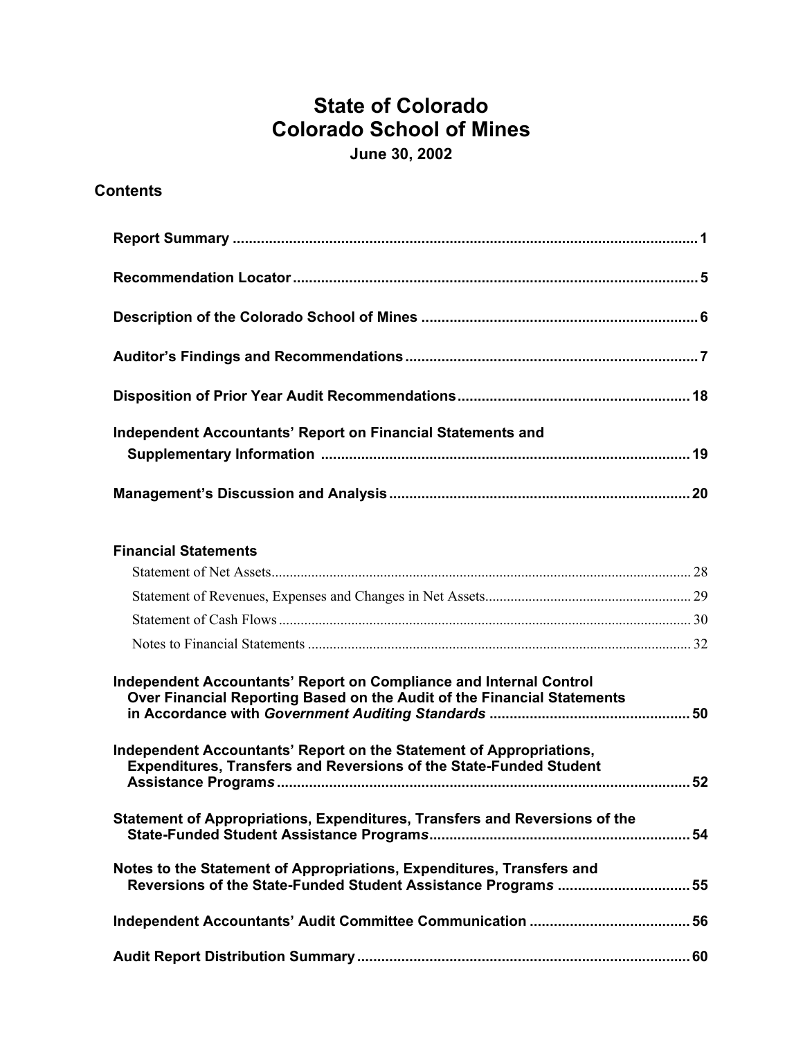# State of Colorado
# Colorado School of Mines
### June 30, 2002

## Contents

| | |
|---|---|
| **Report Summary** | **1** |
| **Recommendation Locator** | **5** |
| **Description of the Colorado School of Mines** | **6** |
| **Auditor's Findings and Recommendations** | **7** |
| **Disposition of Prior Year Audit Recommendations** | **18** |
| **Independent Accountants' Report on Financial Statements and Supplementary Information** | **19** |
| **Management's Discussion and Analysis** | **20** |
| **Financial Statements** | |
| Statement of Net Assets | 28 |
| Statement of Revenues, Expenses and Changes in Net Assets | 29 |
| Statement of Cash Flows | 30 |
| Notes to Financial Statements | 32 |
| **Independent Accountants' Report on Compliance and Internal Control Over Financial Reporting Based on the Audit of the Financial Statements in Accordance with *Government Auditing Standards*** | **50** |
| **Independent Accountants' Report on the Statement of Appropriations, Expenditures, Transfers and Reversions of the State-Funded Student Assistance Program*s*** | **52** |
| **Statement of Appropriations, Expenditures, Transfers and Reversions of the State-Funded Student Assistance Program*s*** | **54** |
| **Notes to the Statement of Appropriations, Expenditures, Transfers and Reversions of the State-Funded Student Assistance Program*s*** | **55** |
| **Independent Accountants' Audit Committee Communication** | **56** |
| **Audit Report Distribution Summary** | **60** |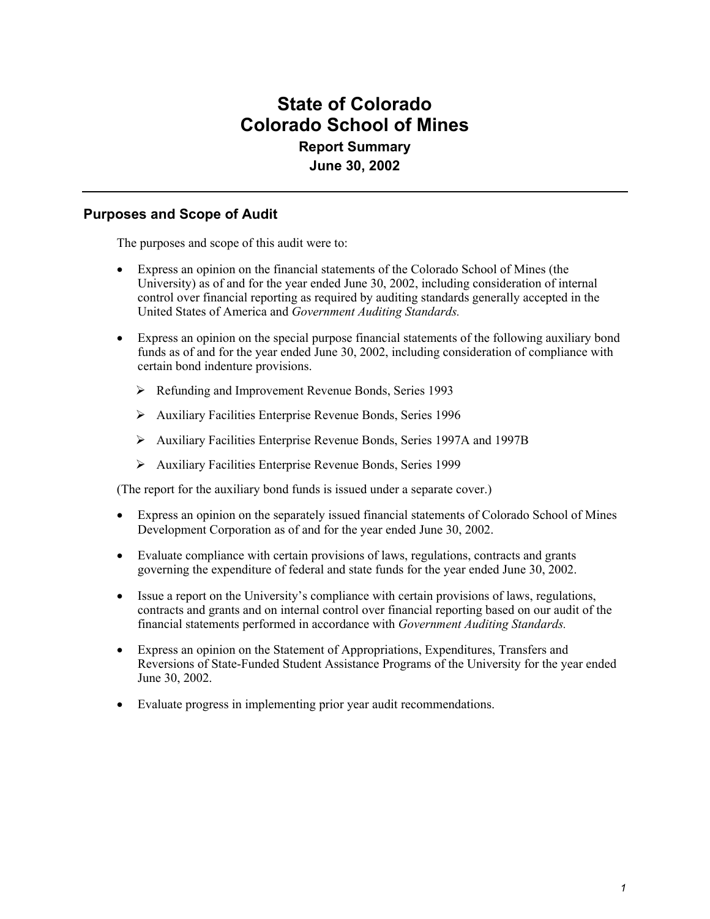# State of Colorado
# Colorado School of Mines
### Report Summary
### June 30, 2002

## Purposes and Scope of Audit

The purposes and scope of this audit were to:

- Express an opinion on the financial statements of the Colorado School of Mines (the University) as of and for the year ended June 30, 2002, including consideration of internal control over financial reporting as required by auditing standards generally accepted in the United States of America and *Government Auditing Standards.*

- Express an opinion on the special purpose financial statements of the following auxiliary bond funds as of and for the year ended June 30, 2002, including consideration of compliance with certain bond indenture provisions.

  - Refunding and Improvement Revenue Bonds, Series 1993
  - Auxiliary Facilities Enterprise Revenue Bonds, Series 1996
  - Auxiliary Facilities Enterprise Revenue Bonds, Series 1997A and 1997B
  - Auxiliary Facilities Enterprise Revenue Bonds, Series 1999

(The report for the auxiliary bond funds is issued under a separate cover.)

- Express an opinion on the separately issued financial statements of Colorado School of Mines Development Corporation as of and for the year ended June 30, 2002.

- Evaluate compliance with certain provisions of laws, regulations, contracts and grants governing the expenditure of federal and state funds for the year ended June 30, 2002.

- Issue a report on the University's compliance with certain provisions of laws, regulations, contracts and grants and on internal control over financial reporting based on our audit of the financial statements performed in accordance with *Government Auditing Standards.*

- Express an opinion on the Statement of Appropriations, Expenditures, Transfers and Reversions of State-Funded Student Assistance Programs of the University for the year ended June 30, 2002.

- Evaluate progress in implementing prior year audit recommendations.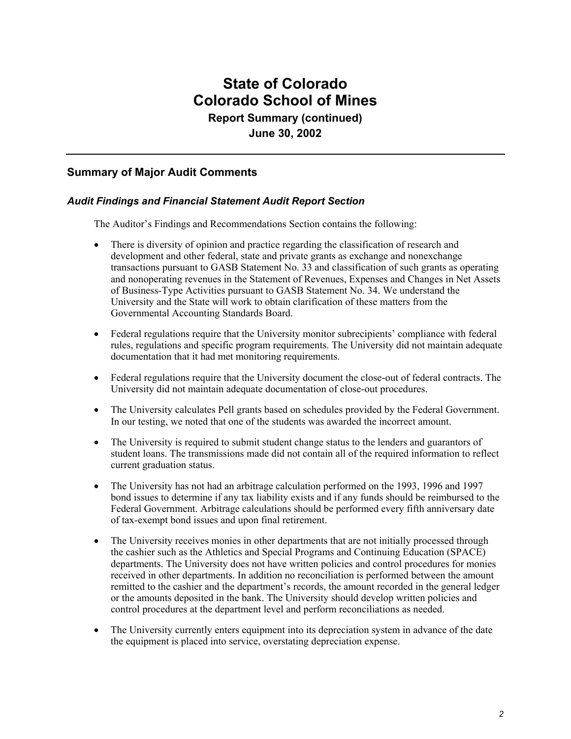# State of Colorado
# Colorado School of Mines
### Report Summary (continued)
### June 30, 2002

---

## Summary of Major Audit Comments

### *Audit Findings and Financial Statement Audit Report Section*

The Auditor's Findings and Recommendations Section contains the following:

- There is diversity of opinion and practice regarding the classification of research and development and other federal, state and private grants as exchange and nonexchange transactions pursuant to GASB Statement No. 33 and classification of such grants as operating and nonoperating revenues in the Statement of Revenues, Expenses and Changes in Net Assets of Business-Type Activities pursuant to GASB Statement No. 34. We understand the University and the State will work to obtain clarification of these matters from the Governmental Accounting Standards Board.

- Federal regulations require that the University monitor subrecipients' compliance with federal rules, regulations and specific program requirements. The University did not maintain adequate documentation that it had met monitoring requirements.

- Federal regulations require that the University document the close-out of federal contracts. The University did not maintain adequate documentation of close-out procedures.

- The University calculates Pell grants based on schedules provided by the Federal Government. In our testing, we noted that one of the students was awarded the incorrect amount.

- The University is required to submit student change status to the lenders and guarantors of student loans. The transmissions made did not contain all of the required information to reflect current graduation status.

- The University has not had an arbitrage calculation performed on the 1993, 1996 and 1997 bond issues to determine if any tax liability exists and if any funds should be reimbursed to the Federal Government. Arbitrage calculations should be performed every fifth anniversary date of tax-exempt bond issues and upon final retirement.

- The University receives monies in other departments that are not initially processed through the cashier such as the Athletics and Special Programs and Continuing Education (SPACE) departments. The University does not have written policies and control procedures for monies received in other departments. In addition no reconciliation is performed between the amount remitted to the cashier and the department's records, the amount recorded in the general ledger or the amounts deposited in the bank. The University should develop written policies and control procedures at the department level and perform reconciliations as needed.

- The University currently enters equipment into its depreciation system in advance of the date the equipment is placed into service, overstating depreciation expense.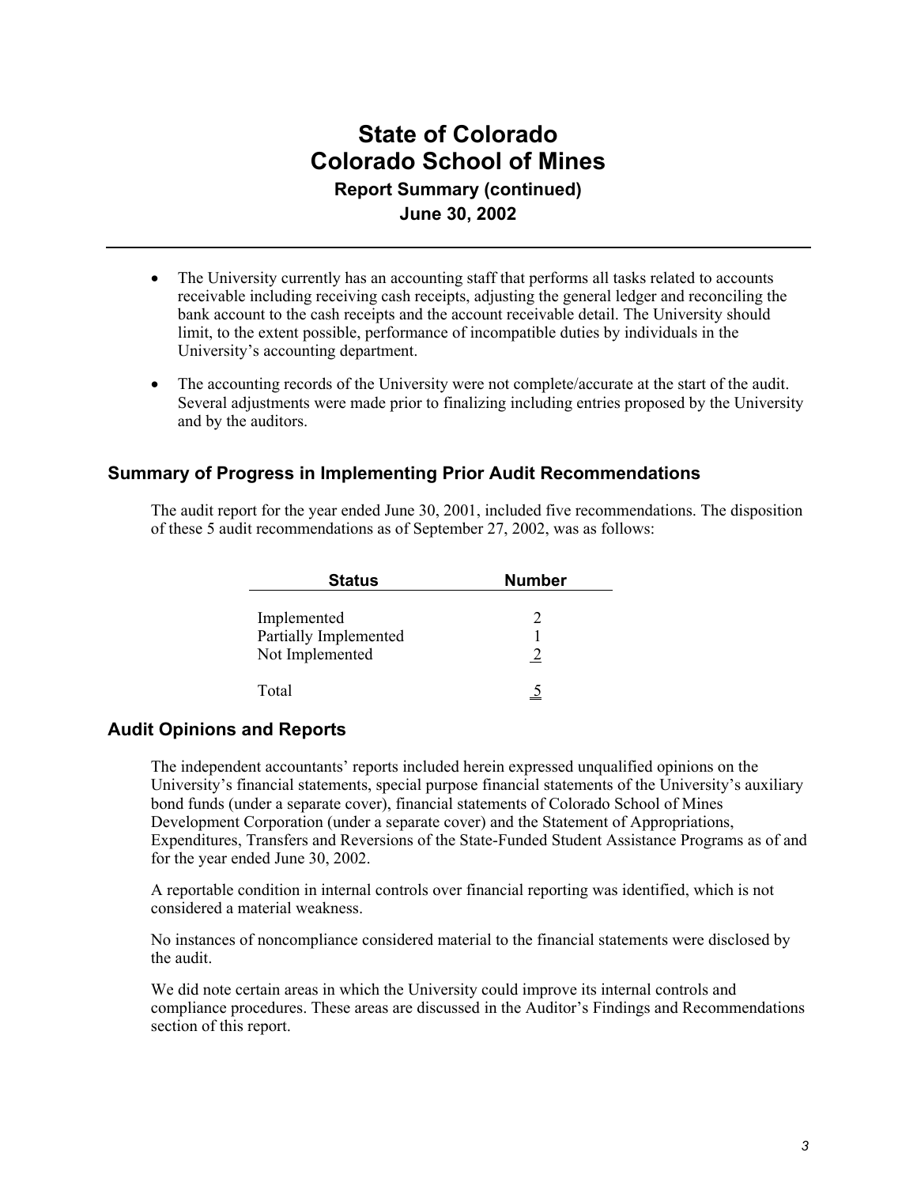# State of Colorado
# Colorado School of Mines
### Report Summary (continued)
### June 30, 2002

- The University currently has an accounting staff that performs all tasks related to accounts receivable including receiving cash receipts, adjusting the general ledger and reconciling the bank account to the cash receipts and the account receivable detail. The University should limit, to the extent possible, performance of incompatible duties by individuals in the University's accounting department.
- The accounting records of the University were not complete/accurate at the start of the audit. Several adjustments were made prior to finalizing including entries proposed by the University and by the auditors.

## Summary of Progress in Implementing Prior Audit Recommendations

The audit report for the year ended June 30, 2001, included five recommendations. The disposition of these 5 audit recommendations as of September 27, 2002, was as follows:

| Status | Number |
|---|---|
| Implemented | 2 |
| Partially Implemented | 1 |
| Not Implemented | 2 |
| Total | 5 |

## Audit Opinions and Reports

The independent accountants' reports included herein expressed unqualified opinions on the University's financial statements, special purpose financial statements of the University's auxiliary bond funds (under a separate cover), financial statements of Colorado School of Mines Development Corporation (under a separate cover) and the Statement of Appropriations, Expenditures, Transfers and Reversions of the State-Funded Student Assistance Programs as of and for the year ended June 30, 2002.

A reportable condition in internal controls over financial reporting was identified, which is not considered a material weakness.

No instances of noncompliance considered material to the financial statements were disclosed by the audit.

We did note certain areas in which the University could improve its internal controls and compliance procedures. These areas are discussed in the Auditor's Findings and Recommendations section of this report.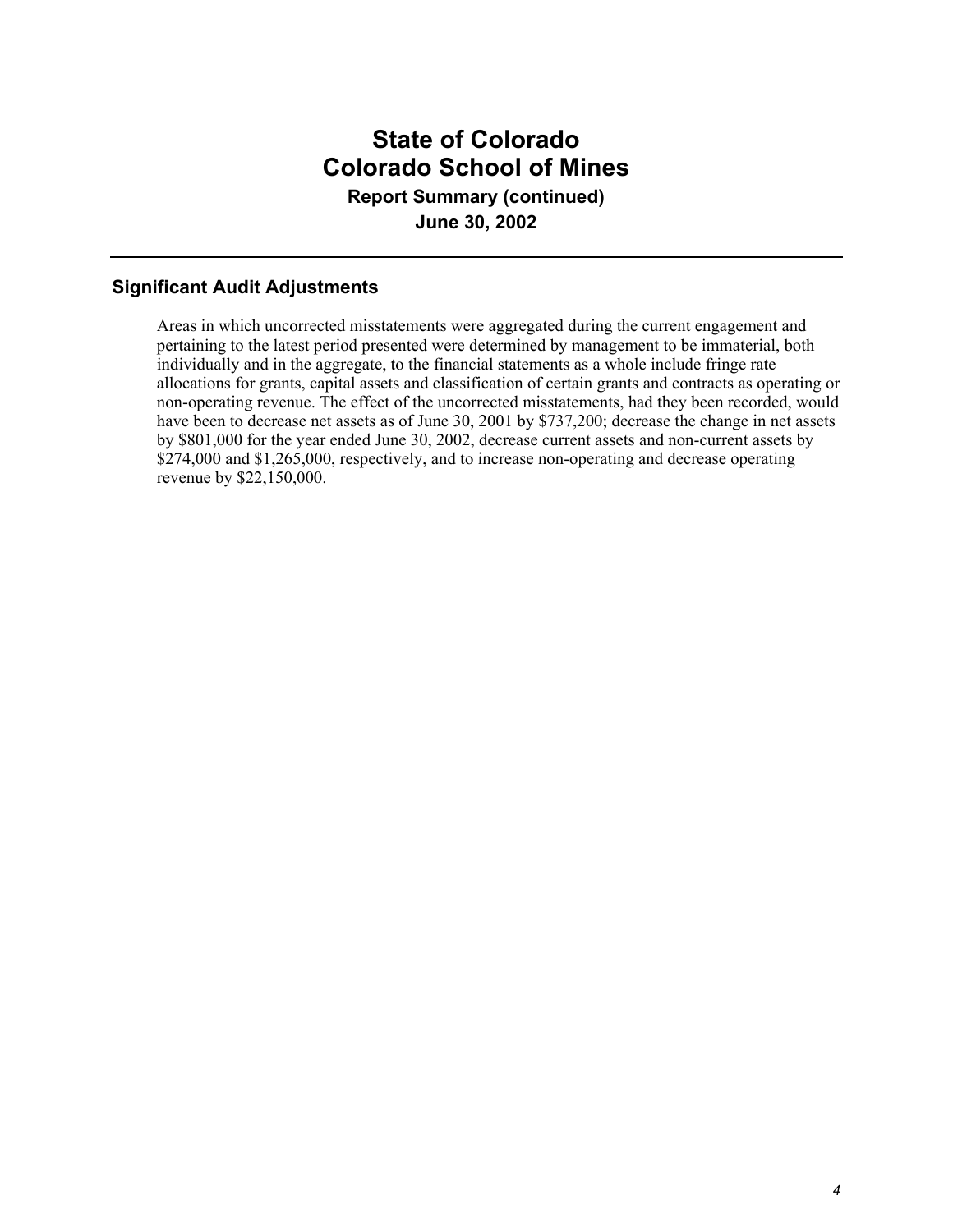# State of Colorado
# Colorado School of Mines
### Report Summary (continued)
### June 30, 2002

---

## Significant Audit Adjustments

Areas in which uncorrected misstatements were aggregated during the current engagement and pertaining to the latest period presented were determined by management to be immaterial, both individually and in the aggregate, to the financial statements as a whole include fringe rate allocations for grants, capital assets and classification of certain grants and contracts as operating or non-operating revenue. The effect of the uncorrected misstatements, had they been recorded, would have been to decrease net assets as of June 30, 2001 by $737,200; decrease the change in net assets by $801,000 for the year ended June 30, 2002, decrease current assets and non-current assets by $274,000 and $1,265,000, respectively, and to increase non-operating and decrease operating revenue by $22,150,000.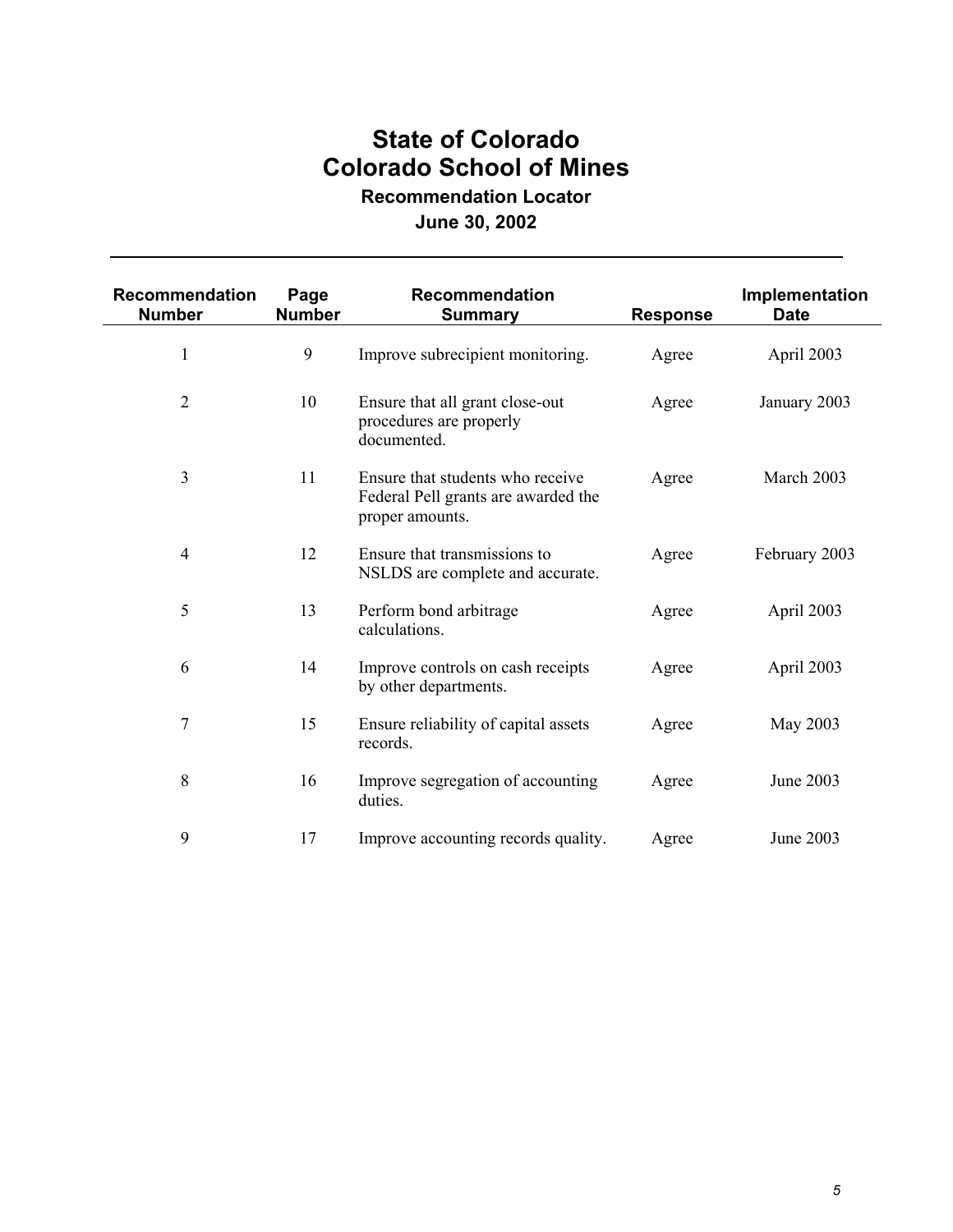# State of Colorado
# Colorado School of Mines

### Recommendation Locator

### June 30, 2002

| Recommendation Number | Page Number | Recommendation Summary | Response | Implementation Date |
|---|---|---|---|---|
| 1 | 9 | Improve subrecipient monitoring. | Agree | April 2003 |
| 2 | 10 | Ensure that all grant close-out procedures are properly documented. | Agree | January 2003 |
| 3 | 11 | Ensure that students who receive Federal Pell grants are awarded the proper amounts. | Agree | March 2003 |
| 4 | 12 | Ensure that transmissions to NSLDS are complete and accurate. | Agree | February 2003 |
| 5 | 13 | Perform bond arbitrage calculations. | Agree | April 2003 |
| 6 | 14 | Improve controls on cash receipts by other departments. | Agree | April 2003 |
| 7 | 15 | Ensure reliability of capital assets records. | Agree | May 2003 |
| 8 | 16 | Improve segregation of accounting duties. | Agree | June 2003 |
| 9 | 17 | Improve accounting records quality. | Agree | June 2003 |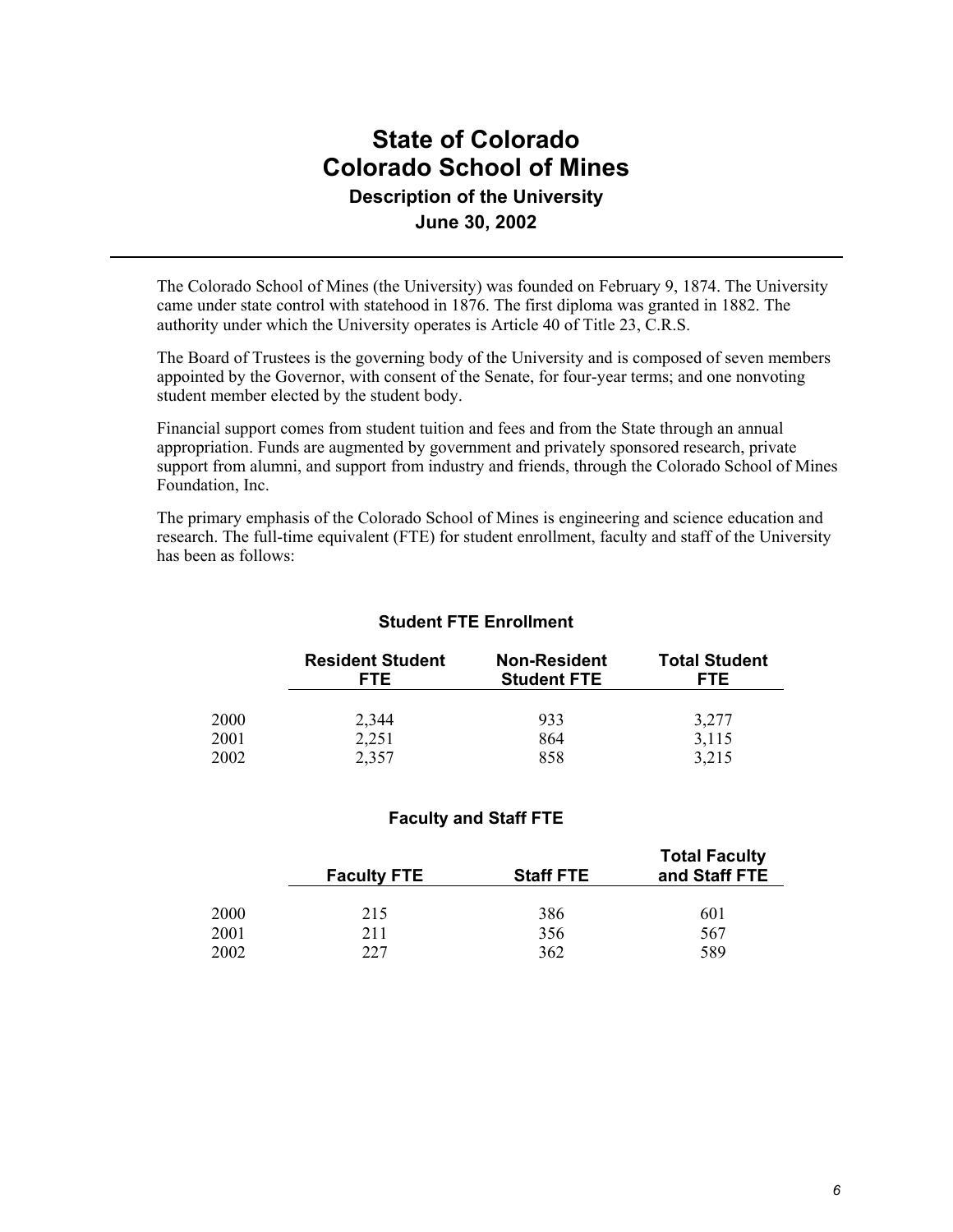# State of Colorado
# Colorado School of Mines
## Description of the University
## June 30, 2002

The Colorado School of Mines (the University) was founded on February 9, 1874. The University came under state control with statehood in 1876. The first diploma was granted in 1882. The authority under which the University operates is Article 40 of Title 23, C.R.S.

The Board of Trustees is the governing body of the University and is composed of seven members appointed by the Governor, with consent of the Senate, for four-year terms; and one nonvoting student member elected by the student body.

Financial support comes from student tuition and fees and from the State through an annual appropriation. Funds are augmented by government and privately sponsored research, private support from alumni, and support from industry and friends, through the Colorado School of Mines Foundation, Inc.

The primary emphasis of the Colorado School of Mines is engineering and science education and research. The full-time equivalent (FTE) for student enrollment, faculty and staff of the University has been as follows:

### Student FTE Enrollment

| | Resident Student FTE | Non-Resident Student FTE | Total Student FTE |
|---|---|---|---|
| 2000 | 2,344 | 933 | 3,277 |
| 2001 | 2,251 | 864 | 3,115 |
| 2002 | 2,357 | 858 | 3,215 |

### Faculty and Staff FTE

| | Faculty FTE | Staff FTE | Total Faculty and Staff FTE |
|---|---|---|---|
| 2000 | 215 | 386 | 601 |
| 2001 | 211 | 356 | 567 |
| 2002 | 227 | 362 | 589 |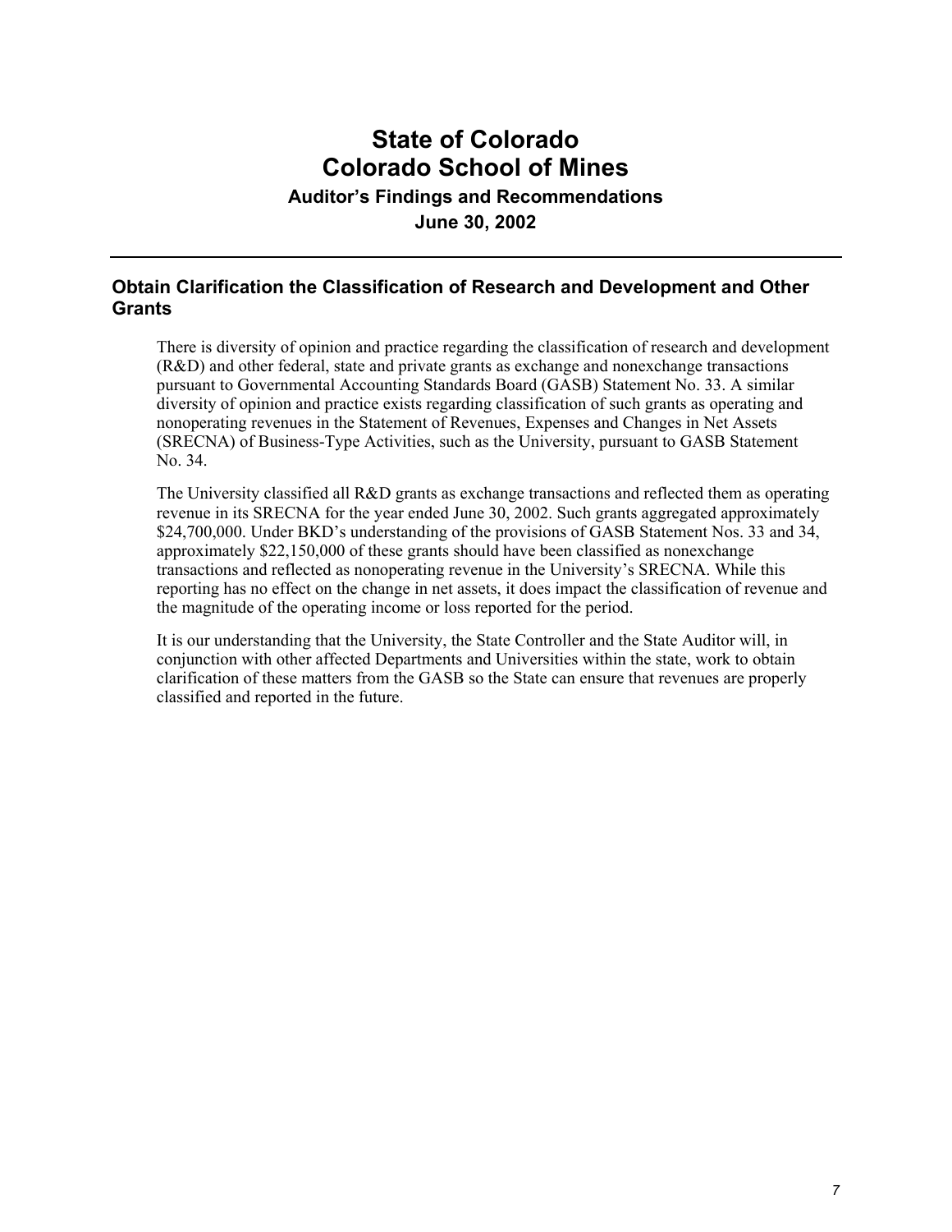# State of Colorado
# Colorado School of Mines
### Auditor's Findings and Recommendations
### June 30, 2002

---

## Obtain Clarification the Classification of Research and Development and Other Grants

There is diversity of opinion and practice regarding the classification of research and development (R&D) and other federal, state and private grants as exchange and nonexchange transactions pursuant to Governmental Accounting Standards Board (GASB) Statement No. 33. A similar diversity of opinion and practice exists regarding classification of such grants as operating and nonoperating revenues in the Statement of Revenues, Expenses and Changes in Net Assets (SRECNA) of Business-Type Activities, such as the University, pursuant to GASB Statement No. 34.

The University classified all R&D grants as exchange transactions and reflected them as operating revenue in its SRECNA for the year ended June 30, 2002. Such grants aggregated approximately $24,700,000. Under BKD's understanding of the provisions of GASB Statement Nos. 33 and 34, approximately $22,150,000 of these grants should have been classified as nonexchange transactions and reflected as nonoperating revenue in the University's SRECNA. While this reporting has no effect on the change in net assets, it does impact the classification of revenue and the magnitude of the operating income or loss reported for the period.

It is our understanding that the University, the State Controller and the State Auditor will, in conjunction with other affected Departments and Universities within the state, work to obtain clarification of these matters from the GASB so the State can ensure that revenues are properly classified and reported in the future.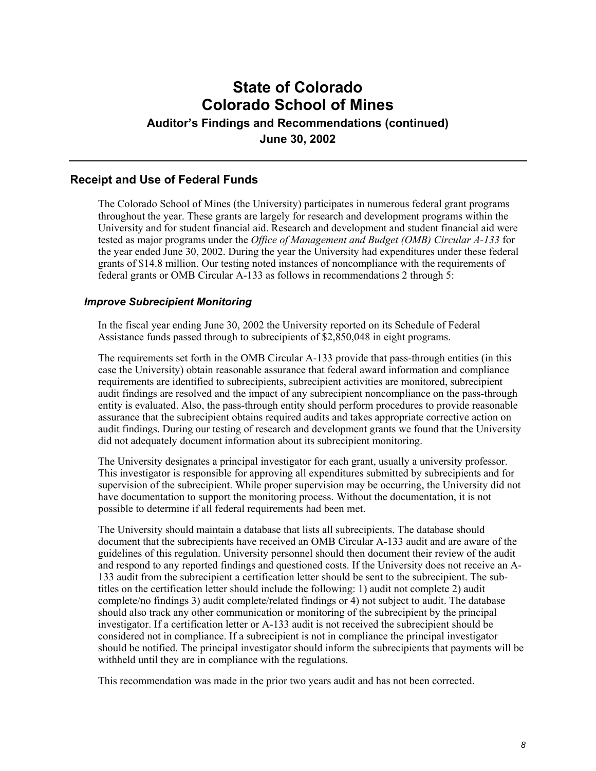# State of Colorado
# Colorado School of Mines
### Auditor's Findings and Recommendations (continued)
### June 30, 2002

## Receipt and Use of Federal Funds

The Colorado School of Mines (the University) participates in numerous federal grant programs throughout the year. These grants are largely for research and development programs within the University and for student financial aid. Research and development and student financial aid were tested as major programs under the *Office of Management and Budget (OMB) Circular A-133* for the year ended June 30, 2002. During the year the University had expenditures under these federal grants of $14.8 million. Our testing noted instances of noncompliance with the requirements of federal grants or OMB Circular A-133 as follows in recommendations 2 through 5:

### *Improve Subrecipient Monitoring*

In the fiscal year ending June 30, 2002 the University reported on its Schedule of Federal Assistance funds passed through to subrecipients of $2,850,048 in eight programs.

The requirements set forth in the OMB Circular A-133 provide that pass-through entities (in this case the University) obtain reasonable assurance that federal award information and compliance requirements are identified to subrecipients, subrecipient activities are monitored, subrecipient audit findings are resolved and the impact of any subrecipient noncompliance on the pass-through entity is evaluated. Also, the pass-through entity should perform procedures to provide reasonable assurance that the subrecipient obtains required audits and takes appropriate corrective action on audit findings. During our testing of research and development grants we found that the University did not adequately document information about its subrecipient monitoring.

The University designates a principal investigator for each grant, usually a university professor. This investigator is responsible for approving all expenditures submitted by subrecipients and for supervision of the subrecipient. While proper supervision may be occurring, the University did not have documentation to support the monitoring process. Without the documentation, it is not possible to determine if all federal requirements had been met.

The University should maintain a database that lists all subrecipients. The database should document that the subrecipients have received an OMB Circular A-133 audit and are aware of the guidelines of this regulation. University personnel should then document their review of the audit and respond to any reported findings and questioned costs. If the University does not receive an A-133 audit from the subrecipient a certification letter should be sent to the subrecipient. The sub-titles on the certification letter should include the following: 1) audit not complete 2) audit complete/no findings 3) audit complete/related findings or 4) not subject to audit. The database should also track any other communication or monitoring of the subrecipient by the principal investigator. If a certification letter or A-133 audit is not received the subrecipient should be considered not in compliance. If a subrecipient is not in compliance the principal investigator should be notified. The principal investigator should inform the subrecipients that payments will be withheld until they are in compliance with the regulations.

This recommendation was made in the prior two years audit and has not been corrected.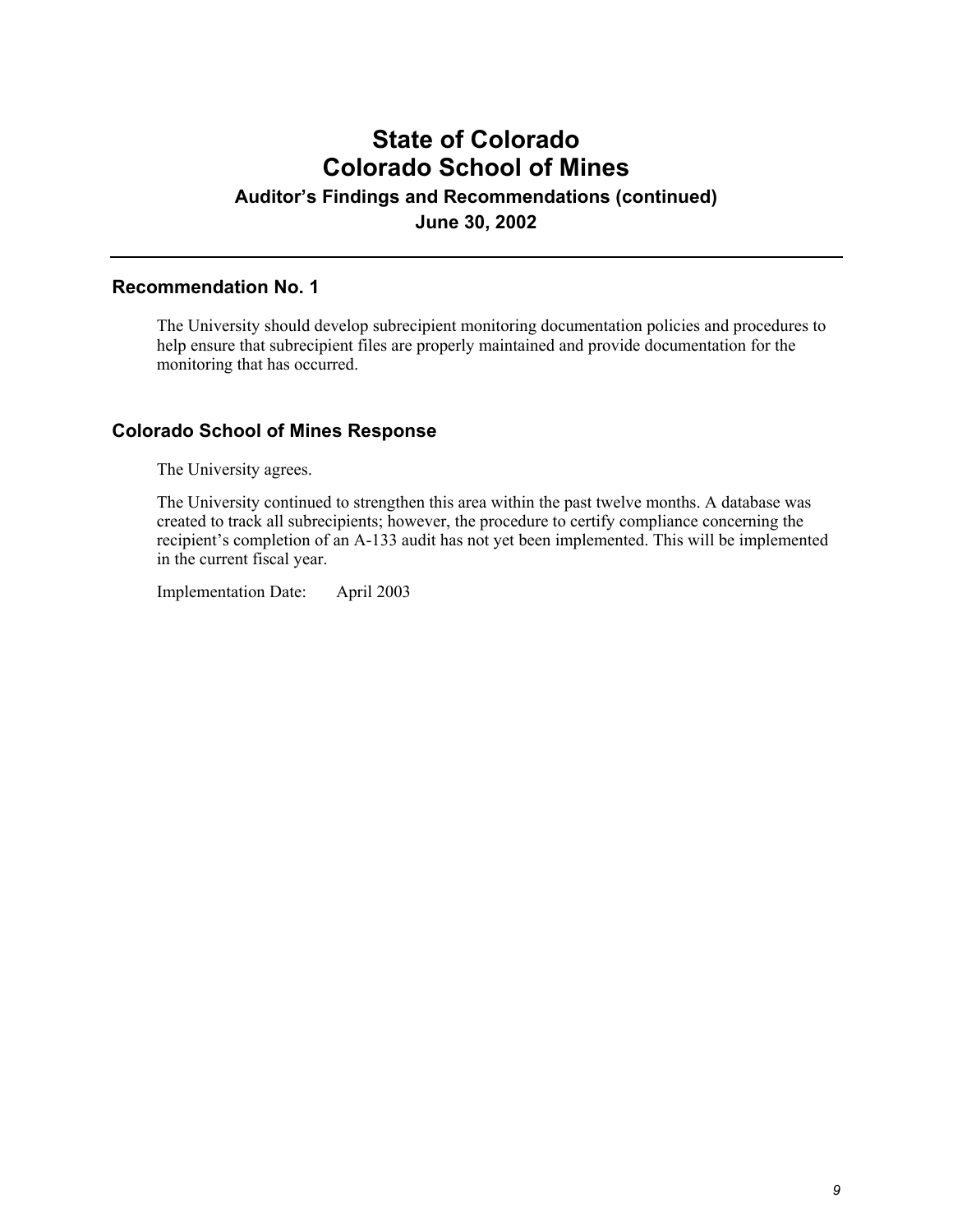# State of Colorado
# Colorado School of Mines
### Auditor's Findings and Recommendations (continued)
### June 30, 2002

---

## Recommendation No. 1

The University should develop subrecipient monitoring documentation policies and procedures to help ensure that subrecipient files are properly maintained and provide documentation for the monitoring that has occurred.

## Colorado School of Mines Response

The University agrees.

The University continued to strengthen this area within the past twelve months. A database was created to track all subrecipients; however, the procedure to certify compliance concerning the recipient's completion of an A-133 audit has not yet been implemented. This will be implemented in the current fiscal year.

Implementation Date: April 2003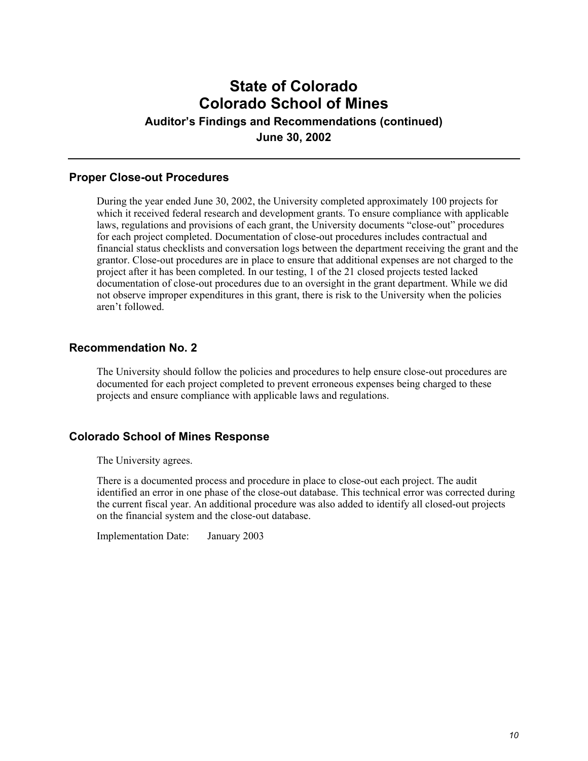# State of Colorado
# Colorado School of Mines

### Auditor's Findings and Recommendations (continued)

### June 30, 2002

## Proper Close-out Procedures

During the year ended June 30, 2002, the University completed approximately 100 projects for which it received federal research and development grants. To ensure compliance with applicable laws, regulations and provisions of each grant, the University documents "close-out" procedures for each project completed. Documentation of close-out procedures includes contractual and financial status checklists and conversation logs between the department receiving the grant and the grantor. Close-out procedures are in place to ensure that additional expenses are not charged to the project after it has been completed. In our testing, 1 of the 21 closed projects tested lacked documentation of close-out procedures due to an oversight in the grant department. While we did not observe improper expenditures in this grant, there is risk to the University when the policies aren't followed.

## Recommendation No. 2

The University should follow the policies and procedures to help ensure close-out procedures are documented for each project completed to prevent erroneous expenses being charged to these projects and ensure compliance with applicable laws and regulations.

## Colorado School of Mines Response

The University agrees.

There is a documented process and procedure in place to close-out each project. The audit identified an error in one phase of the close-out database. This technical error was corrected during the current fiscal year. An additional procedure was also added to identify all closed-out projects on the financial system and the close-out database.

Implementation Date: January 2003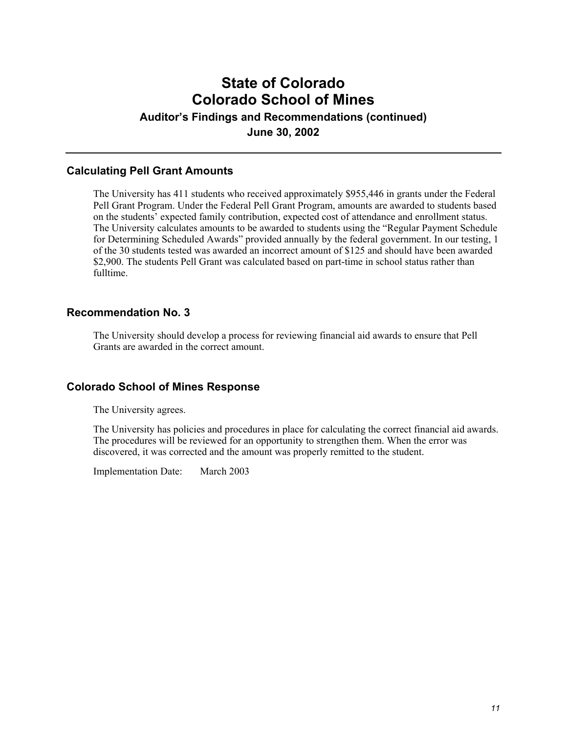# State of Colorado
# Colorado School of Mines
### Auditor's Findings and Recommendations (continued)
### June 30, 2002

## Calculating Pell Grant Amounts

The University has 411 students who received approximately $955,446 in grants under the Federal Pell Grant Program. Under the Federal Pell Grant Program, amounts are awarded to students based on the students' expected family contribution, expected cost of attendance and enrollment status. The University calculates amounts to be awarded to students using the "Regular Payment Schedule for Determining Scheduled Awards" provided annually by the federal government. In our testing, 1 of the 30 students tested was awarded an incorrect amount of $125 and should have been awarded $2,900. The students Pell Grant was calculated based on part-time in school status rather than fulltime.

## Recommendation No. 3

The University should develop a process for reviewing financial aid awards to ensure that Pell Grants are awarded in the correct amount.

## Colorado School of Mines Response

The University agrees.

The University has policies and procedures in place for calculating the correct financial aid awards. The procedures will be reviewed for an opportunity to strengthen them. When the error was discovered, it was corrected and the amount was properly remitted to the student.

Implementation Date: March 2003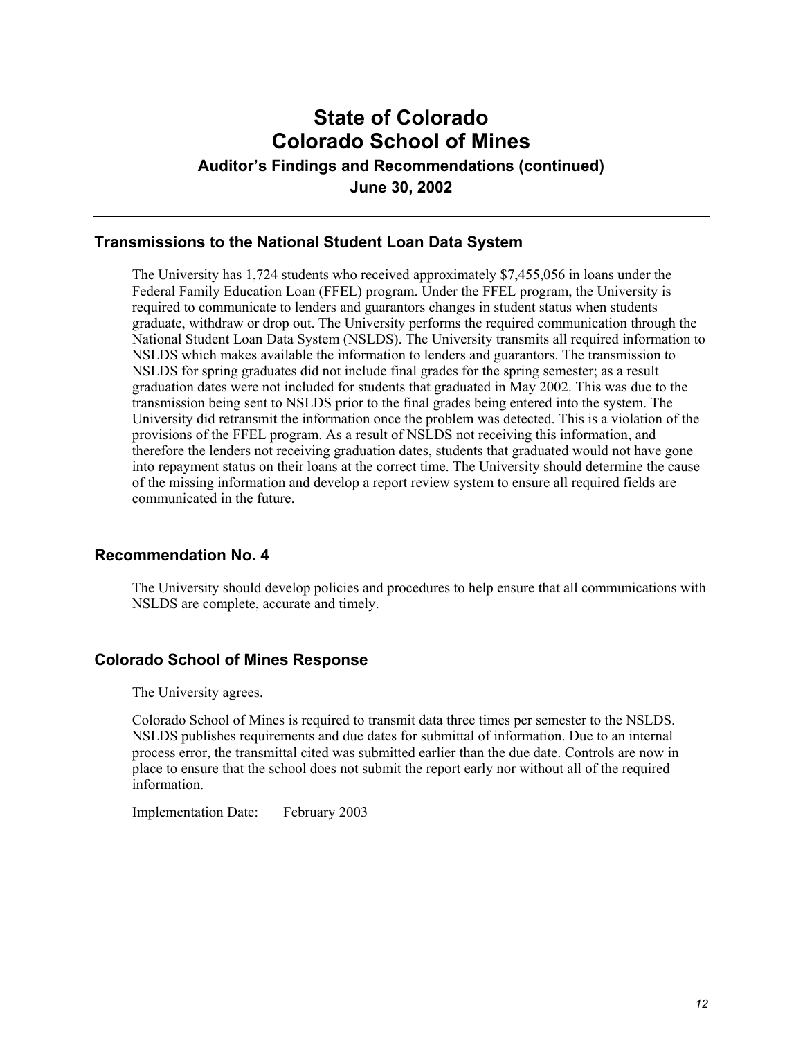# State of Colorado
# Colorado School of Mines
### Auditor's Findings and Recommendations (continued)
### June 30, 2002

## Transmissions to the National Student Loan Data System

The University has 1,724 students who received approximately $7,455,056 in loans under the Federal Family Education Loan (FFEL) program. Under the FFEL program, the University is required to communicate to lenders and guarantors changes in student status when students graduate, withdraw or drop out. The University performs the required communication through the National Student Loan Data System (NSLDS). The University transmits all required information to NSLDS which makes available the information to lenders and guarantors. The transmission to NSLDS for spring graduates did not include final grades for the spring semester; as a result graduation dates were not included for students that graduated in May 2002. This was due to the transmission being sent to NSLDS prior to the final grades being entered into the system. The University did retransmit the information once the problem was detected. This is a violation of the provisions of the FFEL program. As a result of NSLDS not receiving this information, and therefore the lenders not receiving graduation dates, students that graduated would not have gone into repayment status on their loans at the correct time. The University should determine the cause of the missing information and develop a report review system to ensure all required fields are communicated in the future.

## Recommendation No. 4

The University should develop policies and procedures to help ensure that all communications with NSLDS are complete, accurate and timely.

## Colorado School of Mines Response

The University agrees.

Colorado School of Mines is required to transmit data three times per semester to the NSLDS. NSLDS publishes requirements and due dates for submittal of information. Due to an internal process error, the transmittal cited was submitted earlier than the due date. Controls are now in place to ensure that the school does not submit the report early nor without all of the required information.

Implementation Date: February 2003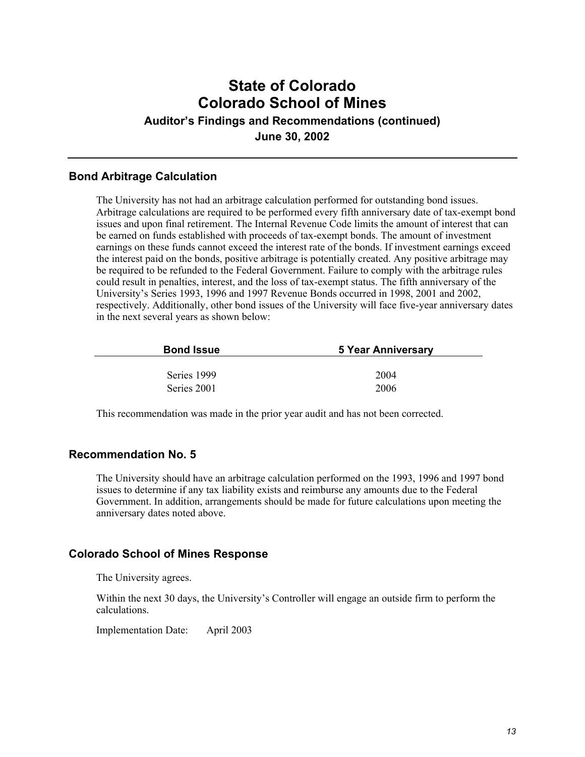# State of Colorado
# Colorado School of Mines

### Auditor's Findings and Recommendations (continued)

### June 30, 2002

## Bond Arbitrage Calculation

The University has not had an arbitrage calculation performed for outstanding bond issues. Arbitrage calculations are required to be performed every fifth anniversary date of tax-exempt bond issues and upon final retirement. The Internal Revenue Code limits the amount of interest that can be earned on funds established with proceeds of tax-exempt bonds. The amount of investment earnings on these funds cannot exceed the interest rate of the bonds. If investment earnings exceed the interest paid on the bonds, positive arbitrage is potentially created. Any positive arbitrage may be required to be refunded to the Federal Government. Failure to comply with the arbitrage rules could result in penalties, interest, and the loss of tax-exempt status. The fifth anniversary of the University's Series 1993, 1996 and 1997 Revenue Bonds occurred in 1998, 2001 and 2002, respectively. Additionally, other bond issues of the University will face five-year anniversary dates in the next several years as shown below:

| Bond Issue | 5 Year Anniversary |
|---|---|
| Series 1999 | 2004 |
| Series 2001 | 2006 |

This recommendation was made in the prior year audit and has not been corrected.

## Recommendation No. 5

The University should have an arbitrage calculation performed on the 1993, 1996 and 1997 bond issues to determine if any tax liability exists and reimburse any amounts due to the Federal Government. In addition, arrangements should be made for future calculations upon meeting the anniversary dates noted above.

## Colorado School of Mines Response

The University agrees.

Within the next 30 days, the University's Controller will engage an outside firm to perform the calculations.

Implementation Date: April 2003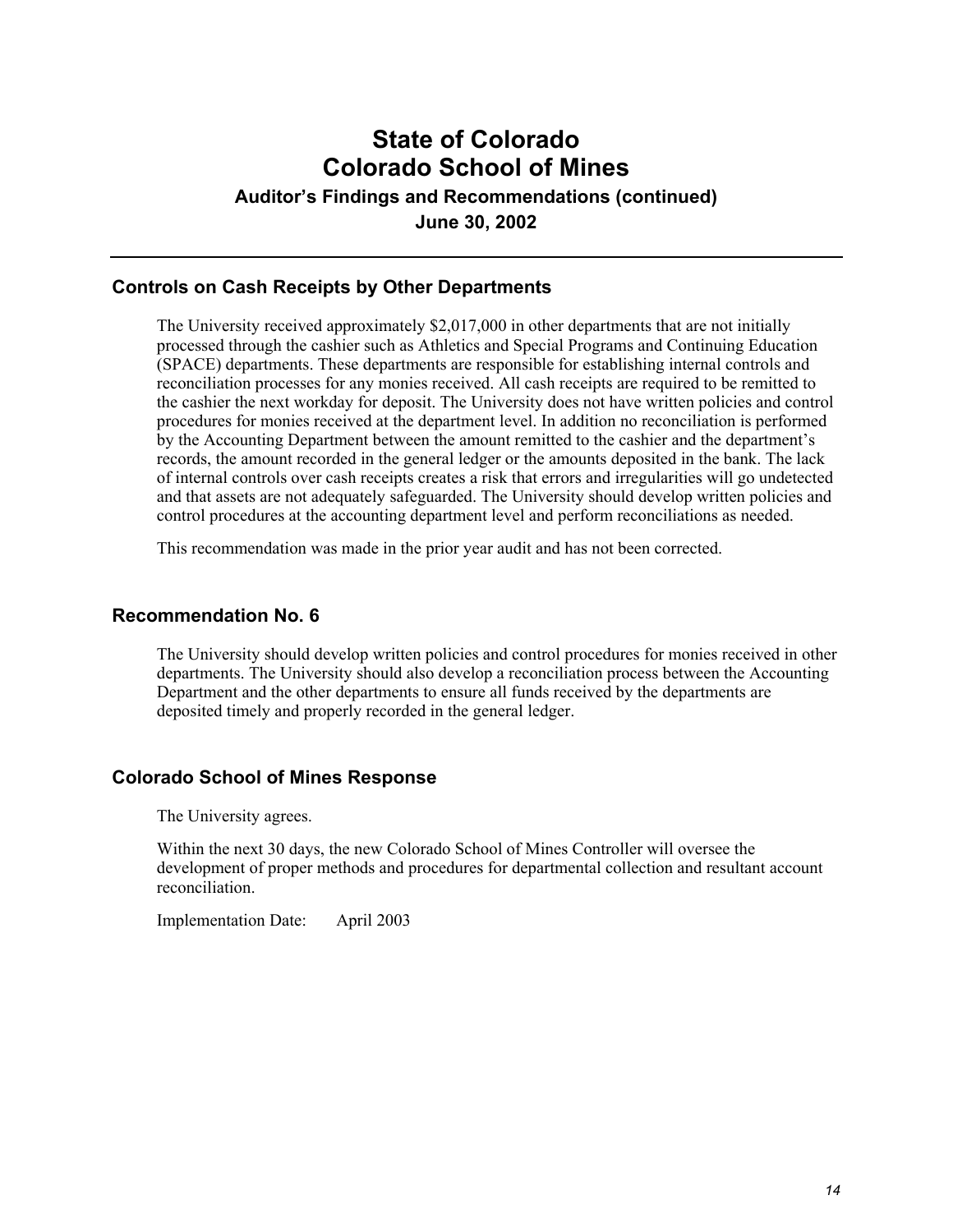# State of Colorado
# Colorado School of Mines

### Auditor's Findings and Recommendations (continued)

### June 30, 2002

## Controls on Cash Receipts by Other Departments

The University received approximately $2,017,000 in other departments that are not initially processed through the cashier such as Athletics and Special Programs and Continuing Education (SPACE) departments. These departments are responsible for establishing internal controls and reconciliation processes for any monies received. All cash receipts are required to be remitted to the cashier the next workday for deposit. The University does not have written policies and control procedures for monies received at the department level. In addition no reconciliation is performed by the Accounting Department between the amount remitted to the cashier and the department's records, the amount recorded in the general ledger or the amounts deposited in the bank. The lack of internal controls over cash receipts creates a risk that errors and irregularities will go undetected and that assets are not adequately safeguarded. The University should develop written policies and control procedures at the accounting department level and perform reconciliations as needed.

This recommendation was made in the prior year audit and has not been corrected.

## Recommendation No. 6

The University should develop written policies and control procedures for monies received in other departments. The University should also develop a reconciliation process between the Accounting Department and the other departments to ensure all funds received by the departments are deposited timely and properly recorded in the general ledger.

## Colorado School of Mines Response

The University agrees.

Within the next 30 days, the new Colorado School of Mines Controller will oversee the development of proper methods and procedures for departmental collection and resultant account reconciliation.

Implementation Date: April 2003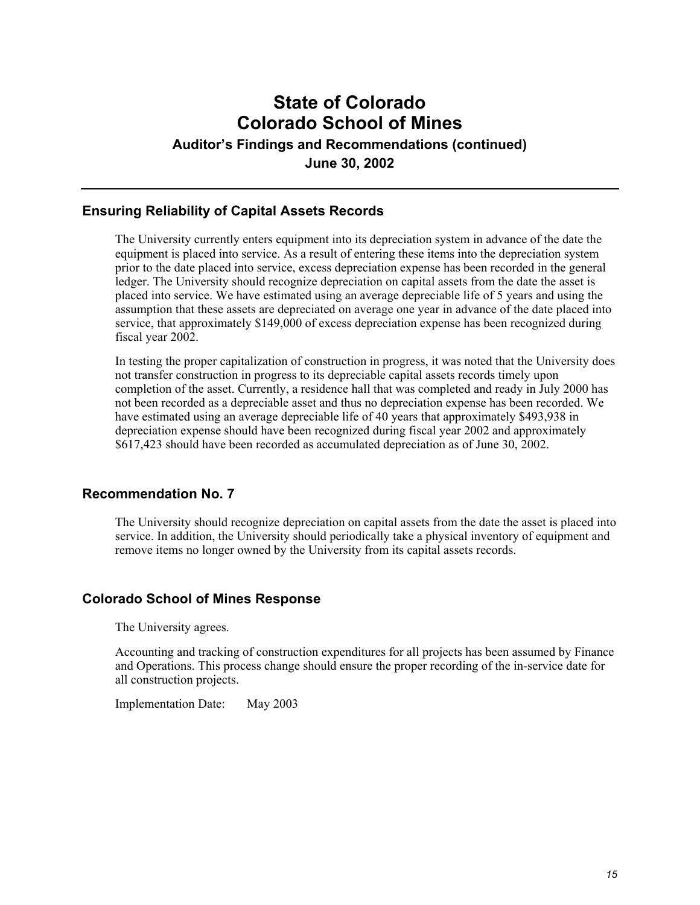# State of Colorado
# Colorado School of Mines
### Auditor's Findings and Recommendations (continued)
### June 30, 2002

## Ensuring Reliability of Capital Assets Records

The University currently enters equipment into its depreciation system in advance of the date the equipment is placed into service. As a result of entering these items into the depreciation system prior to the date placed into service, excess depreciation expense has been recorded in the general ledger. The University should recognize depreciation on capital assets from the date the asset is placed into service. We have estimated using an average depreciable life of 5 years and using the assumption that these assets are depreciated on average one year in advance of the date placed into service, that approximately $149,000 of excess depreciation expense has been recognized during fiscal year 2002.

In testing the proper capitalization of construction in progress, it was noted that the University does not transfer construction in progress to its depreciable capital assets records timely upon completion of the asset. Currently, a residence hall that was completed and ready in July 2000 has not been recorded as a depreciable asset and thus no depreciation expense has been recorded. We have estimated using an average depreciable life of 40 years that approximately $493,938 in depreciation expense should have been recognized during fiscal year 2002 and approximately $617,423 should have been recorded as accumulated depreciation as of June 30, 2002.

## Recommendation No. 7

The University should recognize depreciation on capital assets from the date the asset is placed into service. In addition, the University should periodically take a physical inventory of equipment and remove items no longer owned by the University from its capital assets records.

## Colorado School of Mines Response

The University agrees.

Accounting and tracking of construction expenditures for all projects has been assumed by Finance and Operations. This process change should ensure the proper recording of the in-service date for all construction projects.

Implementation Date: May 2003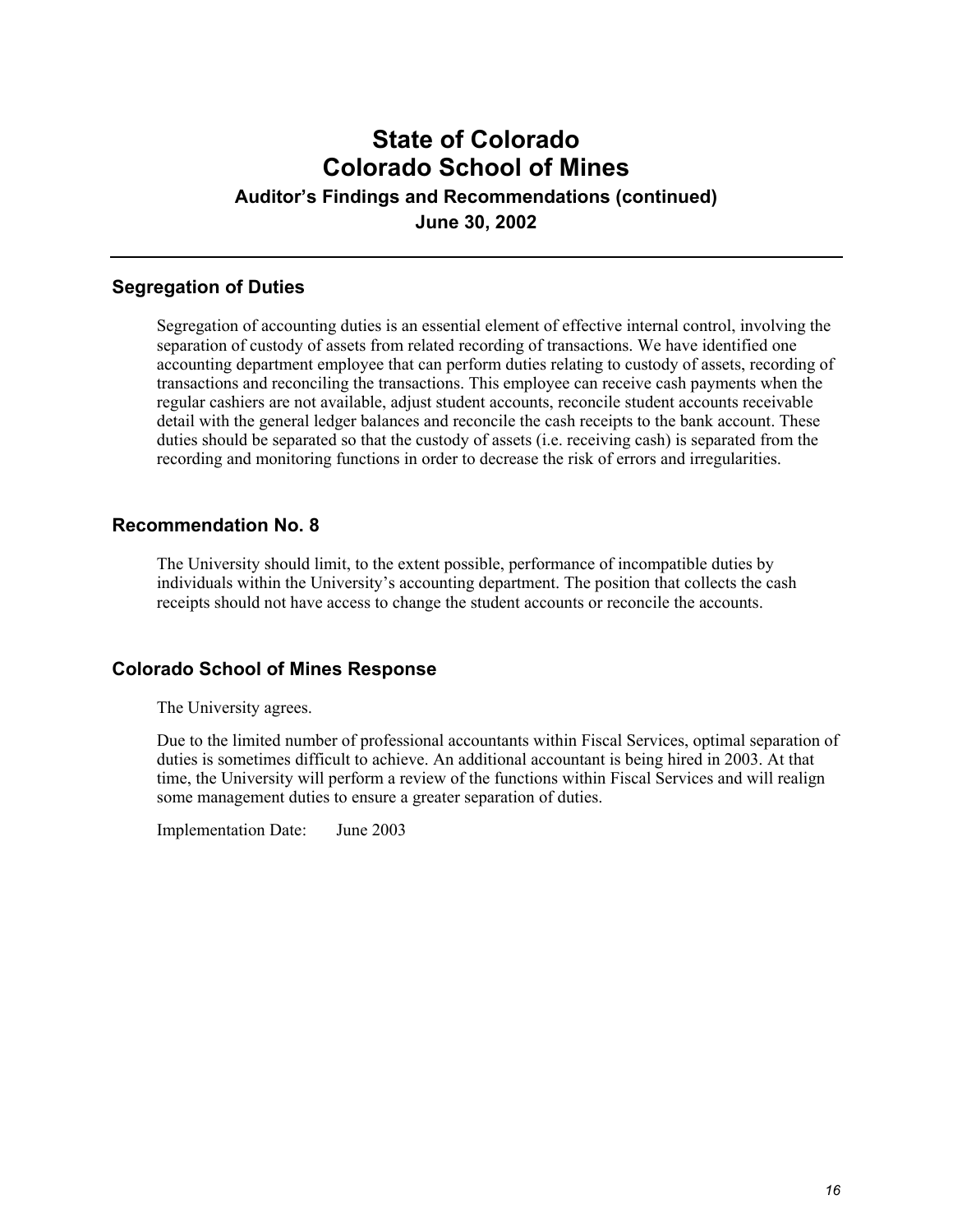# State of Colorado
# Colorado School of Mines

### Auditor's Findings and Recommendations (continued)

### June 30, 2002

## Segregation of Duties

Segregation of accounting duties is an essential element of effective internal control, involving the separation of custody of assets from related recording of transactions. We have identified one accounting department employee that can perform duties relating to custody of assets, recording of transactions and reconciling the transactions. This employee can receive cash payments when the regular cashiers are not available, adjust student accounts, reconcile student accounts receivable detail with the general ledger balances and reconcile the cash receipts to the bank account. These duties should be separated so that the custody of assets (i.e. receiving cash) is separated from the recording and monitoring functions in order to decrease the risk of errors and irregularities.

## Recommendation No. 8

The University should limit, to the extent possible, performance of incompatible duties by individuals within the University's accounting department. The position that collects the cash receipts should not have access to change the student accounts or reconcile the accounts.

## Colorado School of Mines Response

The University agrees.

Due to the limited number of professional accountants within Fiscal Services, optimal separation of duties is sometimes difficult to achieve. An additional accountant is being hired in 2003. At that time, the University will perform a review of the functions within Fiscal Services and will realign some management duties to ensure a greater separation of duties.

Implementation Date: June 2003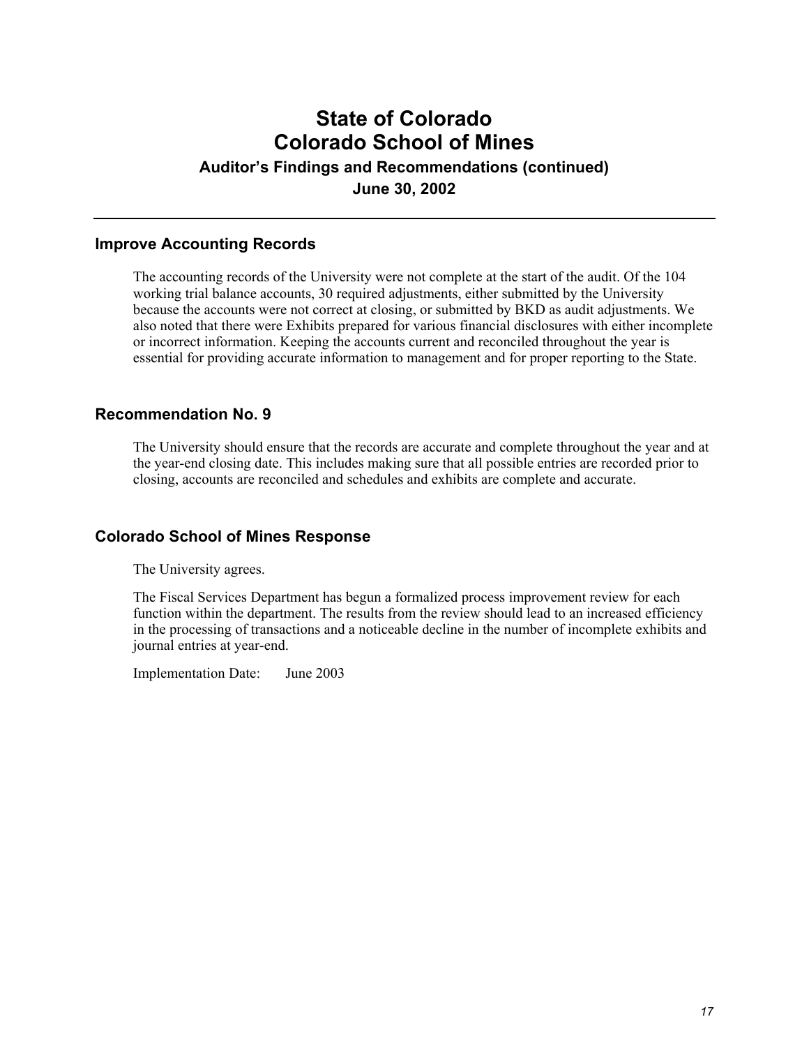# State of Colorado
# Colorado School of Mines
### Auditor's Findings and Recommendations (continued)
### June 30, 2002

## Improve Accounting Records

The accounting records of the University were not complete at the start of the audit. Of the 104 working trial balance accounts, 30 required adjustments, either submitted by the University because the accounts were not correct at closing, or submitted by BKD as audit adjustments. We also noted that there were Exhibits prepared for various financial disclosures with either incomplete or incorrect information. Keeping the accounts current and reconciled throughout the year is essential for providing accurate information to management and for proper reporting to the State.

## Recommendation No. 9

The University should ensure that the records are accurate and complete throughout the year and at the year-end closing date. This includes making sure that all possible entries are recorded prior to closing, accounts are reconciled and schedules and exhibits are complete and accurate.

## Colorado School of Mines Response

The University agrees.

The Fiscal Services Department has begun a formalized process improvement review for each function within the department. The results from the review should lead to an increased efficiency in the processing of transactions and a noticeable decline in the number of incomplete exhibits and journal entries at year-end.

Implementation Date: June 2003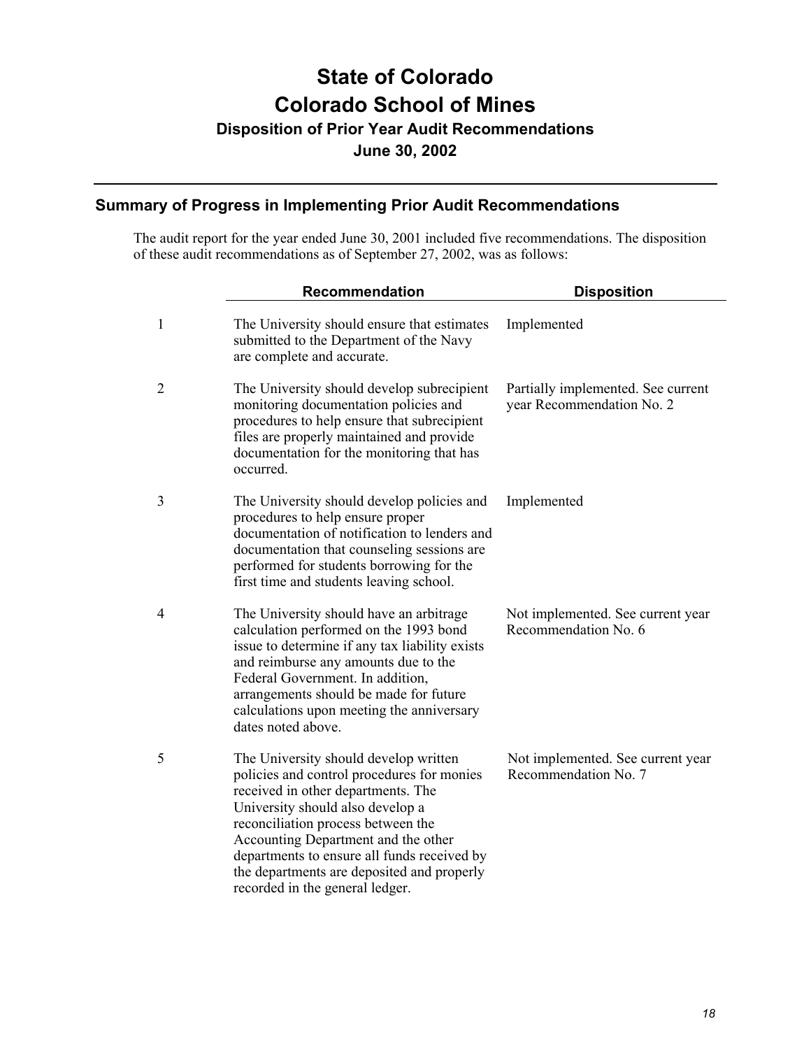# State of Colorado
# Colorado School of Mines
### Disposition of Prior Year Audit Recommendations
### June 30, 2002

## Summary of Progress in Implementing Prior Audit Recommendations

The audit report for the year ended June 30, 2001 included five recommendations. The disposition of these audit recommendations as of September 27, 2002, was as follows:

| | Recommendation | Disposition |
|---|---|---|
| 1 | The University should ensure that estimates submitted to the Department of the Navy are complete and accurate. | Implemented |
| 2 | The University should develop subrecipient monitoring documentation policies and procedures to help ensure that subrecipient files are properly maintained and provide documentation for the monitoring that has occurred. | Partially implemented. See current year Recommendation No. 2 |
| 3 | The University should develop policies and procedures to help ensure proper documentation of notification to lenders and documentation that counseling sessions are performed for students borrowing for the first time and students leaving school. | Implemented |
| 4 | The University should have an arbitrage calculation performed on the 1993 bond issue to determine if any tax liability exists and reimburse any amounts due to the Federal Government. In addition, arrangements should be made for future calculations upon meeting the anniversary dates noted above. | Not implemented. See current year Recommendation No. 6 |
| 5 | The University should develop written policies and control procedures for monies received in other departments. The University should also develop a reconciliation process between the Accounting Department and the other departments to ensure all funds received by the departments are deposited and properly recorded in the general ledger. | Not implemented. See current year Recommendation No. 7 |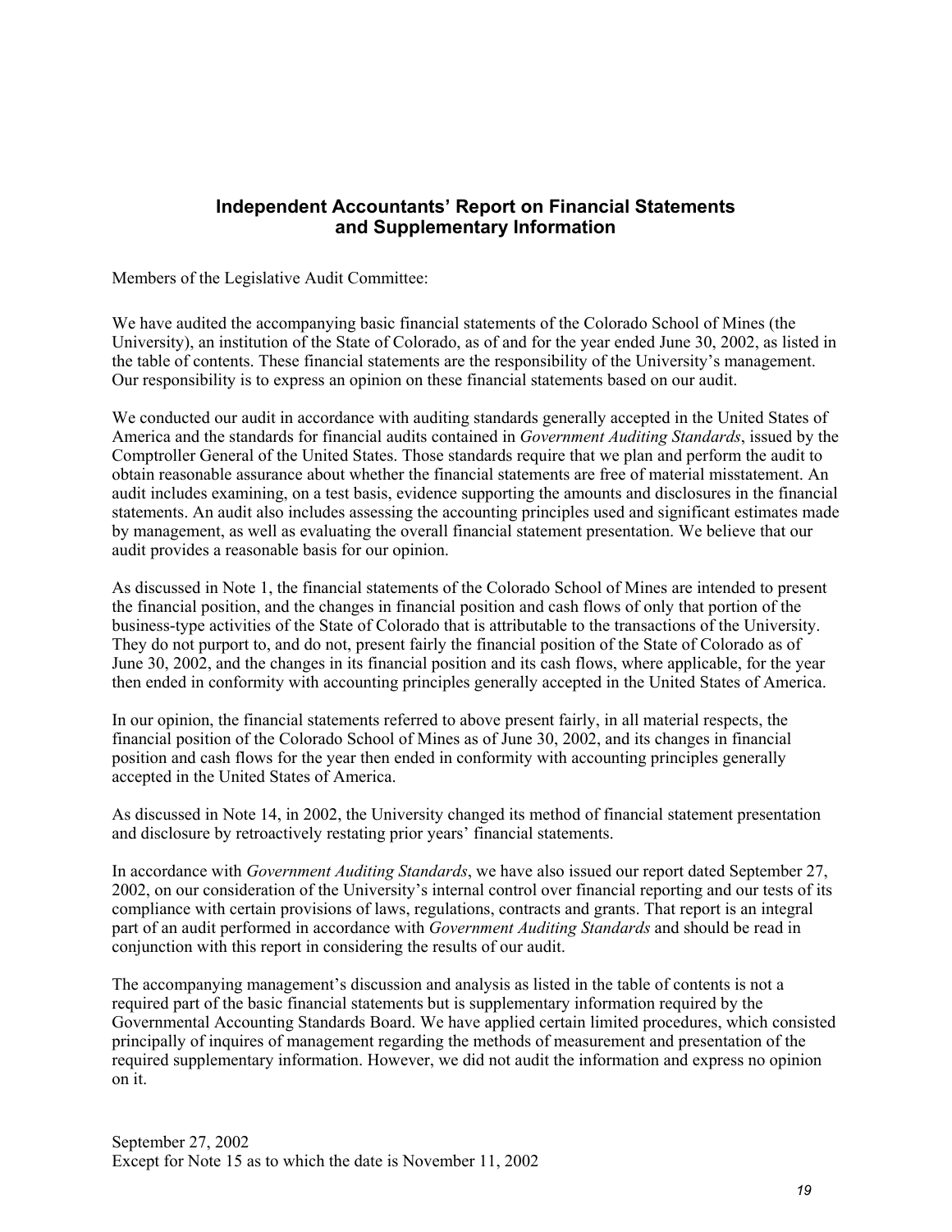## Independent Accountants' Report on Financial Statements and Supplementary Information

Members of the Legislative Audit Committee:

We have audited the accompanying basic financial statements of the Colorado School of Mines (the University), an institution of the State of Colorado, as of and for the year ended June 30, 2002, as listed in the table of contents. These financial statements are the responsibility of the University's management. Our responsibility is to express an opinion on these financial statements based on our audit.

We conducted our audit in accordance with auditing standards generally accepted in the United States of America and the standards for financial audits contained in *Government Auditing Standards*, issued by the Comptroller General of the United States. Those standards require that we plan and perform the audit to obtain reasonable assurance about whether the financial statements are free of material misstatement. An audit includes examining, on a test basis, evidence supporting the amounts and disclosures in the financial statements. An audit also includes assessing the accounting principles used and significant estimates made by management, as well as evaluating the overall financial statement presentation. We believe that our audit provides a reasonable basis for our opinion.

As discussed in Note 1, the financial statements of the Colorado School of Mines are intended to present the financial position, and the changes in financial position and cash flows of only that portion of the business-type activities of the State of Colorado that is attributable to the transactions of the University. They do not purport to, and do not, present fairly the financial position of the State of Colorado as of June 30, 2002, and the changes in its financial position and its cash flows, where applicable, for the year then ended in conformity with accounting principles generally accepted in the United States of America.

In our opinion, the financial statements referred to above present fairly, in all material respects, the financial position of the Colorado School of Mines as of June 30, 2002, and its changes in financial position and cash flows for the year then ended in conformity with accounting principles generally accepted in the United States of America.

As discussed in Note 14, in 2002, the University changed its method of financial statement presentation and disclosure by retroactively restating prior years' financial statements.

In accordance with *Government Auditing Standards*, we have also issued our report dated September 27, 2002, on our consideration of the University's internal control over financial reporting and our tests of its compliance with certain provisions of laws, regulations, contracts and grants. That report is an integral part of an audit performed in accordance with *Government Auditing Standards* and should be read in conjunction with this report in considering the results of our audit.

The accompanying management's discussion and analysis as listed in the table of contents is not a required part of the basic financial statements but is supplementary information required by the Governmental Accounting Standards Board. We have applied certain limited procedures, which consisted principally of inquires of management regarding the methods of measurement and presentation of the required supplementary information. However, we did not audit the information and express no opinion on it.

September 27, 2002
Except for Note 15 as to which the date is November 11, 2002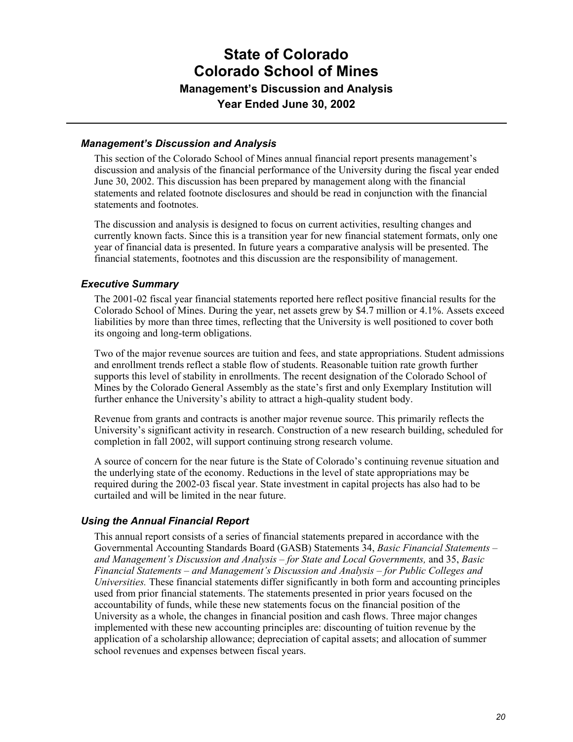# State of Colorado
# Colorado School of Mines
## Management's Discussion and Analysis
## Year Ended June 30, 2002

### *Management's Discussion and Analysis*

This section of the Colorado School of Mines annual financial report presents management's discussion and analysis of the financial performance of the University during the fiscal year ended June 30, 2002. This discussion has been prepared by management along with the financial statements and related footnote disclosures and should be read in conjunction with the financial statements and footnotes.

The discussion and analysis is designed to focus on current activities, resulting changes and currently known facts. Since this is a transition year for new financial statement formats, only one year of financial data is presented. In future years a comparative analysis will be presented. The financial statements, footnotes and this discussion are the responsibility of management.

### *Executive Summary*

The 2001-02 fiscal year financial statements reported here reflect positive financial results for the Colorado School of Mines. During the year, net assets grew by $4.7 million or 4.1%. Assets exceed liabilities by more than three times, reflecting that the University is well positioned to cover both its ongoing and long-term obligations.

Two of the major revenue sources are tuition and fees, and state appropriations. Student admissions and enrollment trends reflect a stable flow of students. Reasonable tuition rate growth further supports this level of stability in enrollments. The recent designation of the Colorado School of Mines by the Colorado General Assembly as the state's first and only Exemplary Institution will further enhance the University's ability to attract a high-quality student body.

Revenue from grants and contracts is another major revenue source. This primarily reflects the University's significant activity in research. Construction of a new research building, scheduled for completion in fall 2002, will support continuing strong research volume.

A source of concern for the near future is the State of Colorado's continuing revenue situation and the underlying state of the economy. Reductions in the level of state appropriations may be required during the 2002-03 fiscal year. State investment in capital projects has also had to be curtailed and will be limited in the near future.

### *Using the Annual Financial Report*

This annual report consists of a series of financial statements prepared in accordance with the Governmental Accounting Standards Board (GASB) Statements 34, *Basic Financial Statements – and Management's Discussion and Analysis – for State and Local Governments,* and 35, *Basic Financial Statements – and Management's Discussion and Analysis – for Public Colleges and Universities.* These financial statements differ significantly in both form and accounting principles used from prior financial statements. The statements presented in prior years focused on the accountability of funds, while these new statements focus on the financial position of the University as a whole, the changes in financial position and cash flows. Three major changes implemented with these new accounting principles are: discounting of tuition revenue by the application of a scholarship allowance; depreciation of capital assets; and allocation of summer school revenues and expenses between fiscal years.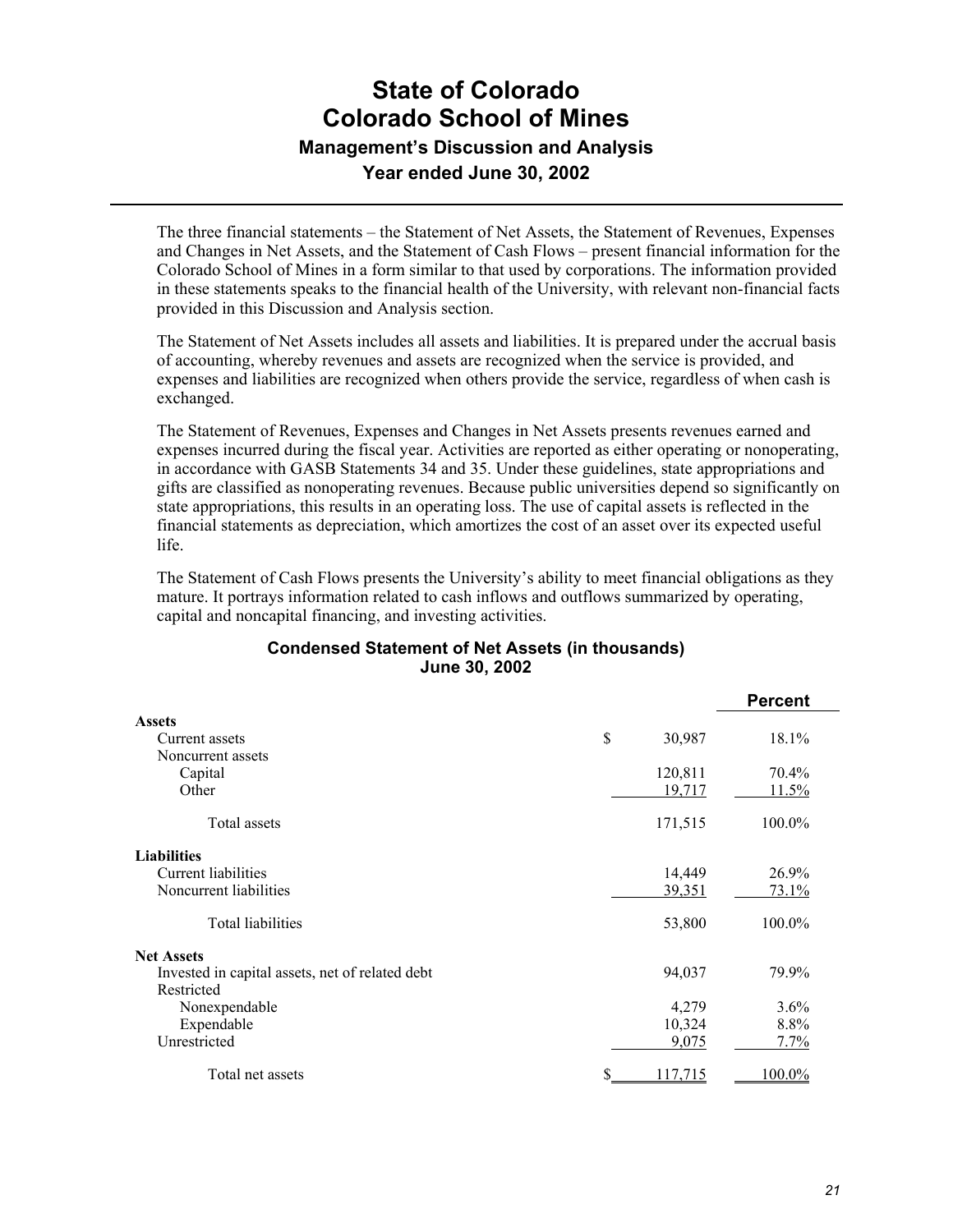# State of Colorado
# Colorado School of Mines
### Management's Discussion and Analysis
### Year ended June 30, 2002

The three financial statements – the Statement of Net Assets, the Statement of Revenues, Expenses and Changes in Net Assets, and the Statement of Cash Flows – present financial information for the Colorado School of Mines in a form similar to that used by corporations. The information provided in these statements speaks to the financial health of the University, with relevant non-financial facts provided in this Discussion and Analysis section.

The Statement of Net Assets includes all assets and liabilities. It is prepared under the accrual basis of accounting, whereby revenues and assets are recognized when the service is provided, and expenses and liabilities are recognized when others provide the service, regardless of when cash is exchanged.

The Statement of Revenues, Expenses and Changes in Net Assets presents revenues earned and expenses incurred during the fiscal year. Activities are reported as either operating or nonoperating, in accordance with GASB Statements 34 and 35. Under these guidelines, state appropriations and gifts are classified as nonoperating revenues. Because public universities depend so significantly on state appropriations, this results in an operating loss. The use of capital assets is reflected in the financial statements as depreciation, which amortizes the cost of an asset over its expected useful life.

The Statement of Cash Flows presents the University's ability to meet financial obligations as they mature. It portrays information related to cash inflows and outflows summarized by operating, capital and noncapital financing, and investing activities.

**Condensed Statement of Net Assets (in thousands)**
**June 30, 2002**

| | | Percent |
|---|---|---|
| **Assets** | | |
| Current assets | $ 30,987 | 18.1% |
| Noncurrent assets | | |
| Capital | 120,811 | 70.4% |
| Other | 19,717 | 11.5% |
| Total assets | 171,515 | 100.0% |
| **Liabilities** | | |
| Current liabilities | 14,449 | 26.9% |
| Noncurrent liabilities | 39,351 | 73.1% |
| Total liabilities | 53,800 | 100.0% |
| **Net Assets** | | |
| Invested in capital assets, net of related debt | 94,037 | 79.9% |
| Restricted | | |
| Nonexpendable | 4,279 | 3.6% |
| Expendable | 10,324 | 8.8% |
| Unrestricted | 9,075 | 7.7% |
| Total net assets | $ 117,715 | 100.0% |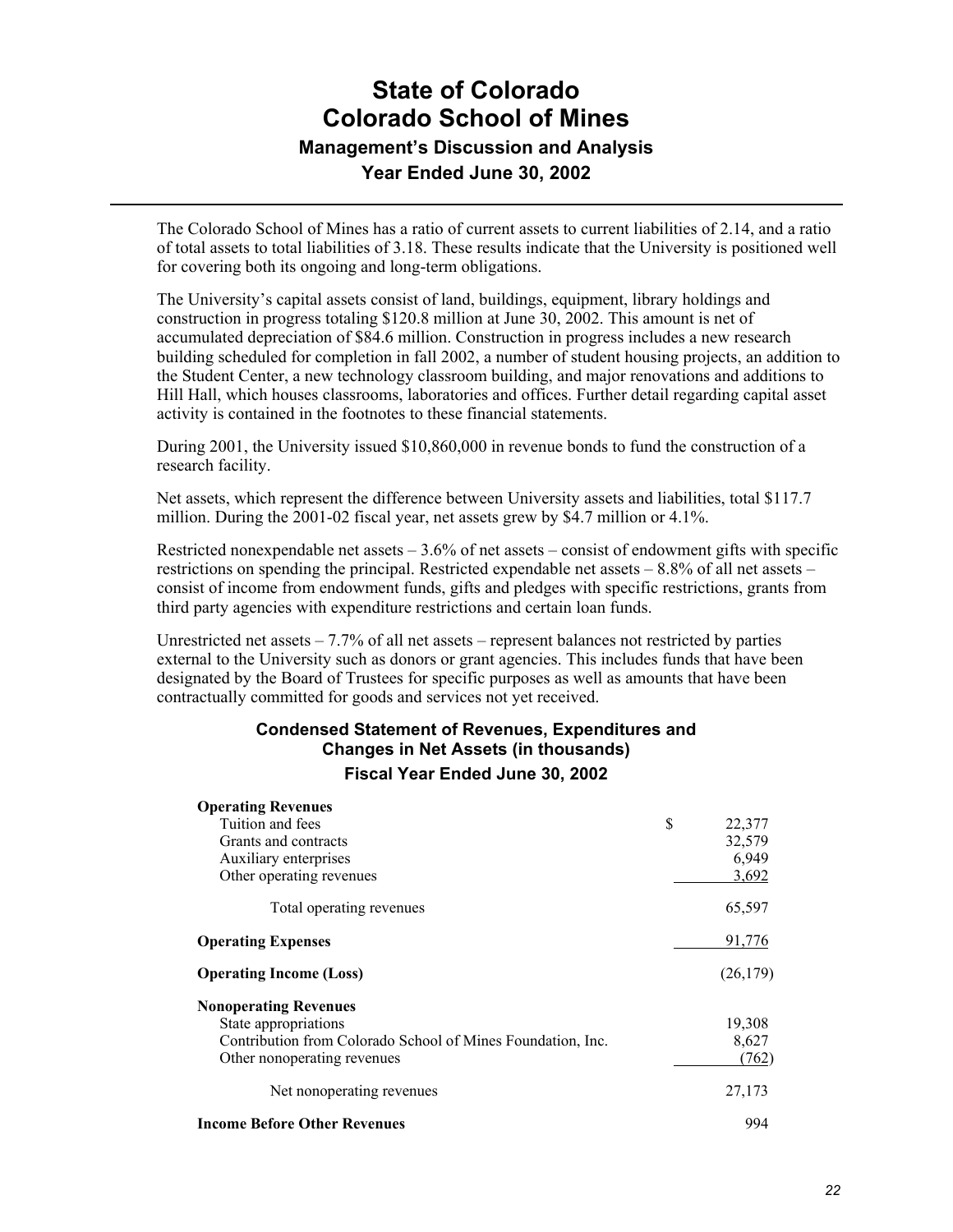# State of Colorado
# Colorado School of Mines
## Management's Discussion and Analysis
## Year Ended June 30, 2002

The Colorado School of Mines has a ratio of current assets to current liabilities of 2.14, and a ratio of total assets to total liabilities of 3.18. These results indicate that the University is positioned well for covering both its ongoing and long-term obligations.

The University's capital assets consist of land, buildings, equipment, library holdings and construction in progress totaling $120.8 million at June 30, 2002. This amount is net of accumulated depreciation of $84.6 million. Construction in progress includes a new research building scheduled for completion in fall 2002, a number of student housing projects, an addition to the Student Center, a new technology classroom building, and major renovations and additions to Hill Hall, which houses classrooms, laboratories and offices. Further detail regarding capital asset activity is contained in the footnotes to these financial statements.

During 2001, the University issued $10,860,000 in revenue bonds to fund the construction of a research facility.

Net assets, which represent the difference between University assets and liabilities, total $117.7 million. During the 2001-02 fiscal year, net assets grew by $4.7 million or 4.1%.

Restricted nonexpendable net assets – 3.6% of net assets – consist of endowment gifts with specific restrictions on spending the principal. Restricted expendable net assets – 8.8% of all net assets – consist of income from endowment funds, gifts and pledges with specific restrictions, grants from third party agencies with expenditure restrictions and certain loan funds.

Unrestricted net assets – 7.7% of all net assets – represent balances not restricted by parties external to the University such as donors or grant agencies. This includes funds that have been designated by the Board of Trustees for specific purposes as well as amounts that have been contractually committed for goods and services not yet received.

### Condensed Statement of Revenues, Expenditures and Changes in Net Assets (in thousands)
### Fiscal Year Ended June 30, 2002

| | |
|---|---|
| **Operating Revenues** | |
| Tuition and fees | $ 22,377 |
| Grants and contracts | 32,579 |
| Auxiliary enterprises | 6,949 |
| Other operating revenues | 3,692 |
| Total operating revenues | 65,597 |
| **Operating Expenses** | 91,776 |
| **Operating Income (Loss)** | (26,179) |
| **Nonoperating Revenues** | |
| State appropriations | 19,308 |
| Contribution from Colorado School of Mines Foundation, Inc. | 8,627 |
| Other nonoperating revenues | (762) |
| Net nonoperating revenues | 27,173 |
| **Income Before Other Revenues** | 994 |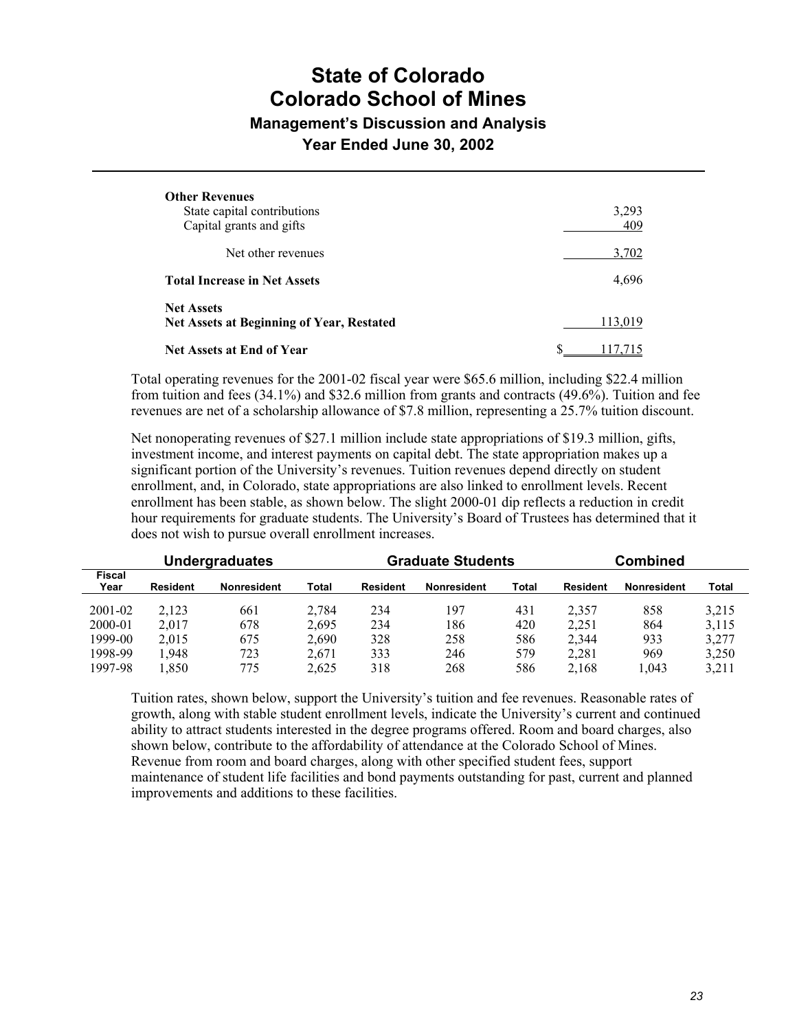# State of Colorado
# Colorado School of Mines
## Management's Discussion and Analysis
## Year Ended June 30, 2002

| | |
|---|---|
| **Other Revenues** | |
| State capital contributions | 3,293 |
| Capital grants and gifts | 409 |
| Net other revenues | 3,702 |
| **Total Increase in Net Assets** | 4,696 |
| **Net Assets** | |
| **Net Assets at Beginning of Year, Restated** | 113,019 |
| **Net Assets at End of Year** | $ 117,715 |

Total operating revenues for the 2001-02 fiscal year were $65.6 million, including $22.4 million from tuition and fees (34.1%) and $32.6 million from grants and contracts (49.6%). Tuition and fee revenues are net of a scholarship allowance of $7.8 million, representing a 25.7% tuition discount.

Net nonoperating revenues of $27.1 million include state appropriations of $19.3 million, gifts, investment income, and interest payments on capital debt. The state appropriation makes up a significant portion of the University's revenues. Tuition revenues depend directly on student enrollment, and, in Colorado, state appropriations are also linked to enrollment levels. Recent enrollment has been stable, as shown below. The slight 2000-01 dip reflects a reduction in credit hour requirements for graduate students. The University's Board of Trustees has determined that it does not wish to pursue overall enrollment increases.

| | Undergraduates | | | Graduate Students | | | Combined | | |
|---|---|---|---|---|---|---|---|---|---|
| Fiscal Year | Resident | Nonresident | Total | Resident | Nonresident | Total | Resident | Nonresident | Total |
| 2001-02 | 2,123 | 661 | 2,784 | 234 | 197 | 431 | 2,357 | 858 | 3,215 |
| 2000-01 | 2,017 | 678 | 2,695 | 234 | 186 | 420 | 2,251 | 864 | 3,115 |
| 1999-00 | 2,015 | 675 | 2,690 | 328 | 258 | 586 | 2,344 | 933 | 3,277 |
| 1998-99 | 1,948 | 723 | 2,671 | 333 | 246 | 579 | 2,281 | 969 | 3,250 |
| 1997-98 | 1,850 | 775 | 2,625 | 318 | 268 | 586 | 2,168 | 1,043 | 3,211 |

Tuition rates, shown below, support the University's tuition and fee revenues. Reasonable rates of growth, along with stable student enrollment levels, indicate the University's current and continued ability to attract students interested in the degree programs offered. Room and board charges, also shown below, contribute to the affordability of attendance at the Colorado School of Mines. Revenue from room and board charges, along with other specified student fees, support maintenance of student life facilities and bond payments outstanding for past, current and planned improvements and additions to these facilities.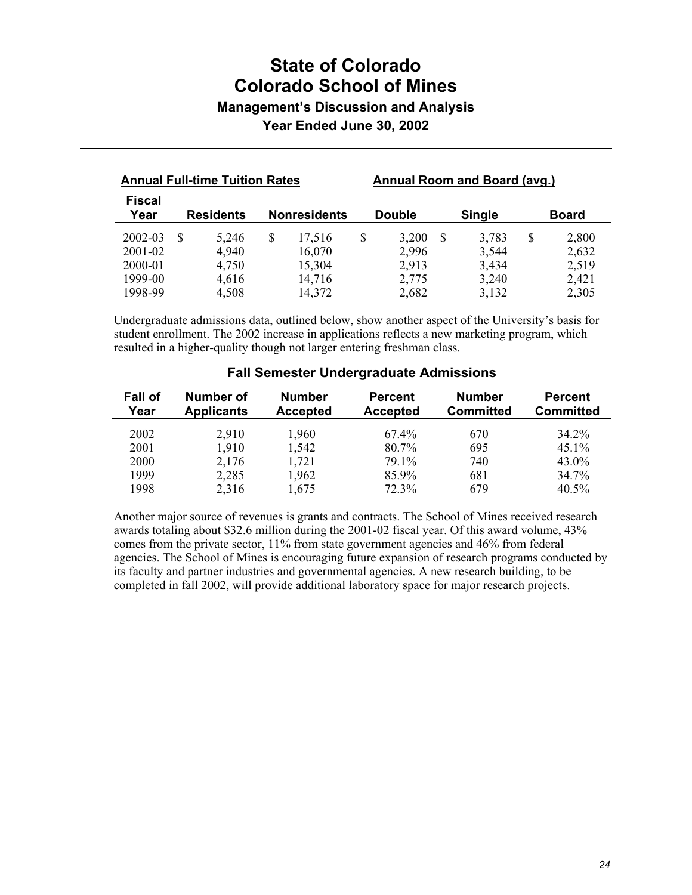# State of Colorado
# Colorado School of Mines
## Management's Discussion and Analysis
## Year Ended June 30, 2002

| | Annual Full-time Tuition Rates | | Annual Room and Board (avg.) | | |
|---|---|---|---|---|---|
| Fiscal Year | Residents | Nonresidents | Double | Single | Board |
| 2002-03 | $ 5,246 | $ 17,516 | $ 3,200 | $ 3,783 | $ 2,800 |
| 2001-02 | 4,940 | 16,070 | 2,996 | 3,544 | 2,632 |
| 2000-01 | 4,750 | 15,304 | 2,913 | 3,434 | 2,519 |
| 1999-00 | 4,616 | 14,716 | 2,775 | 3,240 | 2,421 |
| 1998-99 | 4,508 | 14,372 | 2,682 | 3,132 | 2,305 |

Undergraduate admissions data, outlined below, show another aspect of the University's basis for student enrollment. The 2002 increase in applications reflects a new marketing program, which resulted in a higher-quality though not larger entering freshman class.

### Fall Semester Undergraduate Admissions

| Fall of Year | Number of Applicants | Number Accepted | Percent Accepted | Number Committed | Percent Committed |
|---|---|---|---|---|---|
| 2002 | 2,910 | 1,960 | 67.4% | 670 | 34.2% |
| 2001 | 1,910 | 1,542 | 80.7% | 695 | 45.1% |
| 2000 | 2,176 | 1,721 | 79.1% | 740 | 43.0% |
| 1999 | 2,285 | 1,962 | 85.9% | 681 | 34.7% |
| 1998 | 2,316 | 1,675 | 72.3% | 679 | 40.5% |

Another major source of revenues is grants and contracts. The School of Mines received research awards totaling about $32.6 million during the 2001-02 fiscal year. Of this award volume, 43% comes from the private sector, 11% from state government agencies and 46% from federal agencies. The School of Mines is encouraging future expansion of research programs conducted by its faculty and partner industries and governmental agencies. A new research building, to be completed in fall 2002, will provide additional laboratory space for major research projects.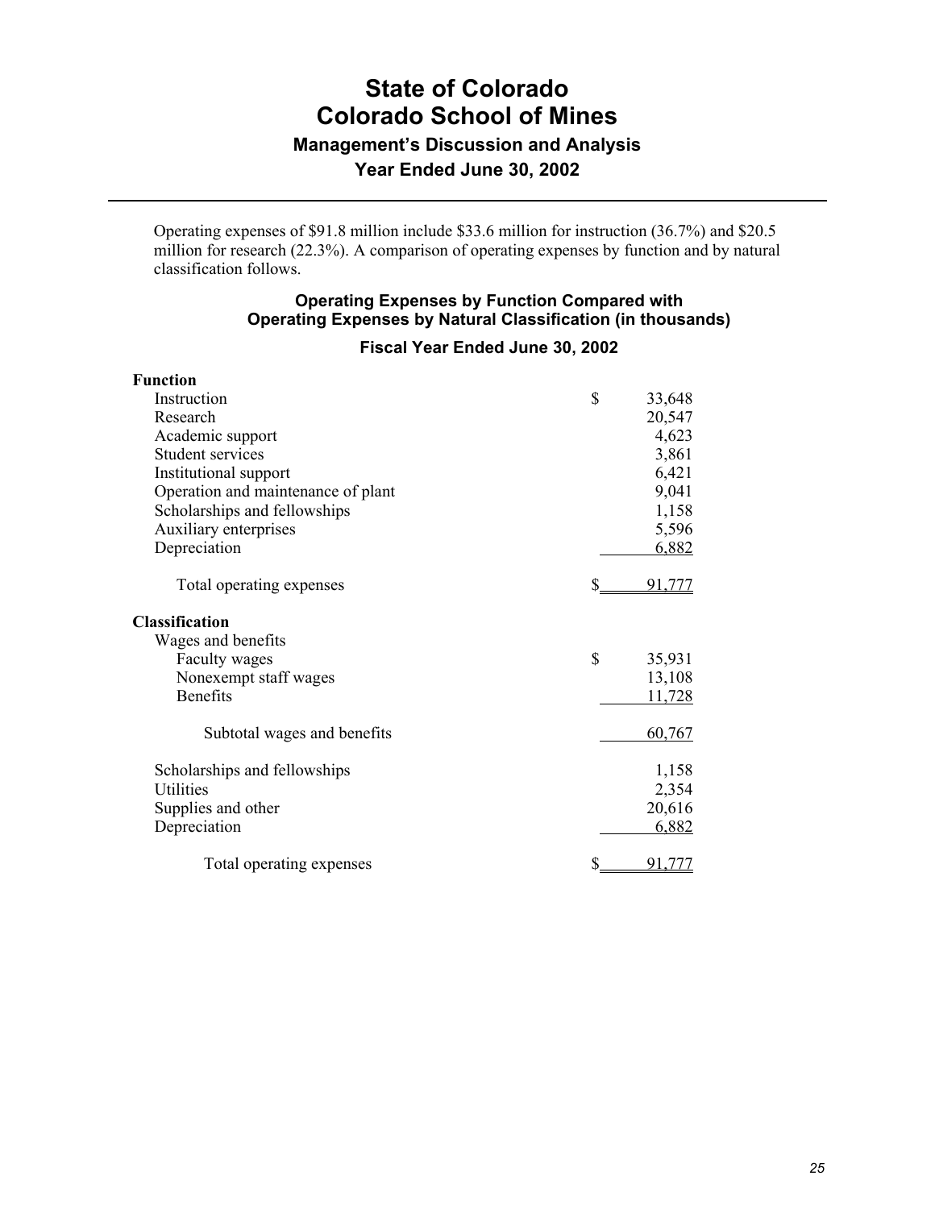# State of Colorado
# Colorado School of Mines

### Management's Discussion and Analysis

### Year Ended June 30, 2002

Operating expenses of $91.8 million include $33.6 million for instruction (36.7%) and $20.5 million for research (22.3%). A comparison of operating expenses by function and by natural classification follows.

**Operating Expenses by Function Compared with Operating Expenses by Natural Classification (in thousands)**

**Fiscal Year Ended June 30, 2002**

| | |
|---|---|
| **Function** | |
| Instruction | $ 33,648 |
| Research | 20,547 |
| Academic support | 4,623 |
| Student services | 3,861 |
| Institutional support | 6,421 |
| Operation and maintenance of plant | 9,041 |
| Scholarships and fellowships | 1,158 |
| Auxiliary enterprises | 5,596 |
| Depreciation | 6,882 |
| Total operating expenses | $ 91,777 |
| **Classification** | |
| Wages and benefits | |
| Faculty wages | $ 35,931 |
| Nonexempt staff wages | 13,108 |
| Benefits | 11,728 |
| Subtotal wages and benefits | 60,767 |
| Scholarships and fellowships | 1,158 |
| Utilities | 2,354 |
| Supplies and other | 20,616 |
| Depreciation | 6,882 |
| Total operating expenses | $ 91,777 |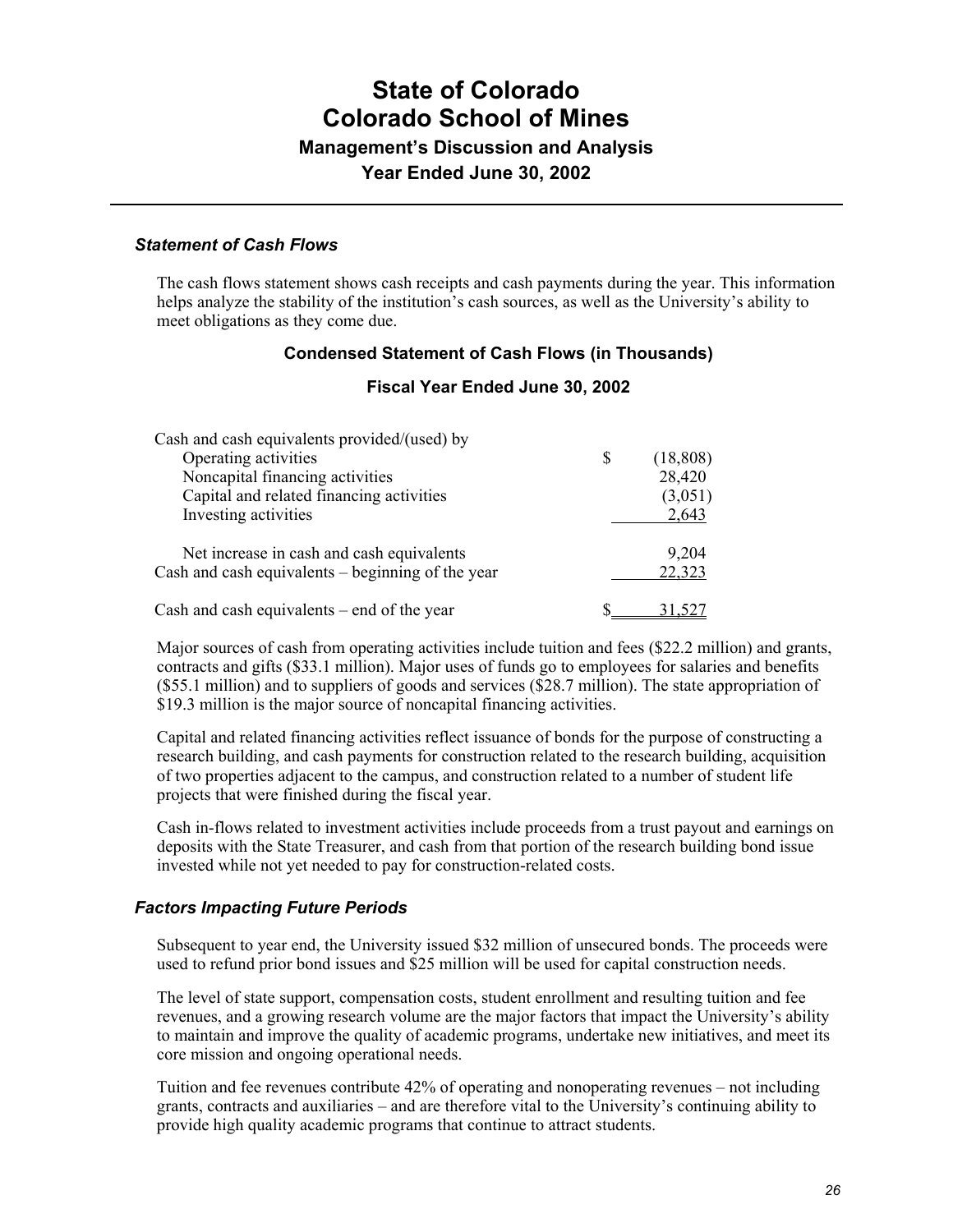# State of Colorado
# Colorado School of Mines
## Management's Discussion and Analysis
## Year Ended June 30, 2002

### *Statement of Cash Flows*

The cash flows statement shows cash receipts and cash payments during the year. This information helps analyze the stability of the institution's cash sources, as well as the University's ability to meet obligations as they come due.

**Condensed Statement of Cash Flows (in Thousands)**

**Fiscal Year Ended June 30, 2002**

| | |
|---|---|
| Cash and cash equivalents provided/(used) by | |
| Operating activities | $ (18,808) |
| Noncapital financing activities | 28,420 |
| Capital and related financing activities | (3,051) |
| Investing activities | 2,643 |
| Net increase in cash and cash equivalents | 9,204 |
| Cash and cash equivalents – beginning of the year | 22,323 |
| Cash and cash equivalents – end of the year | $ 31,527 |

Major sources of cash from operating activities include tuition and fees ($22.2 million) and grants, contracts and gifts ($33.1 million). Major uses of funds go to employees for salaries and benefits ($55.1 million) and to suppliers of goods and services ($28.7 million). The state appropriation of $19.3 million is the major source of noncapital financing activities.

Capital and related financing activities reflect issuance of bonds for the purpose of constructing a research building, and cash payments for construction related to the research building, acquisition of two properties adjacent to the campus, and construction related to a number of student life projects that were finished during the fiscal year.

Cash in-flows related to investment activities include proceeds from a trust payout and earnings on deposits with the State Treasurer, and cash from that portion of the research building bond issue invested while not yet needed to pay for construction-related costs.

### *Factors Impacting Future Periods*

Subsequent to year end, the University issued $32 million of unsecured bonds. The proceeds were used to refund prior bond issues and $25 million will be used for capital construction needs.

The level of state support, compensation costs, student enrollment and resulting tuition and fee revenues, and a growing research volume are the major factors that impact the University's ability to maintain and improve the quality of academic programs, undertake new initiatives, and meet its core mission and ongoing operational needs.

Tuition and fee revenues contribute 42% of operating and nonoperating revenues – not including grants, contracts and auxiliaries – and are therefore vital to the University's continuing ability to provide high quality academic programs that continue to attract students.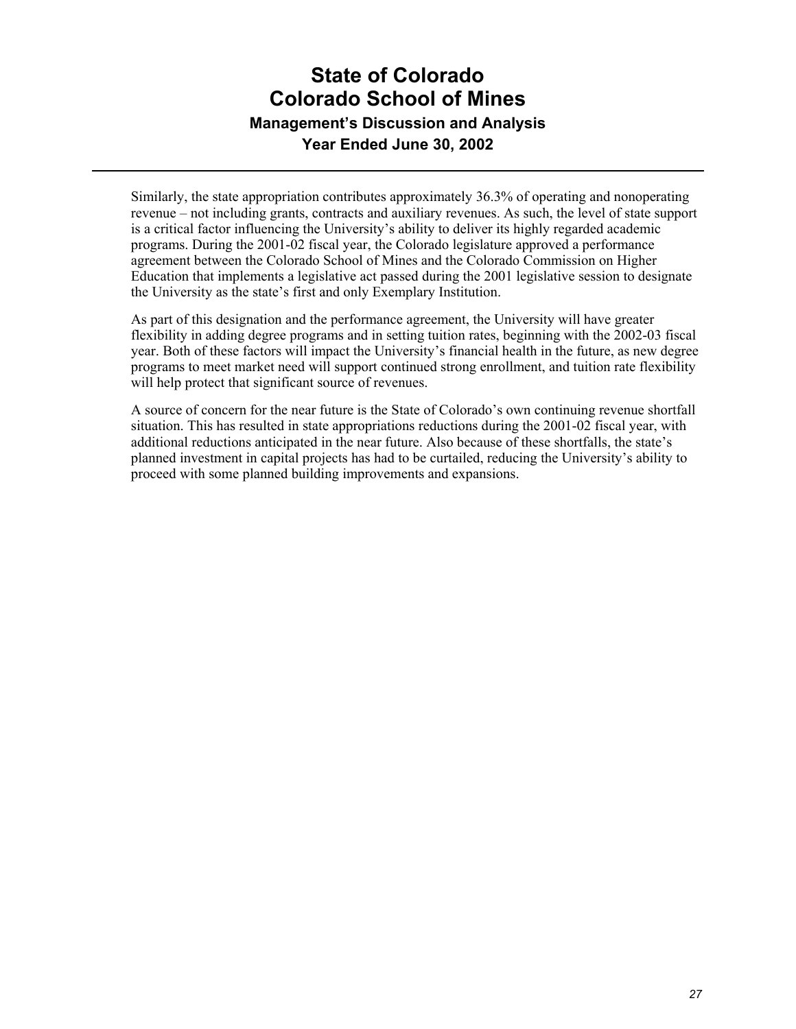Similarly, the state appropriation contributes approximately 36.3% of operating and nonoperating revenue – not including grants, contracts and auxiliary revenues. As such, the level of state support is a critical factor influencing the University's ability to deliver its highly regarded academic programs. During the 2001-02 fiscal year, the Colorado legislature approved a performance agreement between the Colorado School of Mines and the Colorado Commission on Higher Education that implements a legislative act passed during the 2001 legislative session to designate the University as the state's first and only Exemplary Institution.

As part of this designation and the performance agreement, the University will have greater flexibility in adding degree programs and in setting tuition rates, beginning with the 2002-03 fiscal year. Both of these factors will impact the University's financial health in the future, as new degree programs to meet market need will support continued strong enrollment, and tuition rate flexibility will help protect that significant source of revenues.

A source of concern for the near future is the State of Colorado's own continuing revenue shortfall situation. This has resulted in state appropriations reductions during the 2001-02 fiscal year, with additional reductions anticipated in the near future. Also because of these shortfalls, the state's planned investment in capital projects has had to be curtailed, reducing the University's ability to proceed with some planned building improvements and expansions.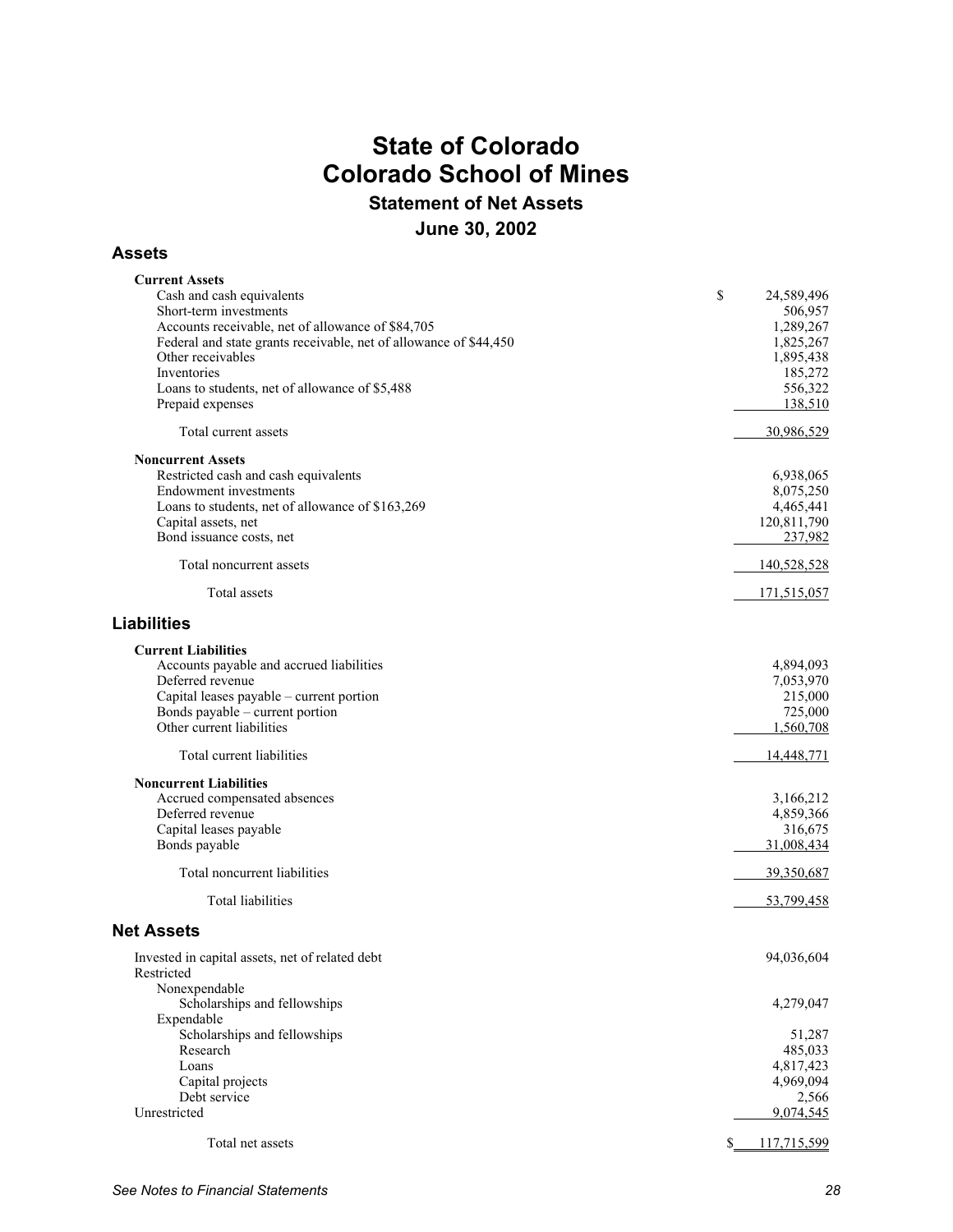# State of Colorado
# Colorado School of Mines
## Statement of Net Assets
## June 30, 2002

### Assets

| | |
|---|---|
| **Current Assets** | |
| Cash and cash equivalents | $ 24,589,496 |
| Short-term investments | 506,957 |
| Accounts receivable, net of allowance of $84,705 | 1,289,267 |
| Federal and state grants receivable, net of allowance of $44,450 | 1,825,267 |
| Other receivables | 1,895,438 |
| Inventories | 185,272 |
| Loans to students, net of allowance of $5,488 | 556,322 |
| Prepaid expenses | 138,510 |
| Total current assets | 30,986,529 |
| **Noncurrent Assets** | |
| Restricted cash and cash equivalents | 6,938,065 |
| Endowment investments | 8,075,250 |
| Loans to students, net of allowance of $163,269 | 4,465,441 |
| Capital assets, net | 120,811,790 |
| Bond issuance costs, net | 237,982 |
| Total noncurrent assets | 140,528,528 |
| Total assets | 171,515,057 |

### Liabilities

| | |
|---|---|
| **Current Liabilities** | |
| Accounts payable and accrued liabilities | 4,894,093 |
| Deferred revenue | 7,053,970 |
| Capital leases payable – current portion | 215,000 |
| Bonds payable – current portion | 725,000 |
| Other current liabilities | 1,560,708 |
| Total current liabilities | 14,448,771 |
| **Noncurrent Liabilities** | |
| Accrued compensated absences | 3,166,212 |
| Deferred revenue | 4,859,366 |
| Capital leases payable | 316,675 |
| Bonds payable | 31,008,434 |
| Total noncurrent liabilities | 39,350,687 |
| Total liabilities | 53,799,458 |

### Net Assets

| | |
|---|---|
| Invested in capital assets, net of related debt | 94,036,604 |
| Restricted | |
| Nonexpendable | |
| Scholarships and fellowships | 4,279,047 |
| Expendable | |
| Scholarships and fellowships | 51,287 |
| Research | 485,033 |
| Loans | 4,817,423 |
| Capital projects | 4,969,094 |
| Debt service | 2,566 |
| Unrestricted | 9,074,545 |
| Total net assets | $ 117,715,599 |

*See Notes to Financial Statements*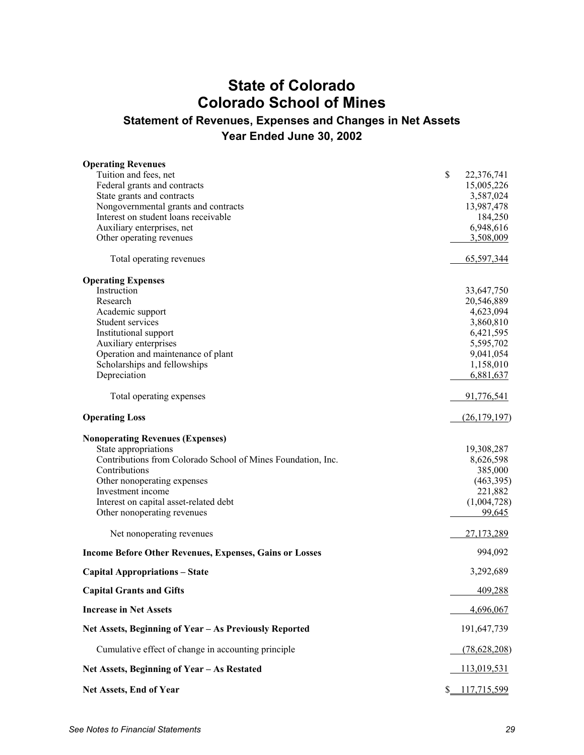# State of Colorado
# Colorado School of Mines

## Statement of Revenues, Expenses and Changes in Net Assets
## Year Ended June 30, 2002

| | |
|---|---|
| **Operating Revenues** | |
| Tuition and fees, net | $ 22,376,741 |
| Federal grants and contracts | 15,005,226 |
| State grants and contracts | 3,587,024 |
| Nongovernmental grants and contracts | 13,987,478 |
| Interest on student loans receivable | 184,250 |
| Auxiliary enterprises, net | 6,948,616 |
| Other operating revenues | 3,508,009 |
| Total operating revenues | 65,597,344 |
| **Operating Expenses** | |
| Instruction | 33,647,750 |
| Research | 20,546,889 |
| Academic support | 4,623,094 |
| Student services | 3,860,810 |
| Institutional support | 6,421,595 |
| Auxiliary enterprises | 5,595,702 |
| Operation and maintenance of plant | 9,041,054 |
| Scholarships and fellowships | 1,158,010 |
| Depreciation | 6,881,637 |
| Total operating expenses | 91,776,541 |
| **Operating Loss** | (26,179,197) |
| **Nonoperating Revenues (Expenses)** | |
| State appropriations | 19,308,287 |
| Contributions from Colorado School of Mines Foundation, Inc. | 8,626,598 |
| Contributions | 385,000 |
| Other nonoperating expenses | (463,395) |
| Investment income | 221,882 |
| Interest on capital asset-related debt | (1,004,728) |
| Other nonoperating revenues | 99,645 |
| Net nonoperating revenues | 27,173,289 |
| **Income Before Other Revenues, Expenses, Gains or Losses** | 994,092 |
| **Capital Appropriations – State** | 3,292,689 |
| **Capital Grants and Gifts** | 409,288 |
| **Increase in Net Assets** | 4,696,067 |
| **Net Assets, Beginning of Year – As Previously Reported** | 191,647,739 |
| Cumulative effect of change in accounting principle | (78,628,208) |
| **Net Assets, Beginning of Year – As Restated** | 113,019,531 |
| **Net Assets, End of Year** | $ 117,715,599 |

*See Notes to Financial Statements*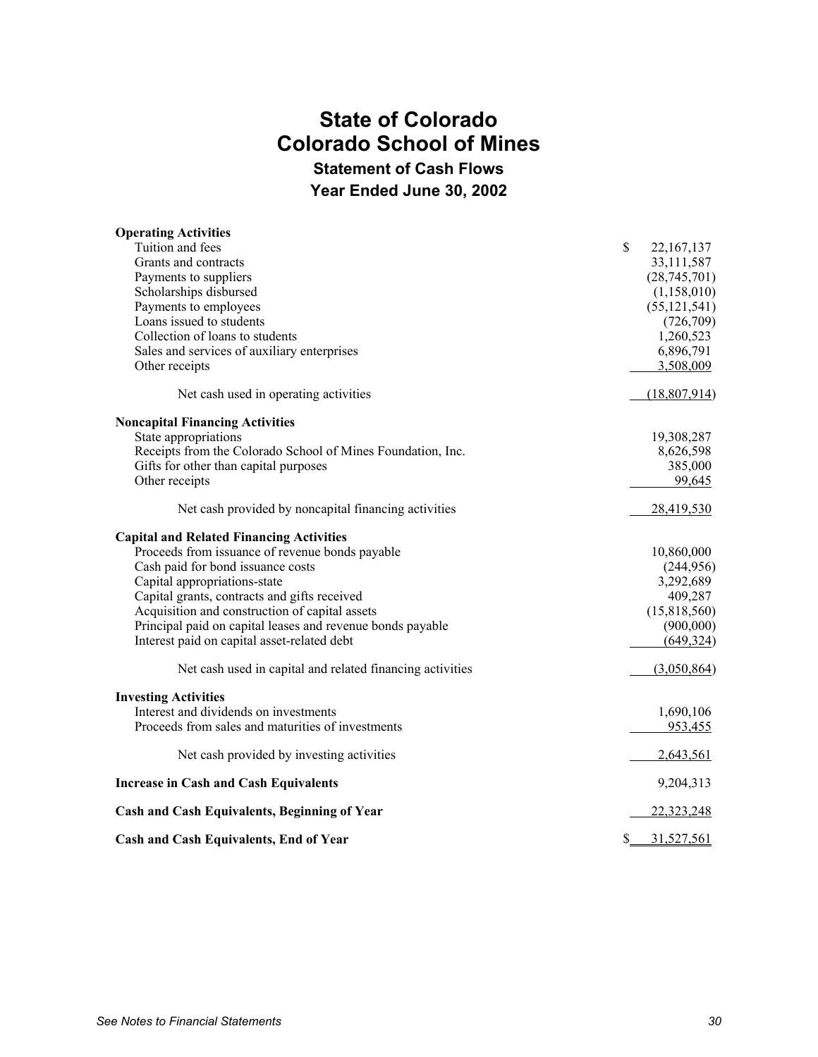# State of Colorado
# Colorado School of Mines
## Statement of Cash Flows
## Year Ended June 30, 2002

| | |
|---|---|
| **Operating Activities** | |
| Tuition and fees | $ 22,167,137 |
| Grants and contracts | 33,111,587 |
| Payments to suppliers | (28,745,701) |
| Scholarships disbursed | (1,158,010) |
| Payments to employees | (55,121,541) |
| Loans issued to students | (726,709) |
| Collection of loans to students | 1,260,523 |
| Sales and services of auxiliary enterprises | 6,896,791 |
| Other receipts | 3,508,009 |
| Net cash used in operating activities | (18,807,914) |
| **Noncapital Financing Activities** | |
| State appropriations | 19,308,287 |
| Receipts from the Colorado School of Mines Foundation, Inc. | 8,626,598 |
| Gifts for other than capital purposes | 385,000 |
| Other receipts | 99,645 |
| Net cash provided by noncapital financing activities | 28,419,530 |
| **Capital and Related Financing Activities** | |
| Proceeds from issuance of revenue bonds payable | 10,860,000 |
| Cash paid for bond issuance costs | (244,956) |
| Capital appropriations-state | 3,292,689 |
| Capital grants, contracts and gifts received | 409,287 |
| Acquisition and construction of capital assets | (15,818,560) |
| Principal paid on capital leases and revenue bonds payable | (900,000) |
| Interest paid on capital asset-related debt | (649,324) |
| Net cash used in capital and related financing activities | (3,050,864) |
| **Investing Activities** | |
| Interest and dividends on investments | 1,690,106 |
| Proceeds from sales and maturities of investments | 953,455 |
| Net cash provided by investing activities | 2,643,561 |
| **Increase in Cash and Cash Equivalents** | 9,204,313 |
| **Cash and Cash Equivalents, Beginning of Year** | 22,323,248 |
| **Cash and Cash Equivalents, End of Year** | $ 31,527,561 |

*See Notes to Financial Statements*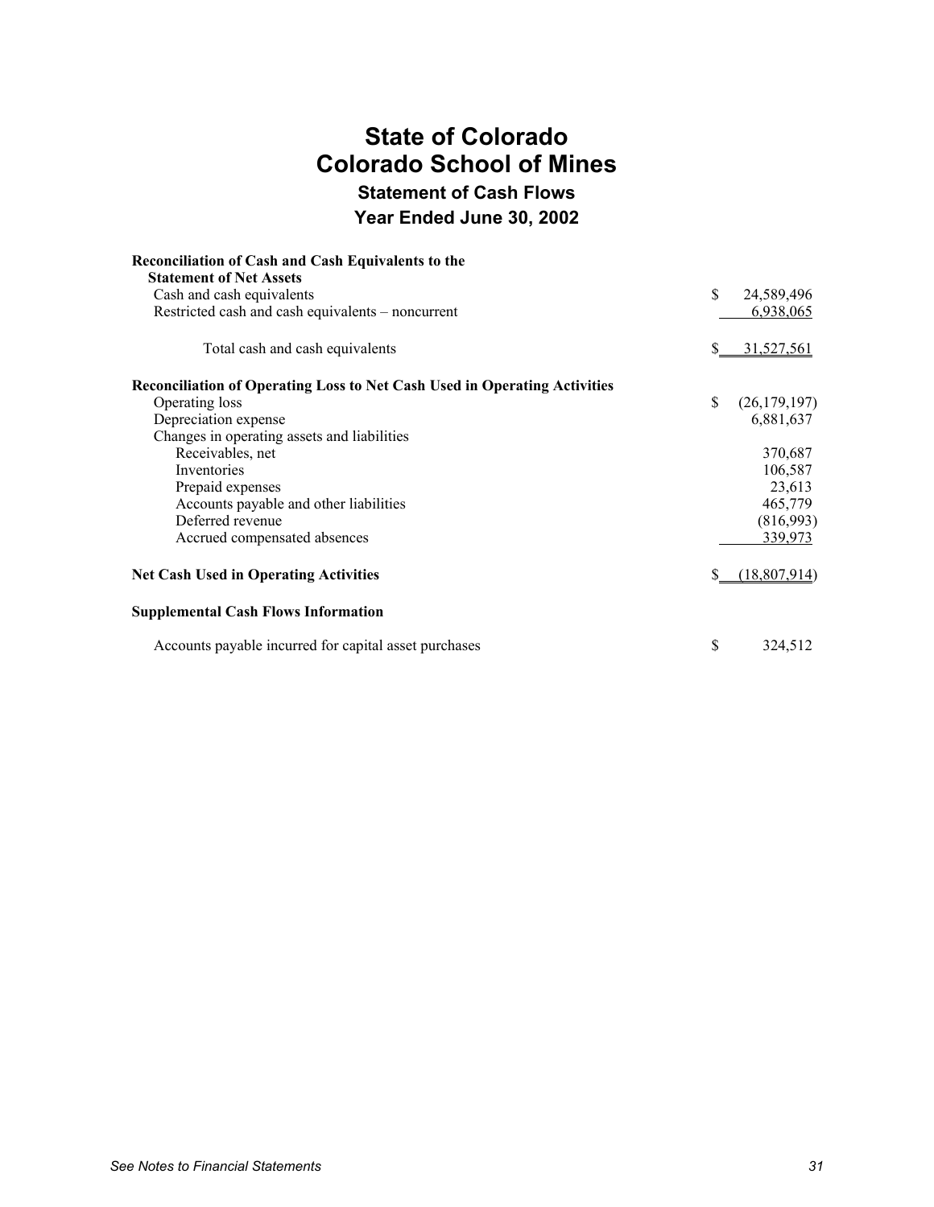# State of Colorado
# Colorado School of Mines
## Statement of Cash Flows
## Year Ended June 30, 2002

| | |
|---|---|
| **Reconciliation of Cash and Cash Equivalents to the Statement of Net Assets** | |
| Cash and cash equivalents | $ 24,589,496 |
| Restricted cash and cash equivalents – noncurrent | 6,938,065 |
| Total cash and cash equivalents | $ 31,527,561 |
| **Reconciliation of Operating Loss to Net Cash Used in Operating Activities** | |
| Operating loss | $ (26,179,197) |
| Depreciation expense | 6,881,637 |
| Changes in operating assets and liabilities | |
| Receivables, net | 370,687 |
| Inventories | 106,587 |
| Prepaid expenses | 23,613 |
| Accounts payable and other liabilities | 465,779 |
| Deferred revenue | (816,993) |
| Accrued compensated absences | 339,973 |
| **Net Cash Used in Operating Activities** | $ (18,807,914) |
| **Supplemental Cash Flows Information** | |
| Accounts payable incurred for capital asset purchases | $ 324,512 |

*See Notes to Financial Statements*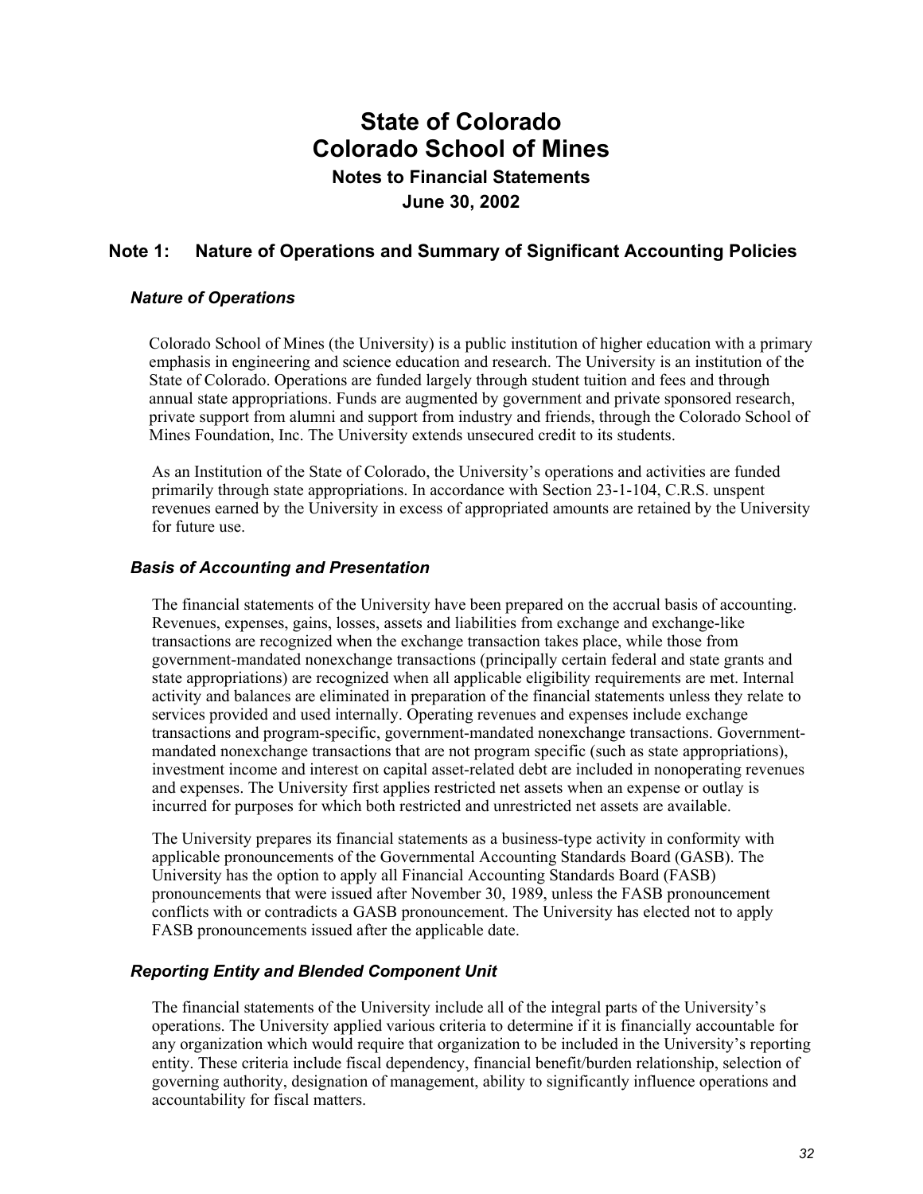# State of Colorado
# Colorado School of Mines
### Notes to Financial Statements
### June 30, 2002

## Note 1: Nature of Operations and Summary of Significant Accounting Policies

### *Nature of Operations*

Colorado School of Mines (the University) is a public institution of higher education with a primary emphasis in engineering and science education and research. The University is an institution of the State of Colorado. Operations are funded largely through student tuition and fees and through annual state appropriations. Funds are augmented by government and private sponsored research, private support from alumni and support from industry and friends, through the Colorado School of Mines Foundation, Inc. The University extends unsecured credit to its students.

As an Institution of the State of Colorado, the University's operations and activities are funded primarily through state appropriations. In accordance with Section 23-1-104, C.R.S. unspent revenues earned by the University in excess of appropriated amounts are retained by the University for future use.

### *Basis of Accounting and Presentation*

The financial statements of the University have been prepared on the accrual basis of accounting. Revenues, expenses, gains, losses, assets and liabilities from exchange and exchange-like transactions are recognized when the exchange transaction takes place, while those from government-mandated nonexchange transactions (principally certain federal and state grants and state appropriations) are recognized when all applicable eligibility requirements are met. Internal activity and balances are eliminated in preparation of the financial statements unless they relate to services provided and used internally. Operating revenues and expenses include exchange transactions and program-specific, government-mandated nonexchange transactions. Government-mandated nonexchange transactions that are not program specific (such as state appropriations), investment income and interest on capital asset-related debt are included in nonoperating revenues and expenses. The University first applies restricted net assets when an expense or outlay is incurred for purposes for which both restricted and unrestricted net assets are available.

The University prepares its financial statements as a business-type activity in conformity with applicable pronouncements of the Governmental Accounting Standards Board (GASB). The University has the option to apply all Financial Accounting Standards Board (FASB) pronouncements that were issued after November 30, 1989, unless the FASB pronouncement conflicts with or contradicts a GASB pronouncement. The University has elected not to apply FASB pronouncements issued after the applicable date.

### *Reporting Entity and Blended Component Unit*

The financial statements of the University include all of the integral parts of the University's operations. The University applied various criteria to determine if it is financially accountable for any organization which would require that organization to be included in the University's reporting entity. These criteria include fiscal dependency, financial benefit/burden relationship, selection of governing authority, designation of management, ability to significantly influence operations and accountability for fiscal matters.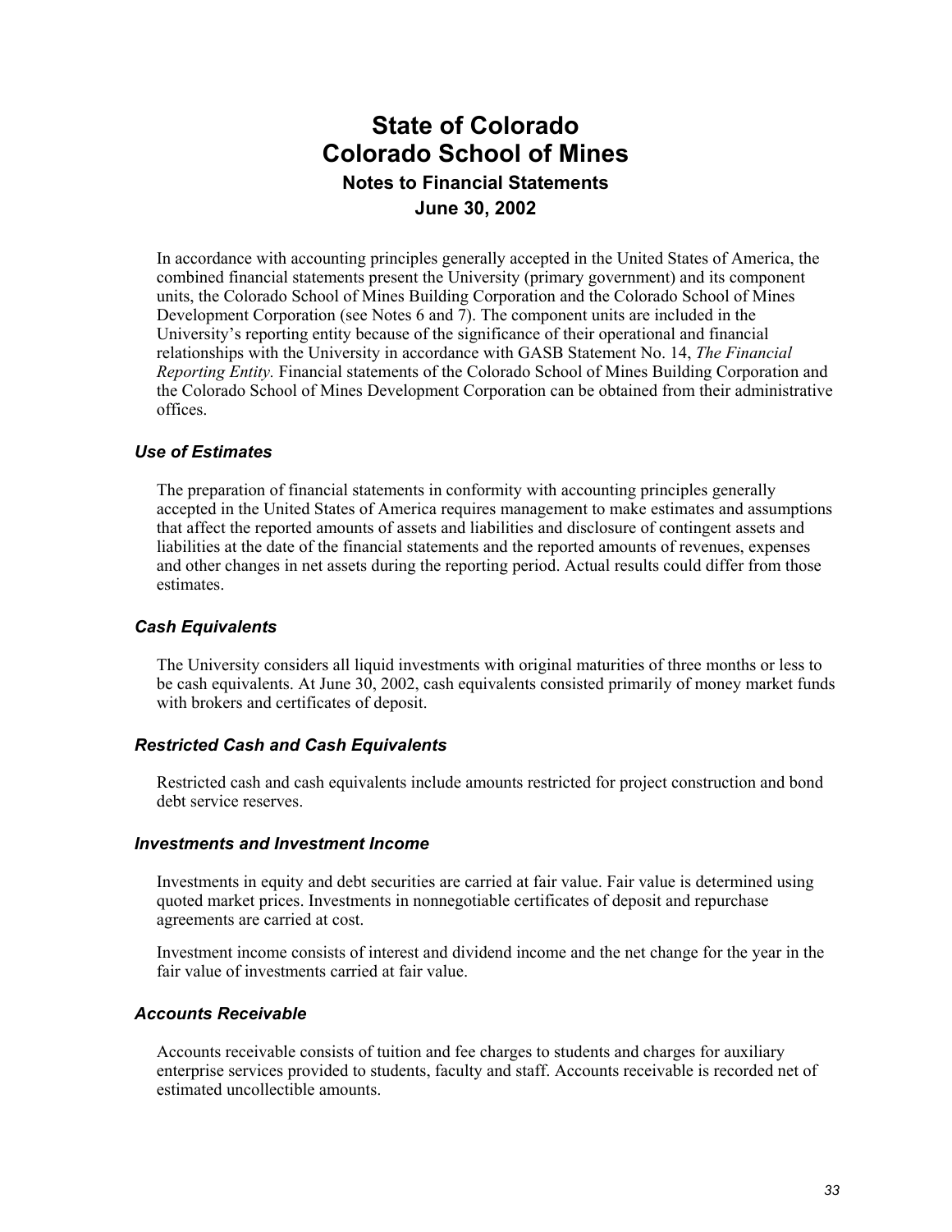# State of Colorado
# Colorado School of Mines
## Notes to Financial Statements
## June 30, 2002

In accordance with accounting principles generally accepted in the United States of America, the combined financial statements present the University (primary government) and its component units, the Colorado School of Mines Building Corporation and the Colorado School of Mines Development Corporation (see Notes 6 and 7). The component units are included in the University's reporting entity because of the significance of their operational and financial relationships with the University in accordance with GASB Statement No. 14, *The Financial Reporting Entity*. Financial statements of the Colorado School of Mines Building Corporation and the Colorado School of Mines Development Corporation can be obtained from their administrative offices.

### *Use of Estimates*

The preparation of financial statements in conformity with accounting principles generally accepted in the United States of America requires management to make estimates and assumptions that affect the reported amounts of assets and liabilities and disclosure of contingent assets and liabilities at the date of the financial statements and the reported amounts of revenues, expenses and other changes in net assets during the reporting period. Actual results could differ from those estimates.

### *Cash Equivalents*

The University considers all liquid investments with original maturities of three months or less to be cash equivalents. At June 30, 2002, cash equivalents consisted primarily of money market funds with brokers and certificates of deposit.

### *Restricted Cash and Cash Equivalents*

Restricted cash and cash equivalents include amounts restricted for project construction and bond debt service reserves.

### *Investments and Investment Income*

Investments in equity and debt securities are carried at fair value. Fair value is determined using quoted market prices. Investments in nonnegotiable certificates of deposit and repurchase agreements are carried at cost.

Investment income consists of interest and dividend income and the net change for the year in the fair value of investments carried at fair value.

### *Accounts Receivable*

Accounts receivable consists of tuition and fee charges to students and charges for auxiliary enterprise services provided to students, faculty and staff. Accounts receivable is recorded net of estimated uncollectible amounts.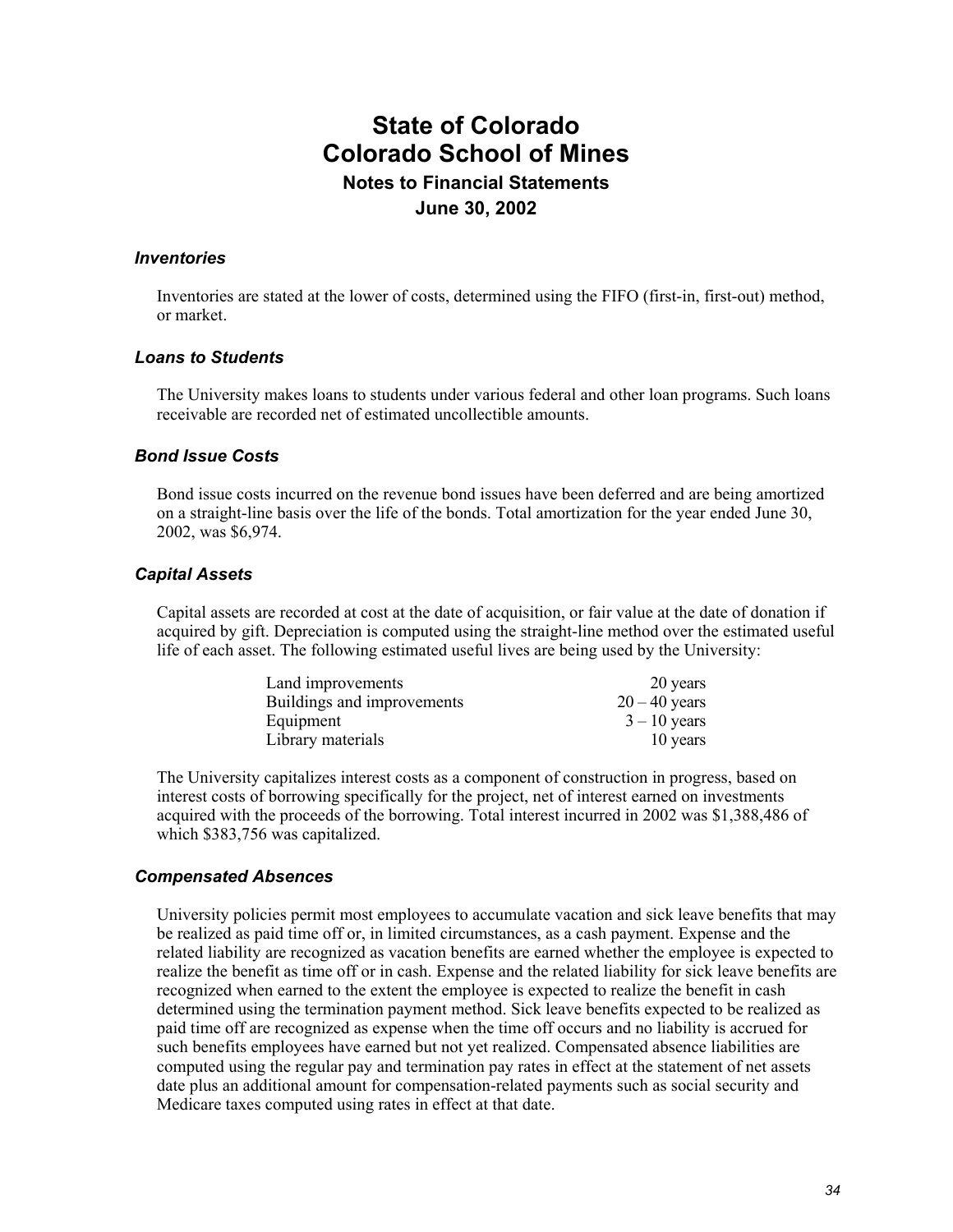# State of Colorado
# Colorado School of Mines
### Notes to Financial Statements
### June 30, 2002

### *Inventories*

Inventories are stated at the lower of costs, determined using the FIFO (first-in, first-out) method, or market.

### *Loans to Students*

The University makes loans to students under various federal and other loan programs. Such loans receivable are recorded net of estimated uncollectible amounts.

### *Bond Issue Costs*

Bond issue costs incurred on the revenue bond issues have been deferred and are being amortized on a straight-line basis over the life of the bonds. Total amortization for the year ended June 30, 2002, was $6,974.

### *Capital Assets*

Capital assets are recorded at cost at the date of acquisition, or fair value at the date of donation if acquired by gift. Depreciation is computed using the straight-line method over the estimated useful life of each asset. The following estimated useful lives are being used by the University:

| | |
|---|---|
| Land improvements | 20 years |
| Buildings and improvements | 20 – 40 years |
| Equipment | 3 – 10 years |
| Library materials | 10 years |

The University capitalizes interest costs as a component of construction in progress, based on interest costs of borrowing specifically for the project, net of interest earned on investments acquired with the proceeds of the borrowing. Total interest incurred in 2002 was $1,388,486 of which $383,756 was capitalized.

### *Compensated Absences*

University policies permit most employees to accumulate vacation and sick leave benefits that may be realized as paid time off or, in limited circumstances, as a cash payment. Expense and the related liability are recognized as vacation benefits are earned whether the employee is expected to realize the benefit as time off or in cash. Expense and the related liability for sick leave benefits are recognized when earned to the extent the employee is expected to realize the benefit in cash determined using the termination payment method. Sick leave benefits expected to be realized as paid time off are recognized as expense when the time off occurs and no liability is accrued for such benefits employees have earned but not yet realized. Compensated absence liabilities are computed using the regular pay and termination pay rates in effect at the statement of net assets date plus an additional amount for compensation-related payments such as social security and Medicare taxes computed using rates in effect at that date.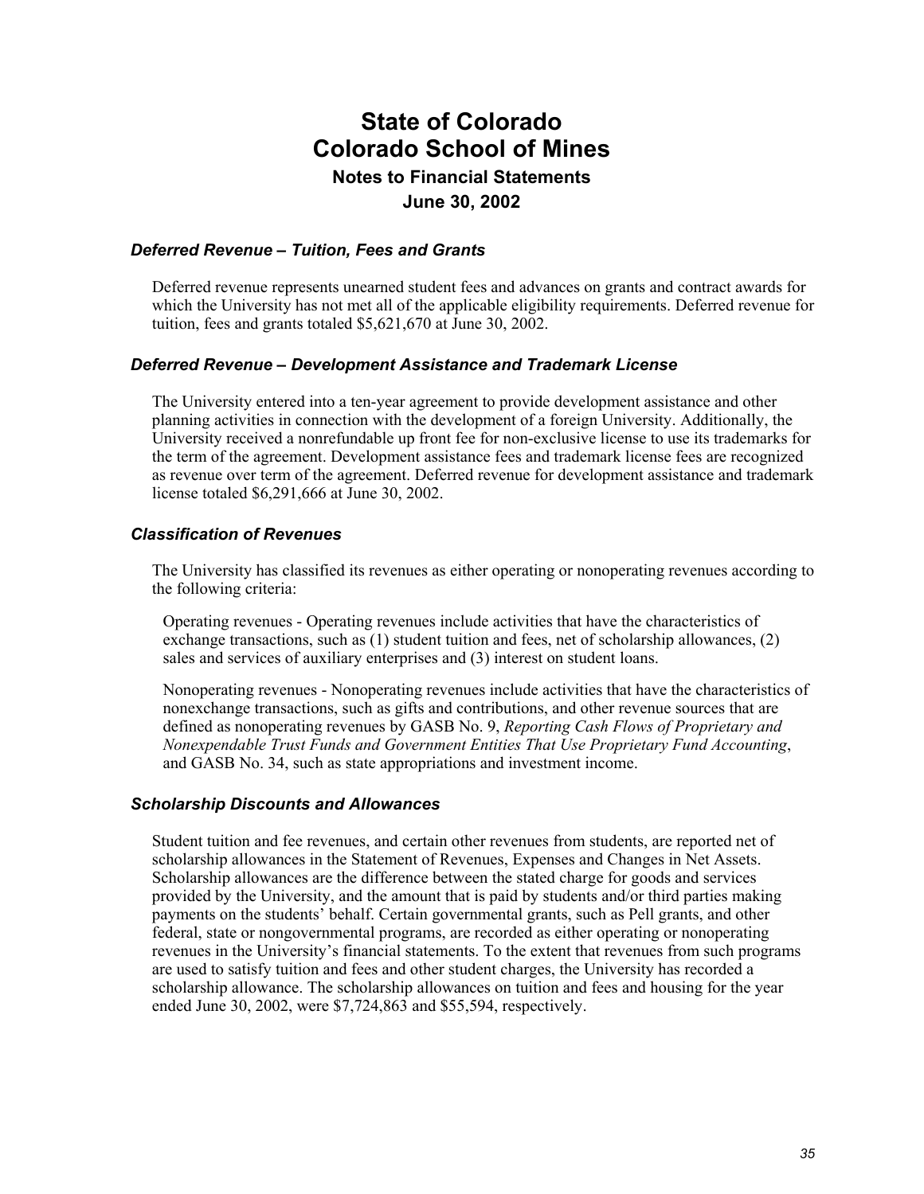# State of Colorado
# Colorado School of Mines
### Notes to Financial Statements
### June 30, 2002

#### *Deferred Revenue – Tuition, Fees and Grants*

Deferred revenue represents unearned student fees and advances on grants and contract awards for which the University has not met all of the applicable eligibility requirements. Deferred revenue for tuition, fees and grants totaled $5,621,670 at June 30, 2002.

#### *Deferred Revenue – Development Assistance and Trademark License*

The University entered into a ten-year agreement to provide development assistance and other planning activities in connection with the development of a foreign University. Additionally, the University received a nonrefundable up front fee for non-exclusive license to use its trademarks for the term of the agreement. Development assistance fees and trademark license fees are recognized as revenue over term of the agreement. Deferred revenue for development assistance and trademark license totaled $6,291,666 at June 30, 2002.

#### *Classification of Revenues*

The University has classified its revenues as either operating or nonoperating revenues according to the following criteria:

Operating revenues - Operating revenues include activities that have the characteristics of exchange transactions, such as (1) student tuition and fees, net of scholarship allowances, (2) sales and services of auxiliary enterprises and (3) interest on student loans.

Nonoperating revenues - Nonoperating revenues include activities that have the characteristics of nonexchange transactions, such as gifts and contributions, and other revenue sources that are defined as nonoperating revenues by GASB No. 9, *Reporting Cash Flows of Proprietary and Nonexpendable Trust Funds and Government Entities That Use Proprietary Fund Accounting*, and GASB No. 34, such as state appropriations and investment income.

#### *Scholarship Discounts and Allowances*

Student tuition and fee revenues, and certain other revenues from students, are reported net of scholarship allowances in the Statement of Revenues, Expenses and Changes in Net Assets. Scholarship allowances are the difference between the stated charge for goods and services provided by the University, and the amount that is paid by students and/or third parties making payments on the students' behalf. Certain governmental grants, such as Pell grants, and other federal, state or nongovernmental programs, are recorded as either operating or nonoperating revenues in the University's financial statements. To the extent that revenues from such programs are used to satisfy tuition and fees and other student charges, the University has recorded a scholarship allowance. The scholarship allowances on tuition and fees and housing for the year ended June 30, 2002, were $7,724,863 and $55,594, respectively.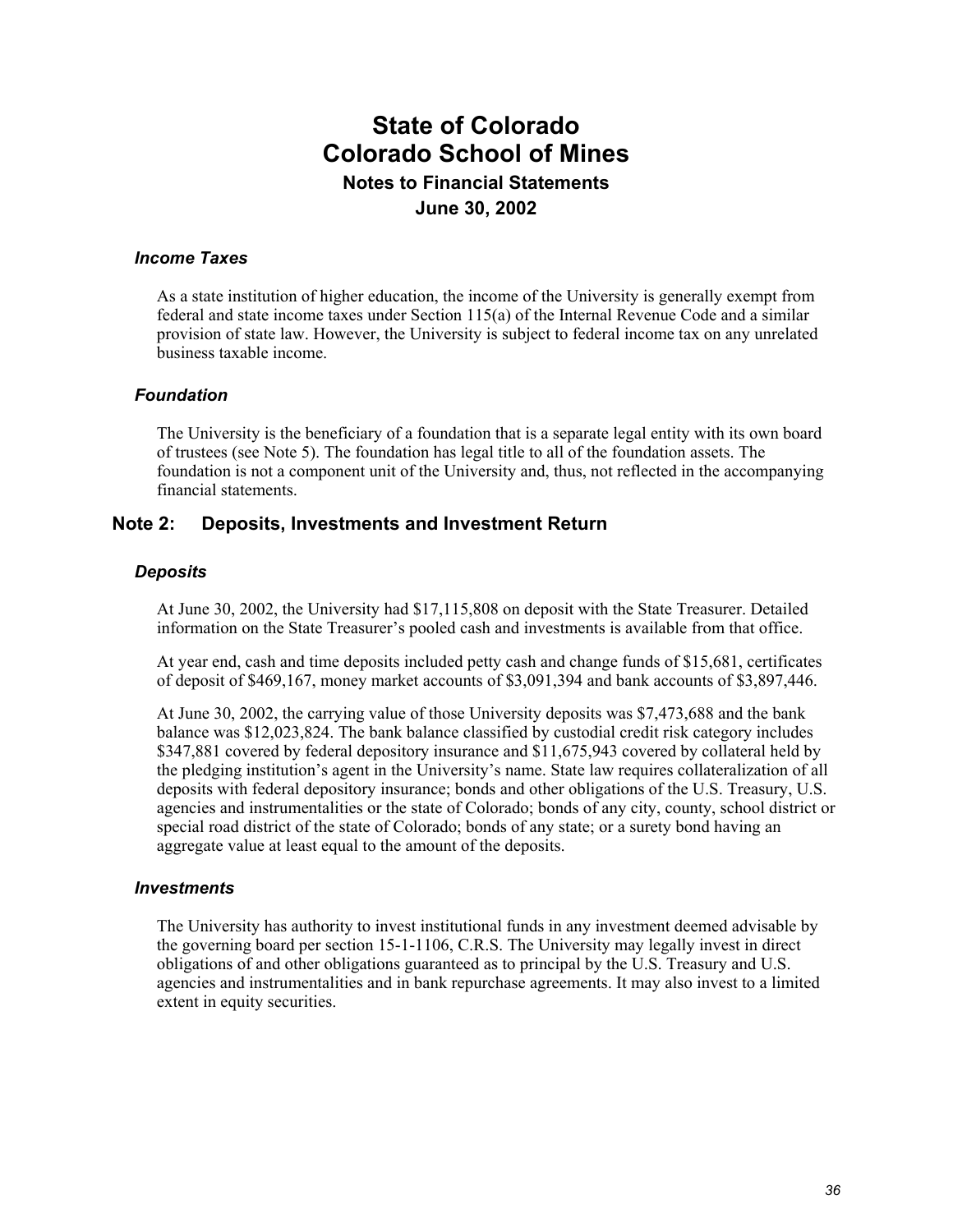### *Income Taxes*

As a state institution of higher education, the income of the University is generally exempt from federal and state income taxes under Section 115(a) of the Internal Revenue Code and a similar provision of state law. However, the University is subject to federal income tax on any unrelated business taxable income.

### *Foundation*

The University is the beneficiary of a foundation that is a separate legal entity with its own board of trustees (see Note 5). The foundation has legal title to all of the foundation assets. The foundation is not a component unit of the University and, thus, not reflected in the accompanying financial statements.

## Note 2: Deposits, Investments and Investment Return

### *Deposits*

At June 30, 2002, the University had $17,115,808 on deposit with the State Treasurer. Detailed information on the State Treasurer's pooled cash and investments is available from that office.

At year end, cash and time deposits included petty cash and change funds of $15,681, certificates of deposit of $469,167, money market accounts of $3,091,394 and bank accounts of $3,897,446.

At June 30, 2002, the carrying value of those University deposits was $7,473,688 and the bank balance was $12,023,824. The bank balance classified by custodial credit risk category includes $347,881 covered by federal depository insurance and $11,675,943 covered by collateral held by the pledging institution's agent in the University's name. State law requires collateralization of all deposits with federal depository insurance; bonds and other obligations of the U.S. Treasury, U.S. agencies and instrumentalities or the state of Colorado; bonds of any city, county, school district or special road district of the state of Colorado; bonds of any state; or a surety bond having an aggregate value at least equal to the amount of the deposits.

### *Investments*

The University has authority to invest institutional funds in any investment deemed advisable by the governing board per section 15-1-1106, C.R.S. The University may legally invest in direct obligations of and other obligations guaranteed as to principal by the U.S. Treasury and U.S. agencies and instrumentalities and in bank repurchase agreements. It may also invest to a limited extent in equity securities.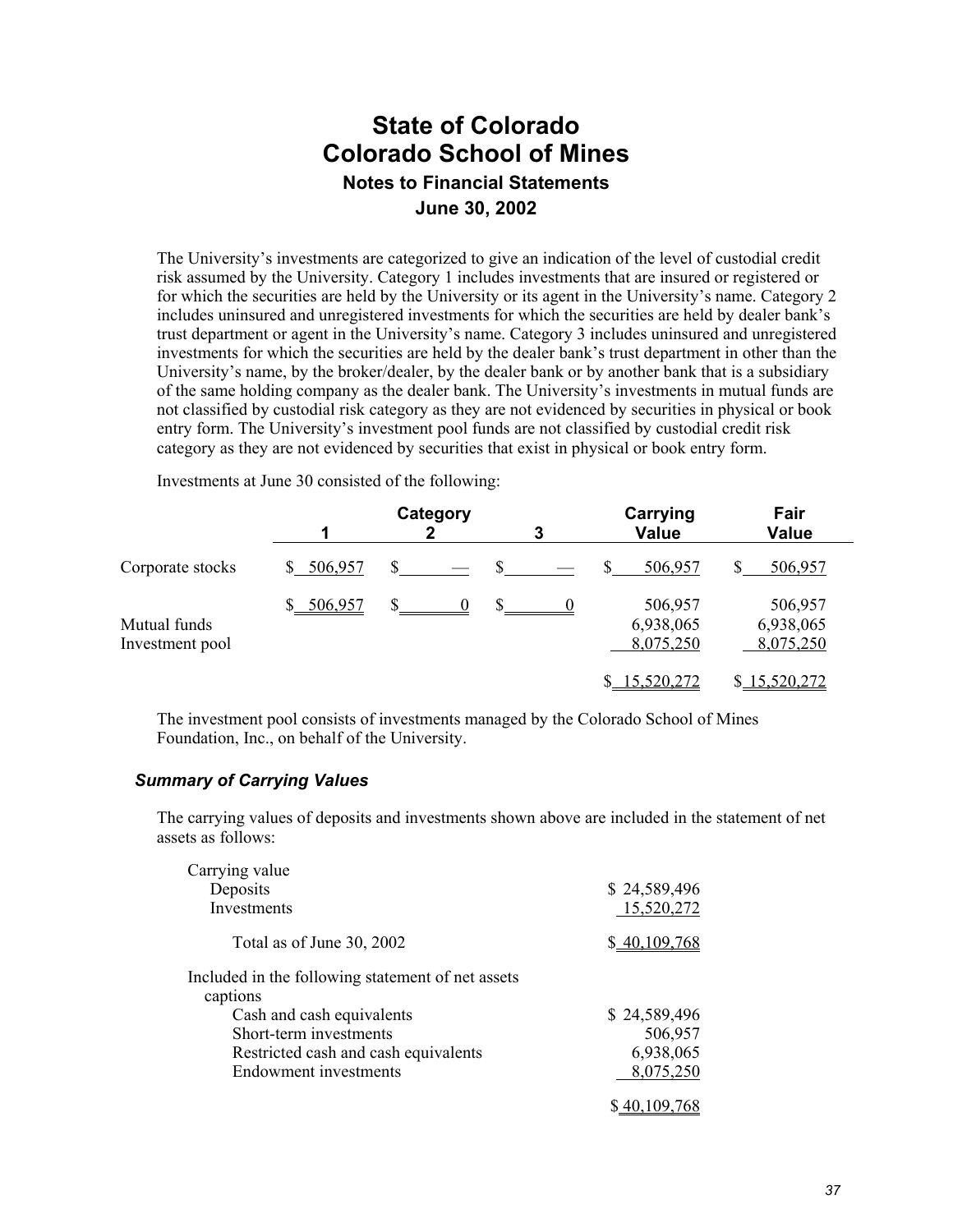# State of Colorado
# Colorado School of Mines
### Notes to Financial Statements
### June 30, 2002

The University's investments are categorized to give an indication of the level of custodial credit risk assumed by the University. Category 1 includes investments that are insured or registered or for which the securities are held by the University or its agent in the University's name. Category 2 includes uninsured and unregistered investments for which the securities are held by dealer bank's trust department or agent in the University's name. Category 3 includes uninsured and unregistered investments for which the securities are held by the dealer bank's trust department in other than the University's name, by the broker/dealer, by the dealer bank or by another bank that is a subsidiary of the same holding company as the dealer bank. The University's investments in mutual funds are not classified by custodial risk category as they are not evidenced by securities in physical or book entry form. The University's investment pool funds are not classified by custodial credit risk category as they are not evidenced by securities that exist in physical or book entry form.

Investments at June 30 consisted of the following:

| | Category 1 | Category 2 | Category 3 | Carrying Value | Fair Value |
|---|---|---|---|---|---|
| Corporate stocks | $ 506,957 | $ — | $ — | $ 506,957 | $ 506,957 |
| | $ 506,957 | $ 0 | $ 0 | 506,957 | 506,957 |
| Mutual funds | | | | 6,938,065 | 6,938,065 |
| Investment pool | | | | 8,075,250 | 8,075,250 |
| | | | | $ 15,520,272 | $ 15,520,272 |

The investment pool consists of investments managed by the Colorado School of Mines Foundation, Inc., on behalf of the University.

### *Summary of Carrying Values*

The carrying values of deposits and investments shown above are included in the statement of net assets as follows:

| | |
|---|---|
| Carrying value | |
| Deposits | $ 24,589,496 |
| Investments | 15,520,272 |
| Total as of June 30, 2002 | $ 40,109,768 |
| Included in the following statement of net assets captions | |
| Cash and cash equivalents | $ 24,589,496 |
| Short-term investments | 506,957 |
| Restricted cash and cash equivalents | 6,938,065 |
| Endowment investments | 8,075,250 |
| | $ 40,109,768 |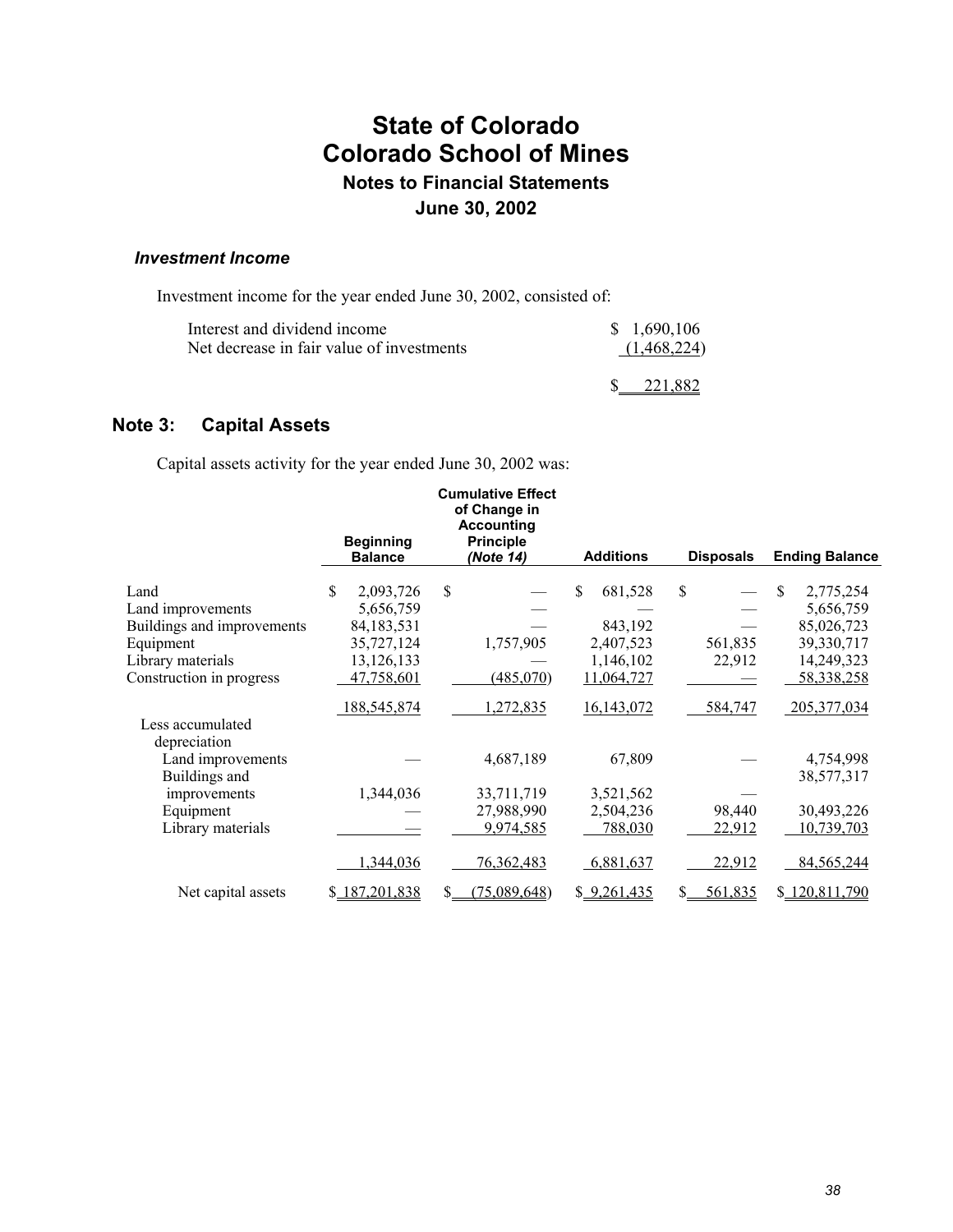### *Investment Income*

Investment income for the year ended June 30, 2002, consisted of:

| | |
|---|---|
| Interest and dividend income | $ 1,690,106 |
| Net decrease in fair value of investments | (1,468,224) |
| | $ 221,882 |

## Note 3: Capital Assets

Capital assets activity for the year ended June 30, 2002 was:

| | Beginning Balance | Cumulative Effect of Change in Accounting Principle *(Note 14)* | Additions | Disposals | Ending Balance |
|---|---|---|---|---|---|
| Land | $ 2,093,726 | $ — | $ 681,528 | $ — | $ 2,775,254 |
| Land improvements | 5,656,759 | — | — | — | 5,656,759 |
| Buildings and improvements | 84,183,531 | — | 843,192 | — | 85,026,723 |
| Equipment | 35,727,124 | 1,757,905 | 2,407,523 | 561,835 | 39,330,717 |
| Library materials | 13,126,133 | — | 1,146,102 | 22,912 | 14,249,323 |
| Construction in progress | 47,758,601 | (485,070) | 11,064,727 | — | 58,338,258 |
| | 188,545,874 | 1,272,835 | 16,143,072 | 584,747 | 205,377,034 |
| Less accumulated depreciation | | | | | |
| Land improvements | — | 4,687,189 | 67,809 | — | 4,754,998 |
| Buildings and improvements | 1,344,036 | 33,711,719 | 3,521,562 | — | 38,577,317 |
| Equipment | — | 27,988,990 | 2,504,236 | 98,440 | 30,493,226 |
| Library materials | — | 9,974,585 | 788,030 | 22,912 | 10,739,703 |
| | 1,344,036 | 76,362,483 | 6,881,637 | 22,912 | 84,565,244 |
| Net capital assets | $ 187,201,838 | $ (75,089,648) | $ 9,261,435 | $ 561,835 | $ 120,811,790 |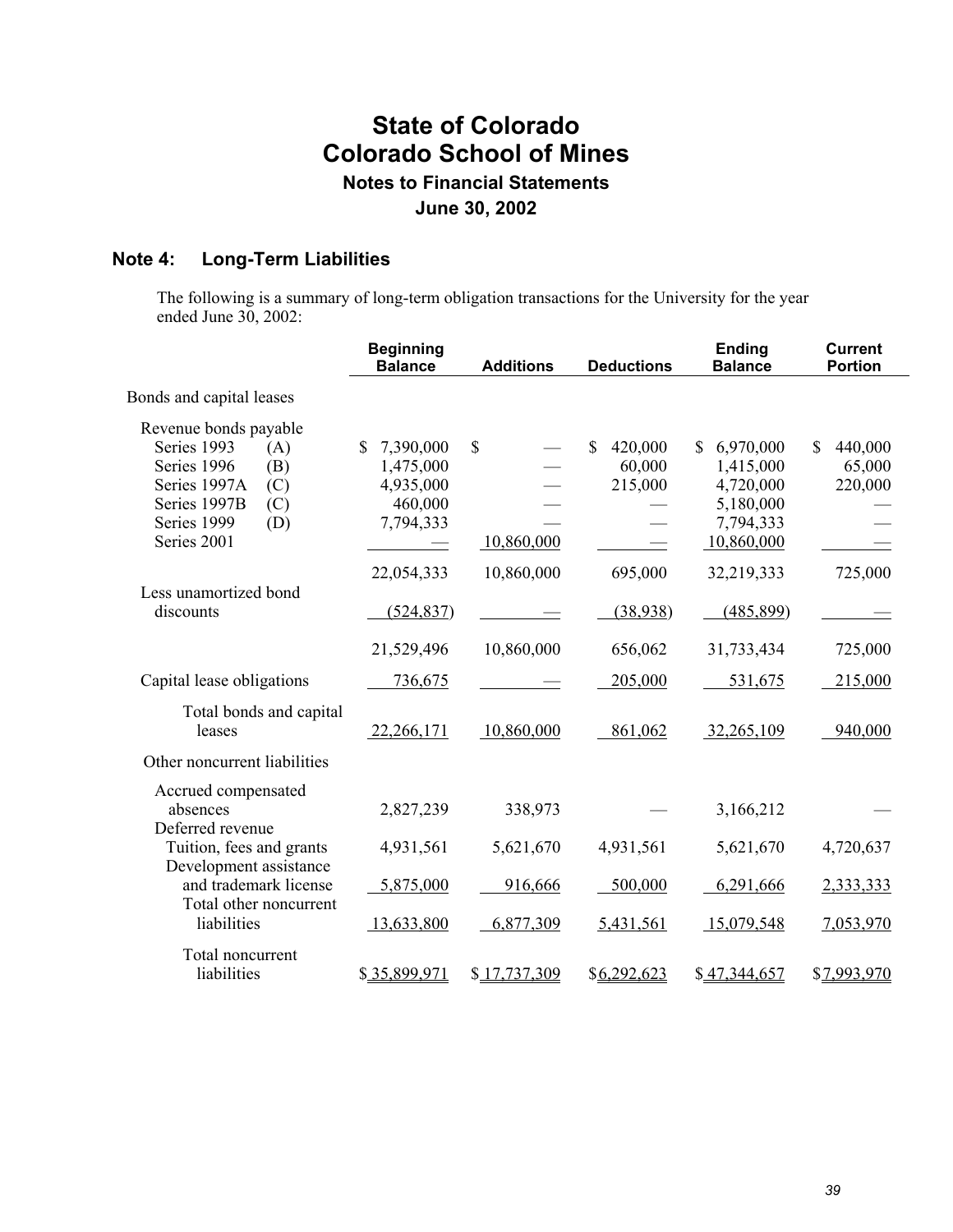# State of Colorado
# Colorado School of Mines
### Notes to Financial Statements
### June 30, 2002

## Note 4: Long-Term Liabilities

The following is a summary of long-term obligation transactions for the University for the year ended June 30, 2002:

| | Beginning Balance | Additions | Deductions | Ending Balance | Current Portion |
|---|---|---|---|---|---|
| Bonds and capital leases | | | | | |
| Revenue bonds payable | | | | | |
| Series 1993 (A) | $ 7,390,000 | $ — | $ 420,000 | $ 6,970,000 | $ 440,000 |
| Series 1996 (B) | 1,475,000 | — | 60,000 | 1,415,000 | 65,000 |
| Series 1997A (C) | 4,935,000 | — | 215,000 | 4,720,000 | 220,000 |
| Series 1997B (C) | 460,000 | — | — | 5,180,000 | — |
| Series 1999 (D) | 7,794,333 | — | — | 7,794,333 | — |
| Series 2001 | — | 10,860,000 | — | 10,860,000 | — |
| | 22,054,333 | 10,860,000 | 695,000 | 32,219,333 | 725,000 |
| Less unamortized bond discounts | (524,837) | — | (38,938) | (485,899) | — |
| | 21,529,496 | 10,860,000 | 656,062 | 31,733,434 | 725,000 |
| Capital lease obligations | 736,675 | — | 205,000 | 531,675 | 215,000 |
| Total bonds and capital leases | 22,266,171 | 10,860,000 | 861,062 | 32,265,109 | 940,000 |
| Other noncurrent liabilities | | | | | |
| Accrued compensated absences | 2,827,239 | 338,973 | — | 3,166,212 | — |
| Deferred revenue | | | | | |
| Tuition, fees and grants | 4,931,561 | 5,621,670 | 4,931,561 | 5,621,670 | 4,720,637 |
| Development assistance and trademark license | 5,875,000 | 916,666 | 500,000 | 6,291,666 | 2,333,333 |
| Total other noncurrent liabilities | 13,633,800 | 6,877,309 | 5,431,561 | 15,079,548 | 7,053,970 |
| Total noncurrent liabilities | $ 35,899,971 | $ 17,737,309 | $ 6,292,623 | $ 47,344,657 | $ 7,993,970 |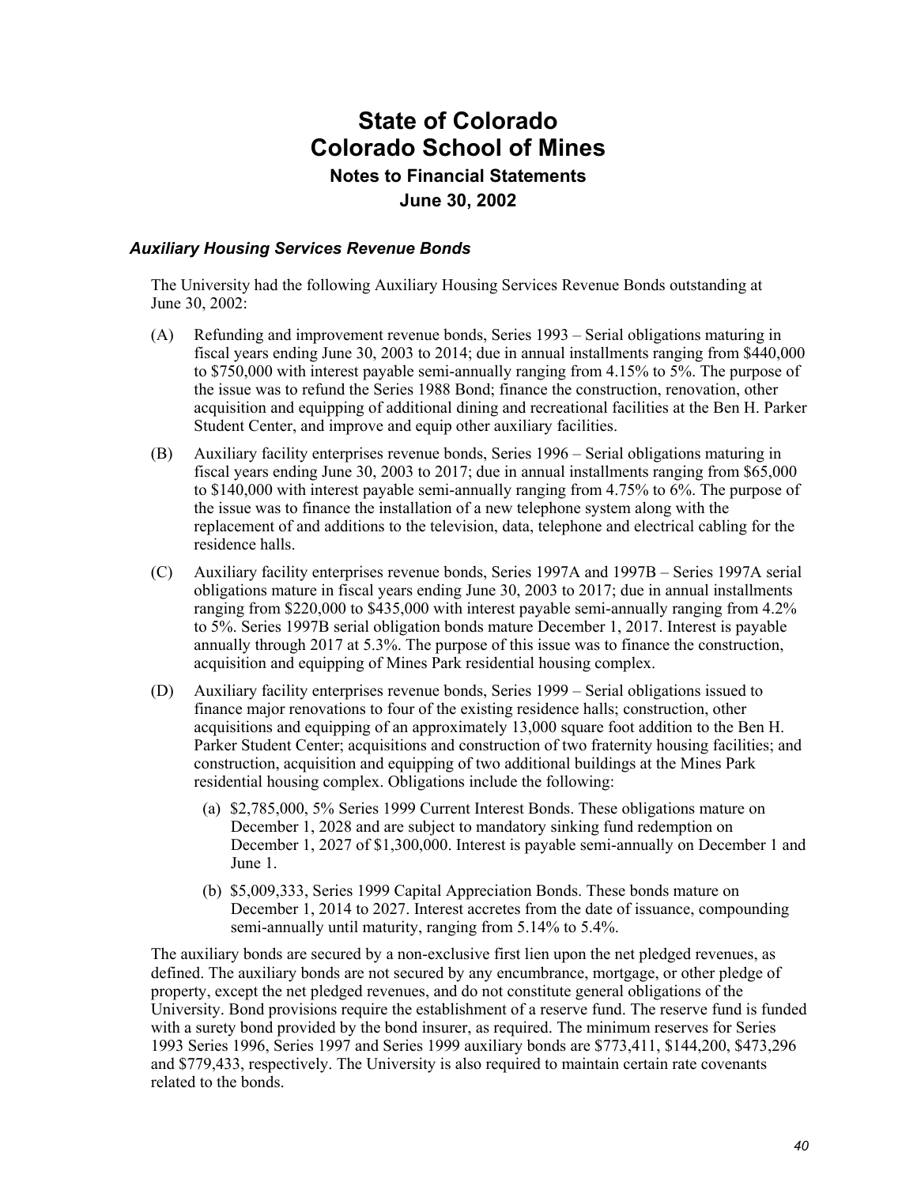# State of Colorado
# Colorado School of Mines
### Notes to Financial Statements
### June 30, 2002

### *Auxiliary Housing Services Revenue Bonds*

The University had the following Auxiliary Housing Services Revenue Bonds outstanding at June 30, 2002:

(A) Refunding and improvement revenue bonds, Series 1993 – Serial obligations maturing in fiscal years ending June 30, 2003 to 2014; due in annual installments ranging from $440,000 to $750,000 with interest payable semi-annually ranging from 4.15% to 5%. The purpose of the issue was to refund the Series 1988 Bond; finance the construction, renovation, other acquisition and equipping of additional dining and recreational facilities at the Ben H. Parker Student Center, and improve and equip other auxiliary facilities.

(B) Auxiliary facility enterprises revenue bonds, Series 1996 – Serial obligations maturing in fiscal years ending June 30, 2003 to 2017; due in annual installments ranging from $65,000 to $140,000 with interest payable semi-annually ranging from 4.75% to 6%. The purpose of the issue was to finance the installation of a new telephone system along with the replacement of and additions to the television, data, telephone and electrical cabling for the residence halls.

(C) Auxiliary facility enterprises revenue bonds, Series 1997A and 1997B – Series 1997A serial obligations mature in fiscal years ending June 30, 2003 to 2017; due in annual installments ranging from $220,000 to $435,000 with interest payable semi-annually ranging from 4.2% to 5%. Series 1997B serial obligation bonds mature December 1, 2017. Interest is payable annually through 2017 at 5.3%. The purpose of this issue was to finance the construction, acquisition and equipping of Mines Park residential housing complex.

(D) Auxiliary facility enterprises revenue bonds, Series 1999 – Serial obligations issued to finance major renovations to four of the existing residence halls; construction, other acquisitions and equipping of an approximately 13,000 square foot addition to the Ben H. Parker Student Center; acquisitions and construction of two fraternity housing facilities; and construction, acquisition and equipping of two additional buildings at the Mines Park residential housing complex. Obligations include the following:

   (a) $2,785,000, 5% Series 1999 Current Interest Bonds. These obligations mature on December 1, 2028 and are subject to mandatory sinking fund redemption on December 1, 2027 of $1,300,000. Interest is payable semi-annually on December 1 and June 1.

   (b) $5,009,333, Series 1999 Capital Appreciation Bonds. These bonds mature on December 1, 2014 to 2027. Interest accretes from the date of issuance, compounding semi-annually until maturity, ranging from 5.14% to 5.4%.

The auxiliary bonds are secured by a non-exclusive first lien upon the net pledged revenues, as defined. The auxiliary bonds are not secured by any encumbrance, mortgage, or other pledge of property, except the net pledged revenues, and do not constitute general obligations of the University. Bond provisions require the establishment of a reserve fund. The reserve fund is funded with a surety bond provided by the bond insurer, as required. The minimum reserves for Series 1993 Series 1996, Series 1997 and Series 1999 auxiliary bonds are $773,411, $144,200, $473,296 and $779,433, respectively. The University is also required to maintain certain rate covenants related to the bonds.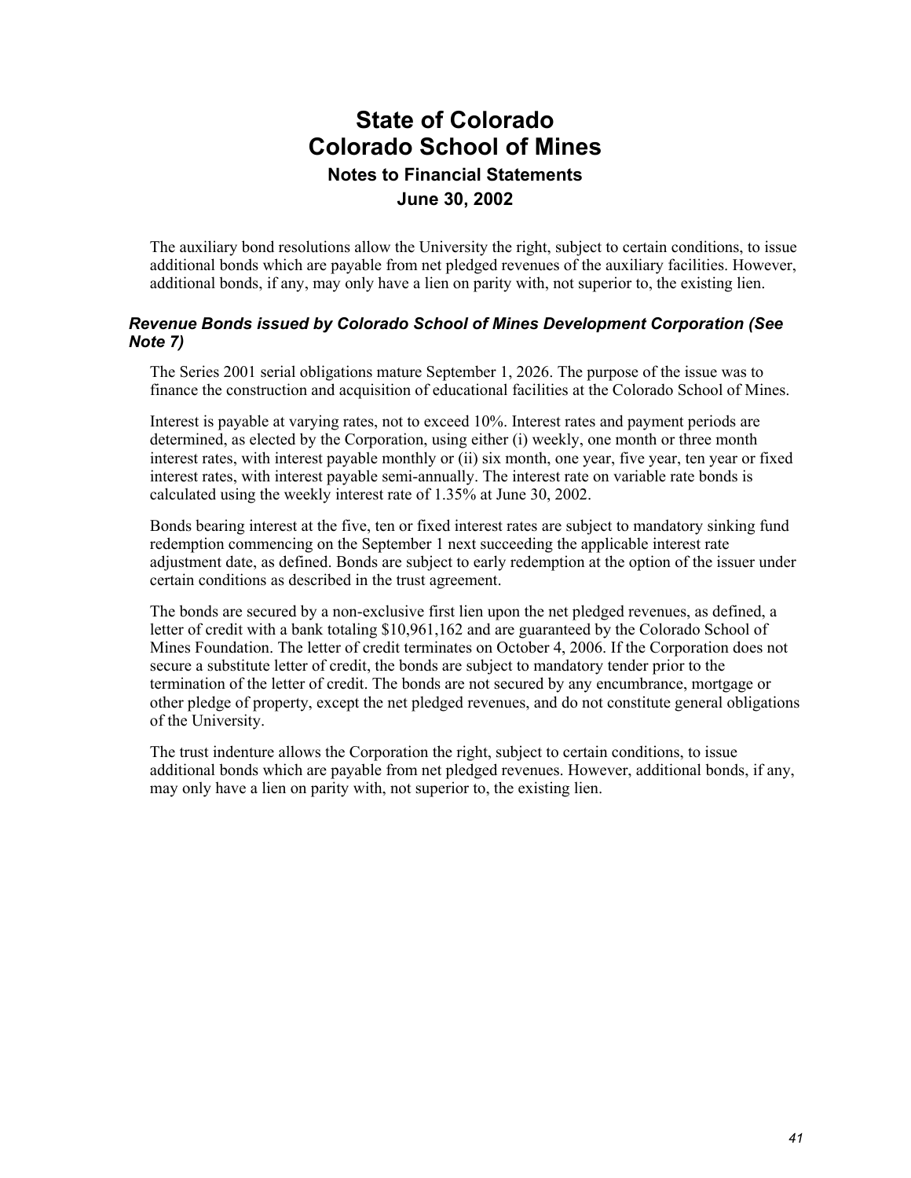The auxiliary bond resolutions allow the University the right, subject to certain conditions, to issue additional bonds which are payable from net pledged revenues of the auxiliary facilities. However, additional bonds, if any, may only have a lien on parity with, not superior to, the existing lien.

### *Revenue Bonds issued by Colorado School of Mines Development Corporation (See Note 7)*

The Series 2001 serial obligations mature September 1, 2026. The purpose of the issue was to finance the construction and acquisition of educational facilities at the Colorado School of Mines.

Interest is payable at varying rates, not to exceed 10%. Interest rates and payment periods are determined, as elected by the Corporation, using either (i) weekly, one month or three month interest rates, with interest payable monthly or (ii) six month, one year, five year, ten year or fixed interest rates, with interest payable semi-annually. The interest rate on variable rate bonds is calculated using the weekly interest rate of 1.35% at June 30, 2002.

Bonds bearing interest at the five, ten or fixed interest rates are subject to mandatory sinking fund redemption commencing on the September 1 next succeeding the applicable interest rate adjustment date, as defined. Bonds are subject to early redemption at the option of the issuer under certain conditions as described in the trust agreement.

The bonds are secured by a non-exclusive first lien upon the net pledged revenues, as defined, a letter of credit with a bank totaling $10,961,162 and are guaranteed by the Colorado School of Mines Foundation. The letter of credit terminates on October 4, 2006. If the Corporation does not secure a substitute letter of credit, the bonds are subject to mandatory tender prior to the termination of the letter of credit. The bonds are not secured by any encumbrance, mortgage or other pledge of property, except the net pledged revenues, and do not constitute general obligations of the University.

The trust indenture allows the Corporation the right, subject to certain conditions, to issue additional bonds which are payable from net pledged revenues. However, additional bonds, if any, may only have a lien on parity with, not superior to, the existing lien.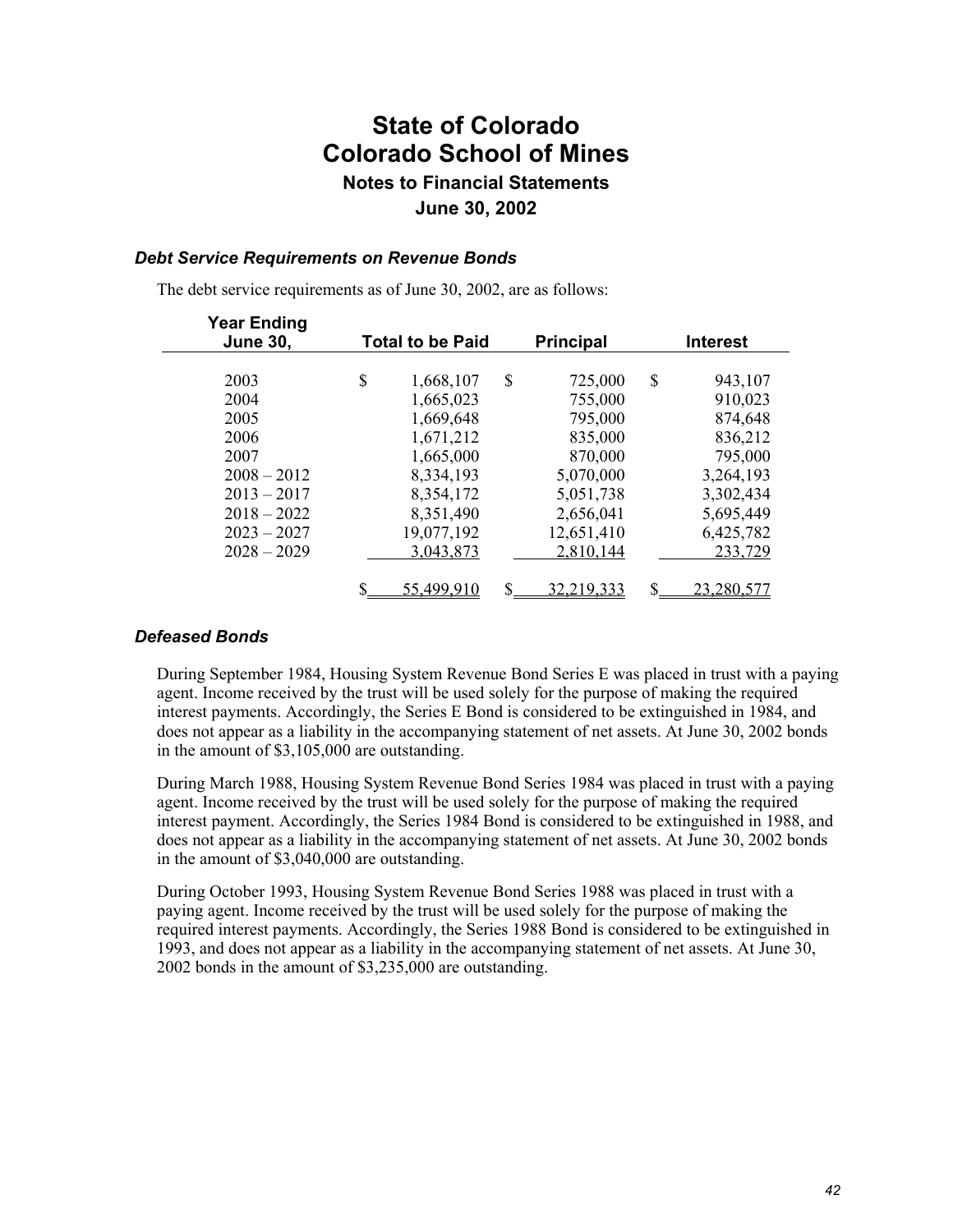# State of Colorado
# Colorado School of Mines
### Notes to Financial Statements
### June 30, 2002

### *Debt Service Requirements on Revenue Bonds*

The debt service requirements as of June 30, 2002, are as follows:

| Year Ending June 30, | Total to be Paid | Principal | Interest |
|---|---|---|---|
| 2003 | $ 1,668,107 | $ 725,000 | $ 943,107 |
| 2004 | 1,665,023 | 755,000 | 910,023 |
| 2005 | 1,669,648 | 795,000 | 874,648 |
| 2006 | 1,671,212 | 835,000 | 836,212 |
| 2007 | 1,665,000 | 870,000 | 795,000 |
| 2008 – 2012 | 8,334,193 | 5,070,000 | 3,264,193 |
| 2013 – 2017 | 8,354,172 | 5,051,738 | 3,302,434 |
| 2018 – 2022 | 8,351,490 | 2,656,041 | 5,695,449 |
| 2023 – 2027 | 19,077,192 | 12,651,410 | 6,425,782 |
| 2028 – 2029 | 3,043,873 | 2,810,144 | 233,729 |
| | $ 55,499,910 | $ 32,219,333 | $ 23,280,577 |

### *Defeased Bonds*

During September 1984, Housing System Revenue Bond Series E was placed in trust with a paying agent. Income received by the trust will be used solely for the purpose of making the required interest payments. Accordingly, the Series E Bond is considered to be extinguished in 1984, and does not appear as a liability in the accompanying statement of net assets. At June 30, 2002 bonds in the amount of $3,105,000 are outstanding.

During March 1988, Housing System Revenue Bond Series 1984 was placed in trust with a paying agent. Income received by the trust will be used solely for the purpose of making the required interest payment. Accordingly, the Series 1984 Bond is considered to be extinguished in 1988, and does not appear as a liability in the accompanying statement of net assets. At June 30, 2002 bonds in the amount of $3,040,000 are outstanding.

During October 1993, Housing System Revenue Bond Series 1988 was placed in trust with a paying agent. Income received by the trust will be used solely for the purpose of making the required interest payments. Accordingly, the Series 1988 Bond is considered to be extinguished in 1993, and does not appear as a liability in the accompanying statement of net assets. At June 30, 2002 bonds in the amount of $3,235,000 are outstanding.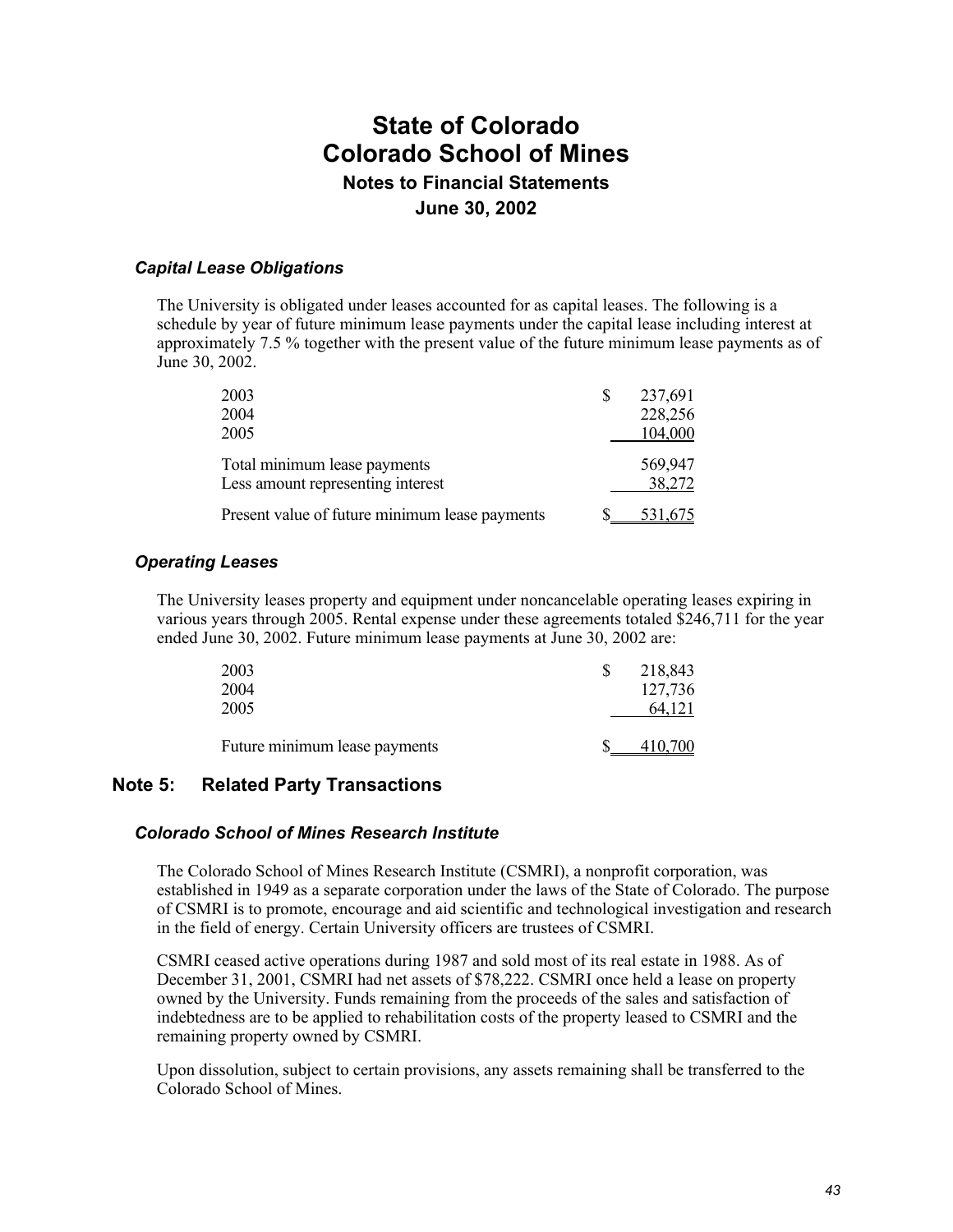### *Capital Lease Obligations*

The University is obligated under leases accounted for as capital leases. The following is a schedule by year of future minimum lease payments under the capital lease including interest at approximately 7.5 % together with the present value of the future minimum lease payments as of June 30, 2002.

| | |
|---|---|
| 2003 | $ 237,691 |
| 2004 | 228,256 |
| 2005 | 104,000 |
| Total minimum lease payments | 569,947 |
| Less amount representing interest | 38,272 |
| Present value of future minimum lease payments | $ 531,675 |

### *Operating Leases*

The University leases property and equipment under noncancelable operating leases expiring in various years through 2005. Rental expense under these agreements totaled $246,711 for the year ended June 30, 2002. Future minimum lease payments at June 30, 2002 are:

| | |
|---|---|
| 2003 | $ 218,843 |
| 2004 | 127,736 |
| 2005 | 64,121 |
| Future minimum lease payments | $ 410,700 |

## Note 5: Related Party Transactions

### *Colorado School of Mines Research Institute*

The Colorado School of Mines Research Institute (CSMRI), a nonprofit corporation, was established in 1949 as a separate corporation under the laws of the State of Colorado. The purpose of CSMRI is to promote, encourage and aid scientific and technological investigation and research in the field of energy. Certain University officers are trustees of CSMRI.

CSMRI ceased active operations during 1987 and sold most of its real estate in 1988. As of December 31, 2001, CSMRI had net assets of $78,222. CSMRI once held a lease on property owned by the University. Funds remaining from the proceeds of the sales and satisfaction of indebtedness are to be applied to rehabilitation costs of the property leased to CSMRI and the remaining property owned by CSMRI.

Upon dissolution, subject to certain provisions, any assets remaining shall be transferred to the Colorado School of Mines.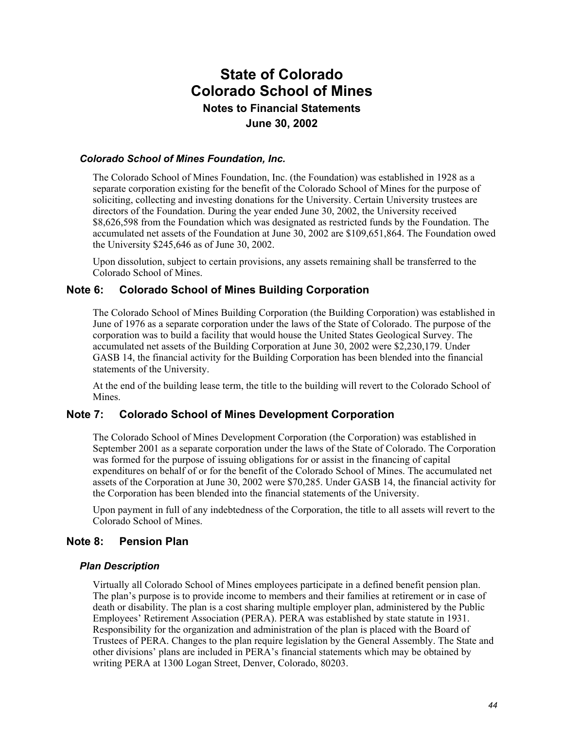### *Colorado School of Mines Foundation, Inc.*

The Colorado School of Mines Foundation, Inc. (the Foundation) was established in 1928 as a separate corporation existing for the benefit of the Colorado School of Mines for the purpose of soliciting, collecting and investing donations for the University. Certain University trustees are directors of the Foundation. During the year ended June 30, 2002, the University received $8,626,598 from the Foundation which was designated as restricted funds by the Foundation. The accumulated net assets of the Foundation at June 30, 2002 are $109,651,864. The Foundation owed the University $245,646 as of June 30, 2002.

Upon dissolution, subject to certain provisions, any assets remaining shall be transferred to the Colorado School of Mines.

## Note 6: Colorado School of Mines Building Corporation

The Colorado School of Mines Building Corporation (the Building Corporation) was established in June of 1976 as a separate corporation under the laws of the State of Colorado. The purpose of the corporation was to build a facility that would house the United States Geological Survey. The accumulated net assets of the Building Corporation at June 30, 2002 were $2,230,179. Under GASB 14, the financial activity for the Building Corporation has been blended into the financial statements of the University.

At the end of the building lease term, the title to the building will revert to the Colorado School of Mines.

## Note 7: Colorado School of Mines Development Corporation

The Colorado School of Mines Development Corporation (the Corporation) was established in September 2001 as a separate corporation under the laws of the State of Colorado. The Corporation was formed for the purpose of issuing obligations for or assist in the financing of capital expenditures on behalf of or for the benefit of the Colorado School of Mines. The accumulated net assets of the Corporation at June 30, 2002 were $70,285. Under GASB 14, the financial activity for the Corporation has been blended into the financial statements of the University.

Upon payment in full of any indebtedness of the Corporation, the title to all assets will revert to the Colorado School of Mines.

## Note 8: Pension Plan

### *Plan Description*

Virtually all Colorado School of Mines employees participate in a defined benefit pension plan. The plan's purpose is to provide income to members and their families at retirement or in case of death or disability. The plan is a cost sharing multiple employer plan, administered by the Public Employees' Retirement Association (PERA). PERA was established by state statute in 1931. Responsibility for the organization and administration of the plan is placed with the Board of Trustees of PERA. Changes to the plan require legislation by the General Assembly. The State and other divisions' plans are included in PERA's financial statements which may be obtained by writing PERA at 1300 Logan Street, Denver, Colorado, 80203.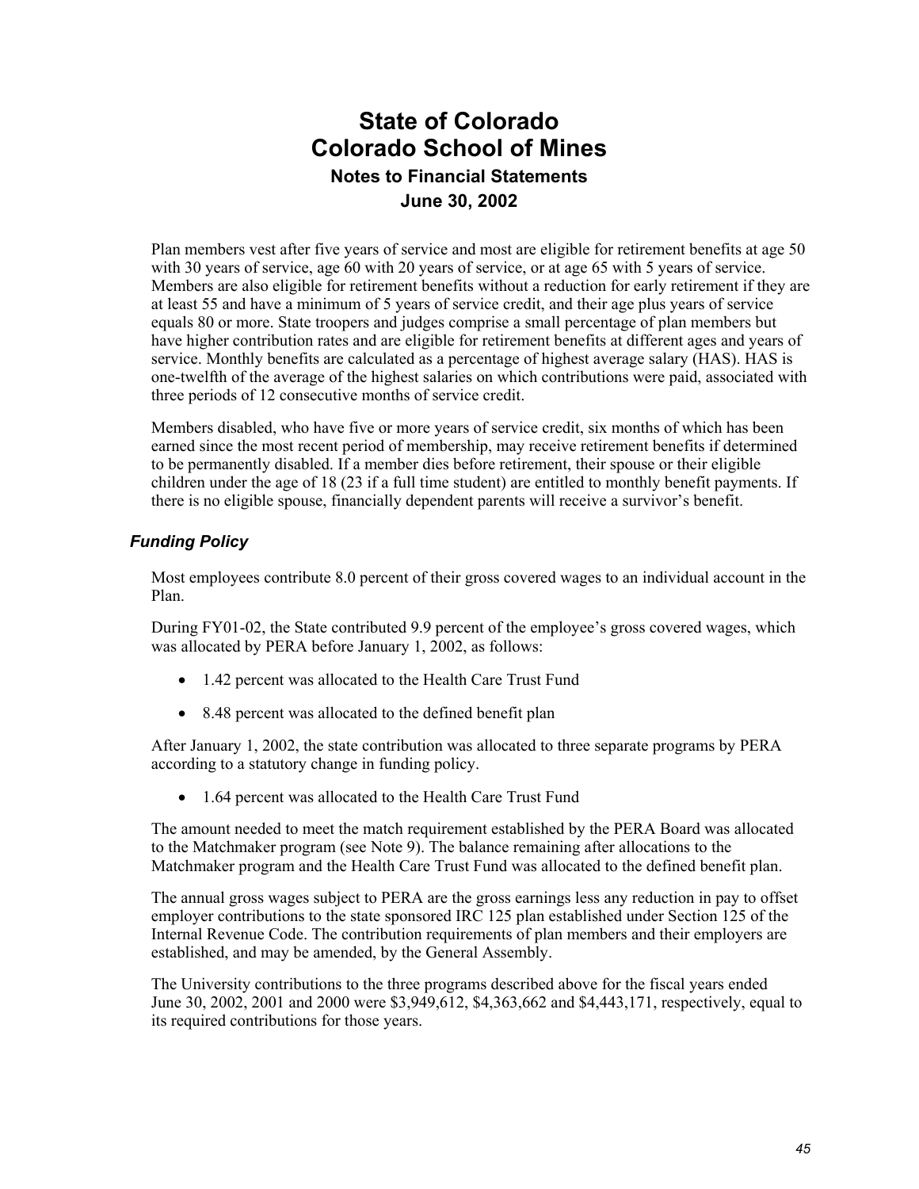Plan members vest after five years of service and most are eligible for retirement benefits at age 50 with 30 years of service, age 60 with 20 years of service, or at age 65 with 5 years of service. Members are also eligible for retirement benefits without a reduction for early retirement if they are at least 55 and have a minimum of 5 years of service credit, and their age plus years of service equals 80 or more. State troopers and judges comprise a small percentage of plan members but have higher contribution rates and are eligible for retirement benefits at different ages and years of service. Monthly benefits are calculated as a percentage of highest average salary (HAS). HAS is one-twelfth of the average of the highest salaries on which contributions were paid, associated with three periods of 12 consecutive months of service credit.

Members disabled, who have five or more years of service credit, six months of which has been earned since the most recent period of membership, may receive retirement benefits if determined to be permanently disabled. If a member dies before retirement, their spouse or their eligible children under the age of 18 (23 if a full time student) are entitled to monthly benefit payments. If there is no eligible spouse, financially dependent parents will receive a survivor's benefit.

### *Funding Policy*

Most employees contribute 8.0 percent of their gross covered wages to an individual account in the Plan.

During FY01-02, the State contributed 9.9 percent of the employee's gross covered wages, which was allocated by PERA before January 1, 2002, as follows:

- 1.42 percent was allocated to the Health Care Trust Fund
- 8.48 percent was allocated to the defined benefit plan

After January 1, 2002, the state contribution was allocated to three separate programs by PERA according to a statutory change in funding policy.

- 1.64 percent was allocated to the Health Care Trust Fund

The amount needed to meet the match requirement established by the PERA Board was allocated to the Matchmaker program (see Note 9). The balance remaining after allocations to the Matchmaker program and the Health Care Trust Fund was allocated to the defined benefit plan.

The annual gross wages subject to PERA are the gross earnings less any reduction in pay to offset employer contributions to the state sponsored IRC 125 plan established under Section 125 of the Internal Revenue Code. The contribution requirements of plan members and their employers are established, and may be amended, by the General Assembly.

The University contributions to the three programs described above for the fiscal years ended June 30, 2002, 2001 and 2000 were $3,949,612, $4,363,662 and $4,443,171, respectively, equal to its required contributions for those years.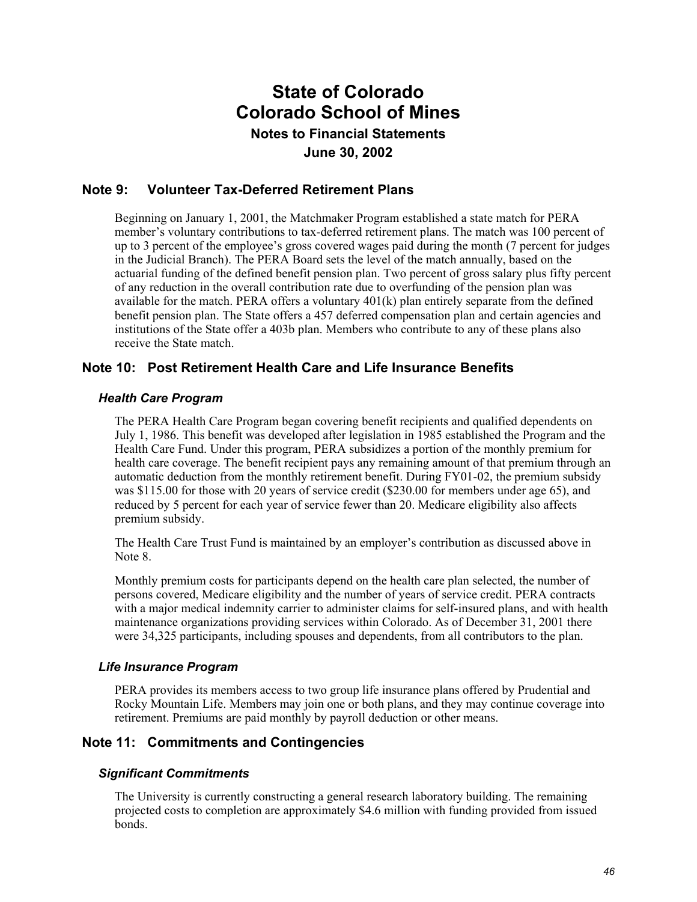# State of Colorado
# Colorado School of Mines
### Notes to Financial Statements
### June 30, 2002

## Note 9: Volunteer Tax-Deferred Retirement Plans

Beginning on January 1, 2001, the Matchmaker Program established a state match for PERA member's voluntary contributions to tax-deferred retirement plans. The match was 100 percent of up to 3 percent of the employee's gross covered wages paid during the month (7 percent for judges in the Judicial Branch). The PERA Board sets the level of the match annually, based on the actuarial funding of the defined benefit pension plan. Two percent of gross salary plus fifty percent of any reduction in the overall contribution rate due to overfunding of the pension plan was available for the match. PERA offers a voluntary 401(k) plan entirely separate from the defined benefit pension plan. The State offers a 457 deferred compensation plan and certain agencies and institutions of the State offer a 403b plan. Members who contribute to any of these plans also receive the State match.

## Note 10: Post Retirement Health Care and Life Insurance Benefits

### *Health Care Program*

The PERA Health Care Program began covering benefit recipients and qualified dependents on July 1, 1986. This benefit was developed after legislation in 1985 established the Program and the Health Care Fund. Under this program, PERA subsidizes a portion of the monthly premium for health care coverage. The benefit recipient pays any remaining amount of that premium through an automatic deduction from the monthly retirement benefit. During FY01-02, the premium subsidy was $115.00 for those with 20 years of service credit ($230.00 for members under age 65), and reduced by 5 percent for each year of service fewer than 20. Medicare eligibility also affects premium subsidy.

The Health Care Trust Fund is maintained by an employer's contribution as discussed above in Note 8.

Monthly premium costs for participants depend on the health care plan selected, the number of persons covered, Medicare eligibility and the number of years of service credit. PERA contracts with a major medical indemnity carrier to administer claims for self-insured plans, and with health maintenance organizations providing services within Colorado. As of December 31, 2001 there were 34,325 participants, including spouses and dependents, from all contributors to the plan.

### *Life Insurance Program*

PERA provides its members access to two group life insurance plans offered by Prudential and Rocky Mountain Life. Members may join one or both plans, and they may continue coverage into retirement. Premiums are paid monthly by payroll deduction or other means.

## Note 11: Commitments and Contingencies

### *Significant Commitments*

The University is currently constructing a general research laboratory building. The remaining projected costs to completion are approximately $4.6 million with funding provided from issued bonds.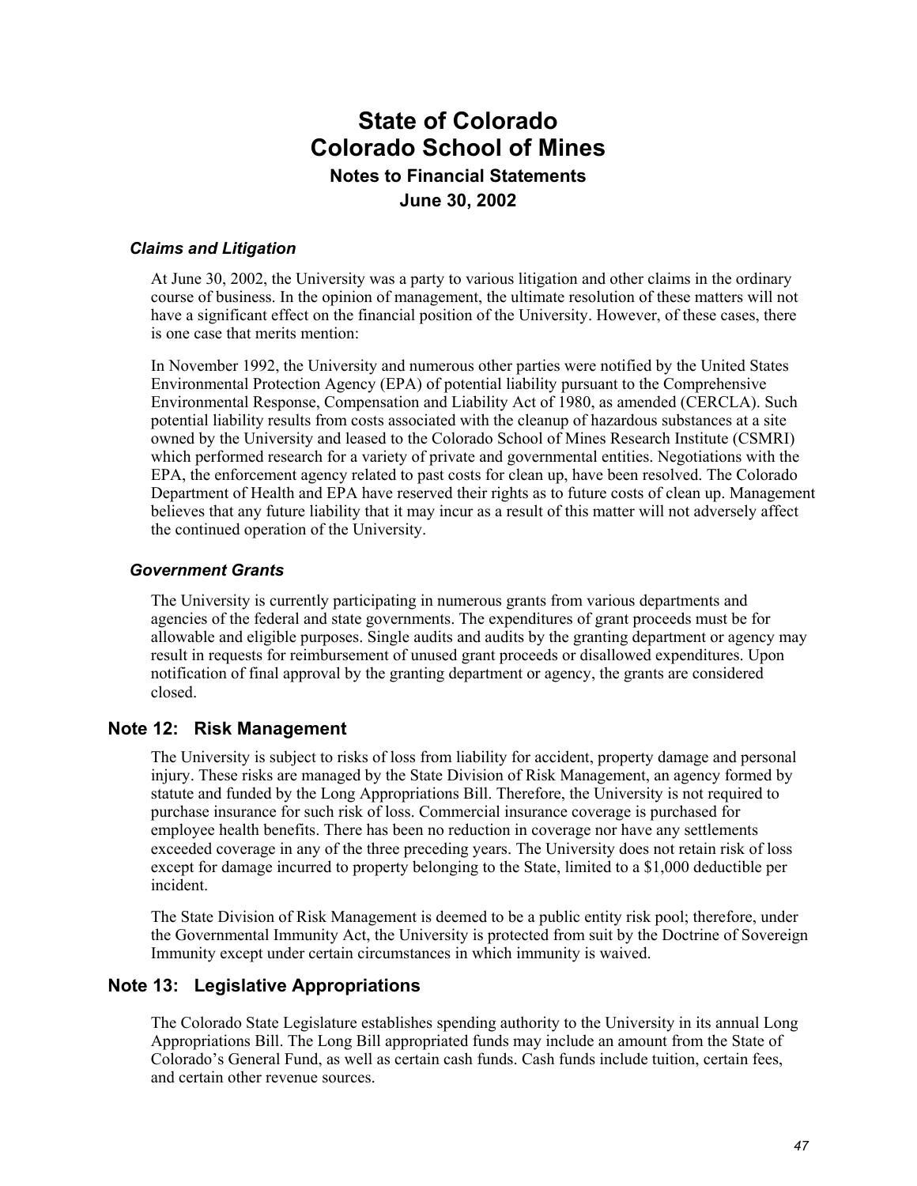# State of Colorado
# Colorado School of Mines
### Notes to Financial Statements
### June 30, 2002

#### *Claims and Litigation*

At June 30, 2002, the University was a party to various litigation and other claims in the ordinary course of business. In the opinion of management, the ultimate resolution of these matters will not have a significant effect on the financial position of the University. However, of these cases, there is one case that merits mention:

In November 1992, the University and numerous other parties were notified by the United States Environmental Protection Agency (EPA) of potential liability pursuant to the Comprehensive Environmental Response, Compensation and Liability Act of 1980, as amended (CERCLA). Such potential liability results from costs associated with the cleanup of hazardous substances at a site owned by the University and leased to the Colorado School of Mines Research Institute (CSMRI) which performed research for a variety of private and governmental entities. Negotiations with the EPA, the enforcement agency related to past costs for clean up, have been resolved. The Colorado Department of Health and EPA have reserved their rights as to future costs of clean up. Management believes that any future liability that it may incur as a result of this matter will not adversely affect the continued operation of the University.

#### *Government Grants*

The University is currently participating in numerous grants from various departments and agencies of the federal and state governments. The expenditures of grant proceeds must be for allowable and eligible purposes. Single audits and audits by the granting department or agency may result in requests for reimbursement of unused grant proceeds or disallowed expenditures. Upon notification of final approval by the granting department or agency, the grants are considered closed.

## Note 12: Risk Management

The University is subject to risks of loss from liability for accident, property damage and personal injury. These risks are managed by the State Division of Risk Management, an agency formed by statute and funded by the Long Appropriations Bill. Therefore, the University is not required to purchase insurance for such risk of loss. Commercial insurance coverage is purchased for employee health benefits. There has been no reduction in coverage nor have any settlements exceeded coverage in any of the three preceding years. The University does not retain risk of loss except for damage incurred to property belonging to the State, limited to a $1,000 deductible per incident.

The State Division of Risk Management is deemed to be a public entity risk pool; therefore, under the Governmental Immunity Act, the University is protected from suit by the Doctrine of Sovereign Immunity except under certain circumstances in which immunity is waived.

## Note 13: Legislative Appropriations

The Colorado State Legislature establishes spending authority to the University in its annual Long Appropriations Bill. The Long Bill appropriated funds may include an amount from the State of Colorado's General Fund, as well as certain cash funds. Cash funds include tuition, certain fees, and certain other revenue sources.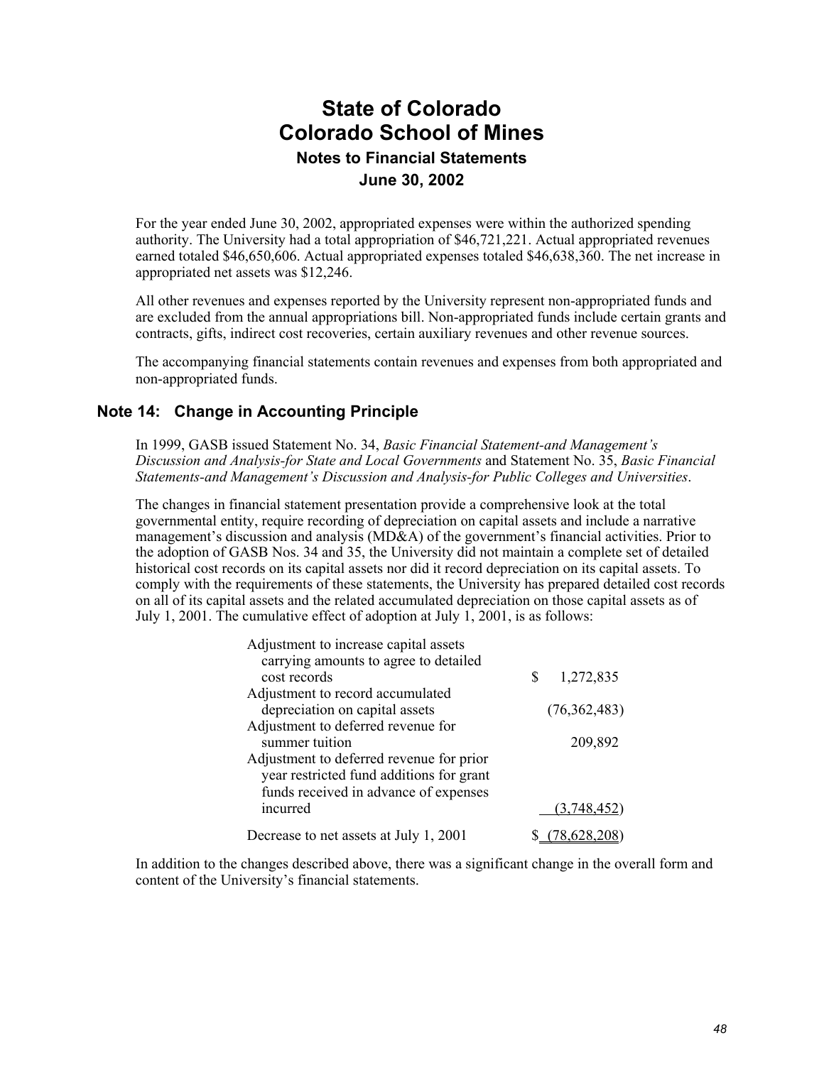# State of Colorado
# Colorado School of Mines
### Notes to Financial Statements
### June 30, 2002

For the year ended June 30, 2002, appropriated expenses were within the authorized spending authority. The University had a total appropriation of $46,721,221. Actual appropriated revenues earned totaled $46,650,606. Actual appropriated expenses totaled $46,638,360. The net increase in appropriated net assets was $12,246.

All other revenues and expenses reported by the University represent non-appropriated funds and are excluded from the annual appropriations bill. Non-appropriated funds include certain grants and contracts, gifts, indirect cost recoveries, certain auxiliary revenues and other revenue sources.

The accompanying financial statements contain revenues and expenses from both appropriated and non-appropriated funds.

## Note 14: Change in Accounting Principle

In 1999, GASB issued Statement No. 34, *Basic Financial Statement-and Management's Discussion and Analysis-for State and Local Governments* and Statement No. 35, *Basic Financial Statements-and Management's Discussion and Analysis-for Public Colleges and Universities*.

The changes in financial statement presentation provide a comprehensive look at the total governmental entity, require recording of depreciation on capital assets and include a narrative management's discussion and analysis (MD&A) of the government's financial activities. Prior to the adoption of GASB Nos. 34 and 35, the University did not maintain a complete set of detailed historical cost records on its capital assets nor did it record depreciation on its capital assets. To comply with the requirements of these statements, the University has prepared detailed cost records on all of its capital assets and the related accumulated depreciation on those capital assets as of July 1, 2001. The cumulative effect of adoption at July 1, 2001, is as follows:

| | |
|---|---|
| Adjustment to increase capital assets carrying amounts to agree to detailed cost records | $ 1,272,835 |
| Adjustment to record accumulated depreciation on capital assets | (76,362,483) |
| Adjustment to deferred revenue for summer tuition | 209,892 |
| Adjustment to deferred revenue for prior year restricted fund additions for grant funds received in advance of expenses incurred | (3,748,452) |
| Decrease to net assets at July 1, 2001 | $ (78,628,208) |

In addition to the changes described above, there was a significant change in the overall form and content of the University's financial statements.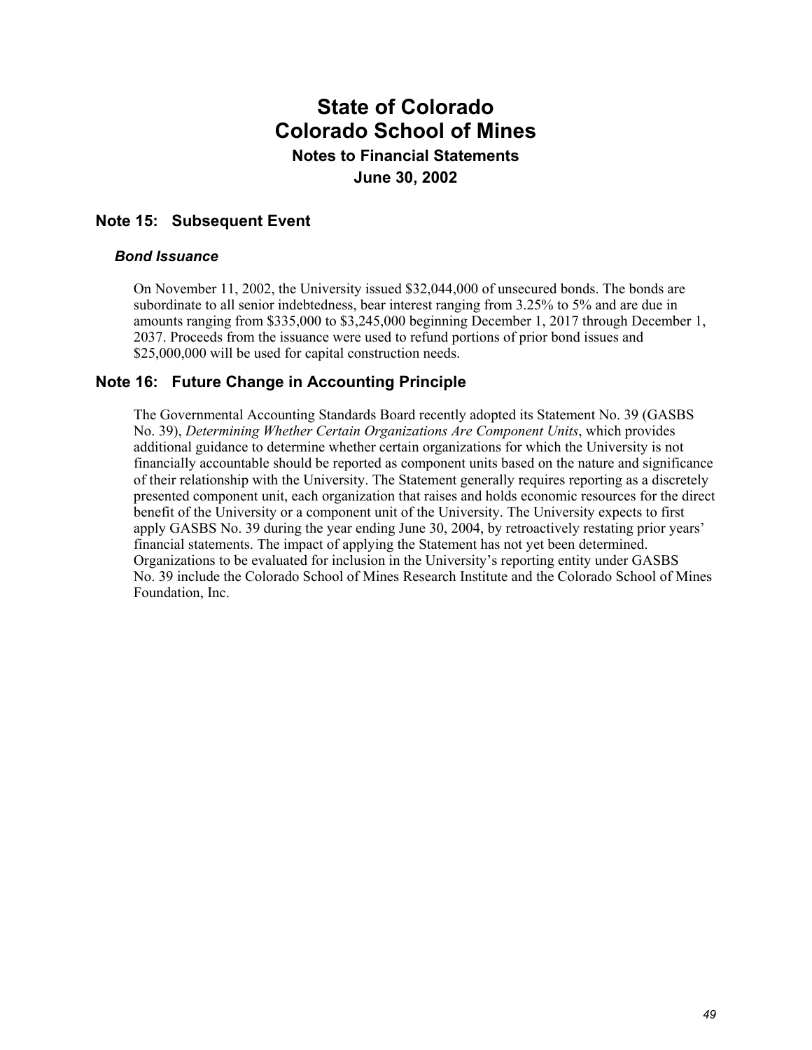# State of Colorado
# Colorado School of Mines
### Notes to Financial Statements
### June 30, 2002

## Note 15: Subsequent Event

### *Bond Issuance*

On November 11, 2002, the University issued $32,044,000 of unsecured bonds. The bonds are subordinate to all senior indebtedness, bear interest ranging from 3.25% to 5% and are due in amounts ranging from $335,000 to $3,245,000 beginning December 1, 2017 through December 1, 2037. Proceeds from the issuance were used to refund portions of prior bond issues and $25,000,000 will be used for capital construction needs.

## Note 16: Future Change in Accounting Principle

The Governmental Accounting Standards Board recently adopted its Statement No. 39 (GASBS No. 39), *Determining Whether Certain Organizations Are Component Units*, which provides additional guidance to determine whether certain organizations for which the University is not financially accountable should be reported as component units based on the nature and significance of their relationship with the University. The Statement generally requires reporting as a discretely presented component unit, each organization that raises and holds economic resources for the direct benefit of the University or a component unit of the University. The University expects to first apply GASBS No. 39 during the year ending June 30, 2004, by retroactively restating prior years' financial statements. The impact of applying the Statement has not yet been determined. Organizations to be evaluated for inclusion in the University's reporting entity under GASBS No. 39 include the Colorado School of Mines Research Institute and the Colorado School of Mines Foundation, Inc.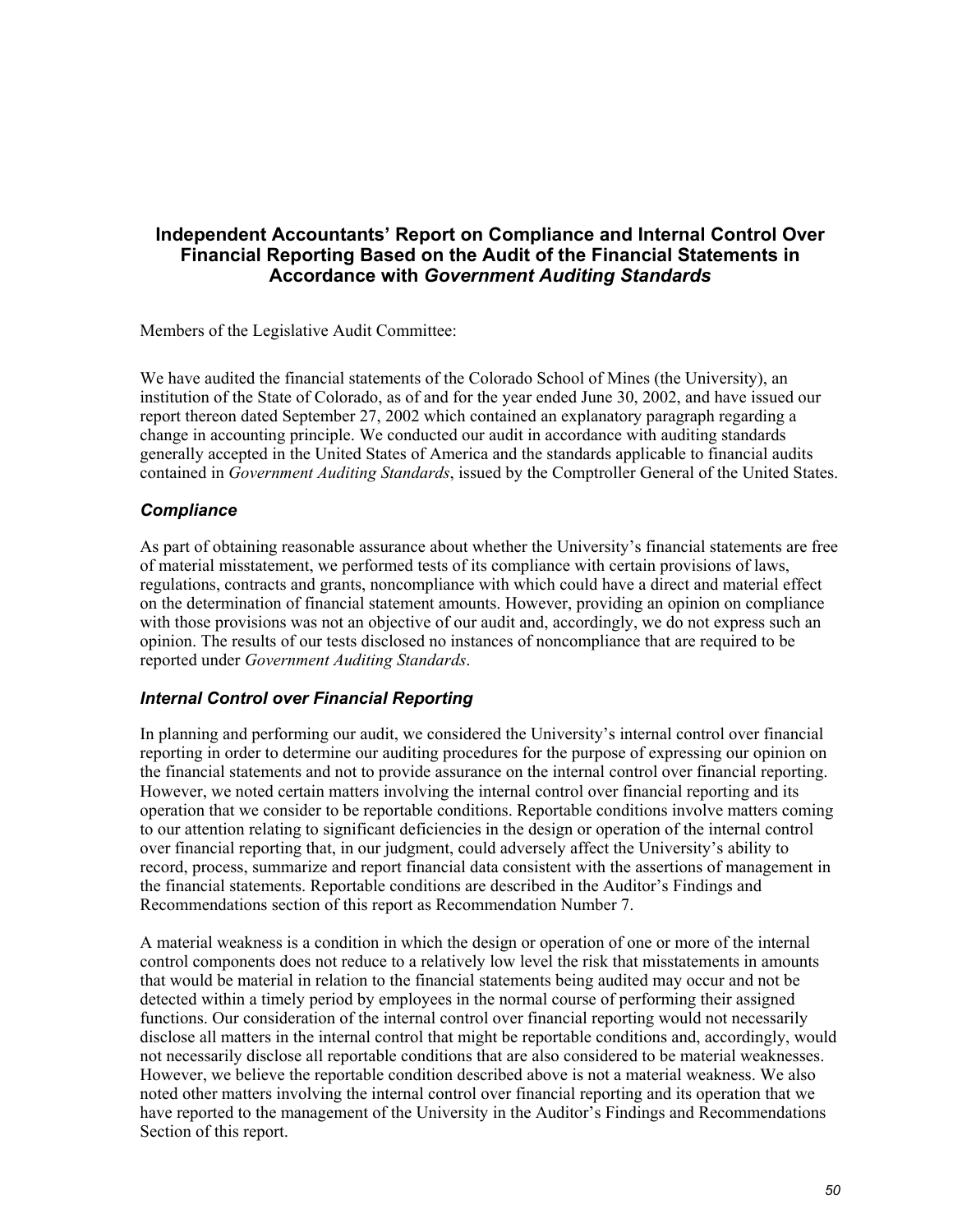# Independent Accountants' Report on Compliance and Internal Control Over Financial Reporting Based on the Audit of the Financial Statements in Accordance with *Government Auditing Standards*

Members of the Legislative Audit Committee:

We have audited the financial statements of the Colorado School of Mines (the University), an institution of the State of Colorado, as of and for the year ended June 30, 2002, and have issued our report thereon dated September 27, 2002 which contained an explanatory paragraph regarding a change in accounting principle. We conducted our audit in accordance with auditing standards generally accepted in the United States of America and the standards applicable to financial audits contained in *Government Auditing Standards*, issued by the Comptroller General of the United States.

## *Compliance*

As part of obtaining reasonable assurance about whether the University's financial statements are free of material misstatement, we performed tests of its compliance with certain provisions of laws, regulations, contracts and grants, noncompliance with which could have a direct and material effect on the determination of financial statement amounts. However, providing an opinion on compliance with those provisions was not an objective of our audit and, accordingly, we do not express such an opinion. The results of our tests disclosed no instances of noncompliance that are required to be reported under *Government Auditing Standards*.

## *Internal Control over Financial Reporting*

In planning and performing our audit, we considered the University's internal control over financial reporting in order to determine our auditing procedures for the purpose of expressing our opinion on the financial statements and not to provide assurance on the internal control over financial reporting. However, we noted certain matters involving the internal control over financial reporting and its operation that we consider to be reportable conditions. Reportable conditions involve matters coming to our attention relating to significant deficiencies in the design or operation of the internal control over financial reporting that, in our judgment, could adversely affect the University's ability to record, process, summarize and report financial data consistent with the assertions of management in the financial statements. Reportable conditions are described in the Auditor's Findings and Recommendations section of this report as Recommendation Number 7.

A material weakness is a condition in which the design or operation of one or more of the internal control components does not reduce to a relatively low level the risk that misstatements in amounts that would be material in relation to the financial statements being audited may occur and not be detected within a timely period by employees in the normal course of performing their assigned functions. Our consideration of the internal control over financial reporting would not necessarily disclose all matters in the internal control that might be reportable conditions and, accordingly, would not necessarily disclose all reportable conditions that are also considered to be material weaknesses. However, we believe the reportable condition described above is not a material weakness. We also noted other matters involving the internal control over financial reporting and its operation that we have reported to the management of the University in the Auditor's Findings and Recommendations Section of this report.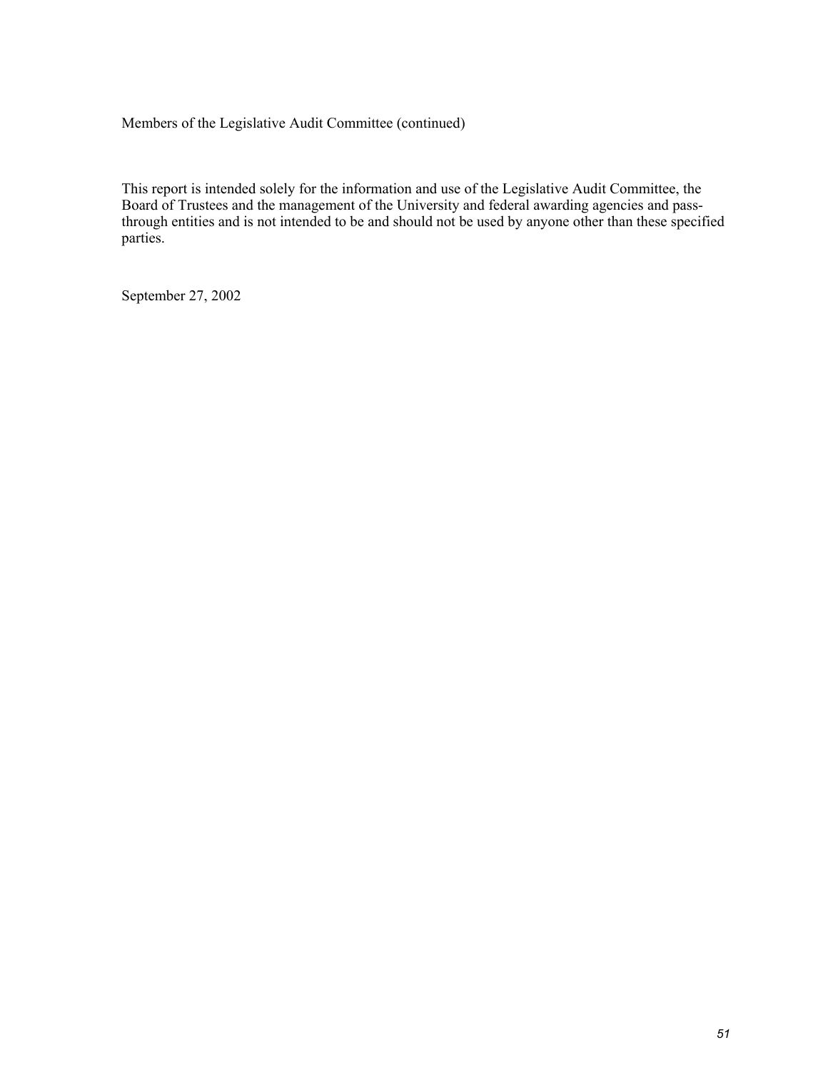Members of the Legislative Audit Committee (continued)

This report is intended solely for the information and use of the Legislative Audit Committee, the Board of Trustees and the management of the University and federal awarding agencies and pass-through entities and is not intended to be and should not be used by anyone other than these specified parties.

September 27, 2002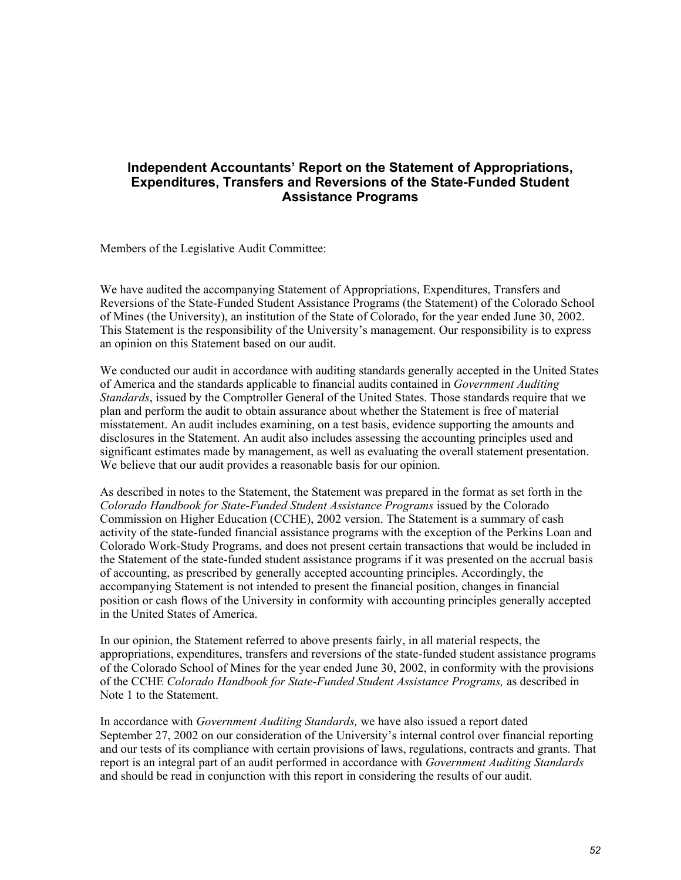## Independent Accountants' Report on the Statement of Appropriations, Expenditures, Transfers and Reversions of the State-Funded Student Assistance Programs

Members of the Legislative Audit Committee:

We have audited the accompanying Statement of Appropriations, Expenditures, Transfers and Reversions of the State-Funded Student Assistance Programs (the Statement) of the Colorado School of Mines (the University), an institution of the State of Colorado, for the year ended June 30, 2002. This Statement is the responsibility of the University's management. Our responsibility is to express an opinion on this Statement based on our audit.

We conducted our audit in accordance with auditing standards generally accepted in the United States of America and the standards applicable to financial audits contained in *Government Auditing Standards*, issued by the Comptroller General of the United States. Those standards require that we plan and perform the audit to obtain assurance about whether the Statement is free of material misstatement. An audit includes examining, on a test basis, evidence supporting the amounts and disclosures in the Statement. An audit also includes assessing the accounting principles used and significant estimates made by management, as well as evaluating the overall statement presentation. We believe that our audit provides a reasonable basis for our opinion.

As described in notes to the Statement, the Statement was prepared in the format as set forth in the *Colorado Handbook for State-Funded Student Assistance Programs* issued by the Colorado Commission on Higher Education (CCHE), 2002 version. The Statement is a summary of cash activity of the state-funded financial assistance programs with the exception of the Perkins Loan and Colorado Work-Study Programs, and does not present certain transactions that would be included in the Statement of the state-funded student assistance programs if it was presented on the accrual basis of accounting, as prescribed by generally accepted accounting principles. Accordingly, the accompanying Statement is not intended to present the financial position, changes in financial position or cash flows of the University in conformity with accounting principles generally accepted in the United States of America.

In our opinion, the Statement referred to above presents fairly, in all material respects, the appropriations, expenditures, transfers and reversions of the state-funded student assistance programs of the Colorado School of Mines for the year ended June 30, 2002, in conformity with the provisions of the CCHE *Colorado Handbook for State-Funded Student Assistance Programs,* as described in Note 1 to the Statement.

In accordance with *Government Auditing Standards,* we have also issued a report dated September 27, 2002 on our consideration of the University's internal control over financial reporting and our tests of its compliance with certain provisions of laws, regulations, contracts and grants. That report is an integral part of an audit performed in accordance with *Government Auditing Standards* and should be read in conjunction with this report in considering the results of our audit.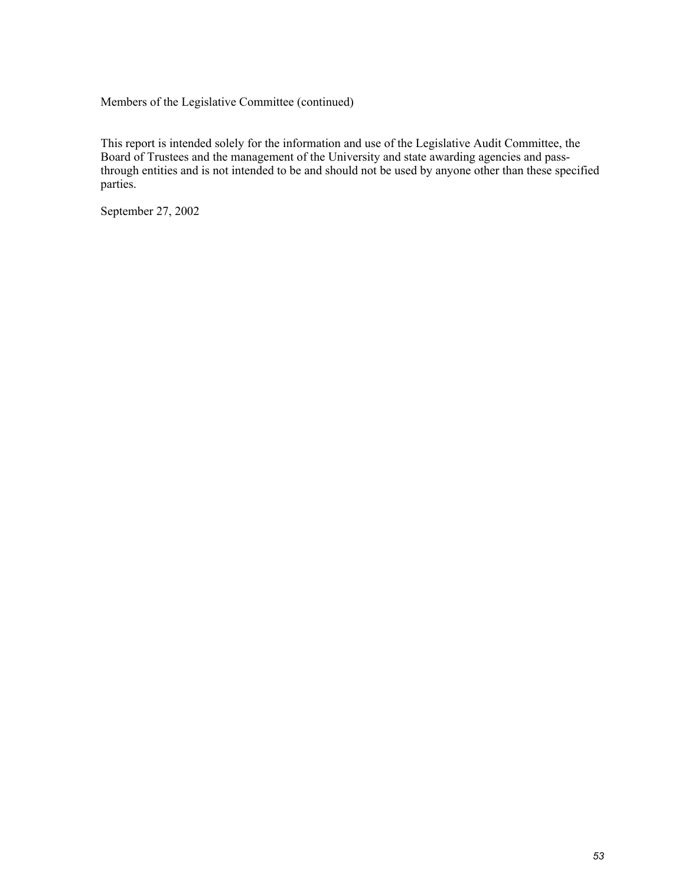Members of the Legislative Committee (continued)

This report is intended solely for the information and use of the Legislative Audit Committee, the Board of Trustees and the management of the University and state awarding agencies and pass-through entities and is not intended to be and should not be used by anyone other than these specified parties.

September 27, 2002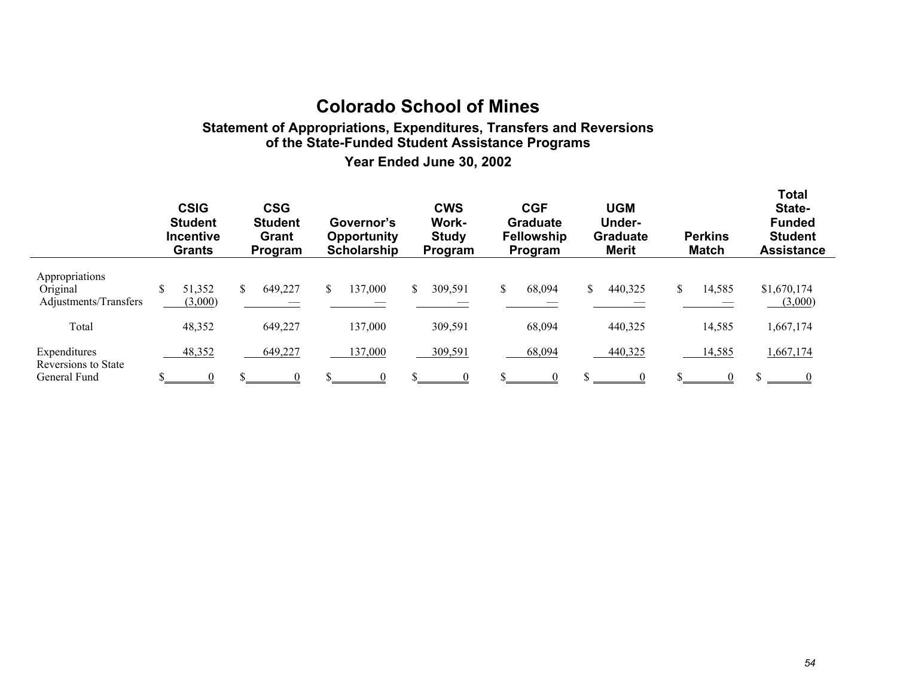# Colorado School of Mines

## Statement of Appropriations, Expenditures, Transfers and Reversions of the State-Funded Student Assistance Programs

### Year Ended June 30, 2002

| | CSIG Student Incentive Grants | CSG Student Grant Program | Governor's Opportunity Scholarship | CWS Work-Study Program | CGF Graduate Fellowship Program | UGM Under-Graduate Merit | Perkins Match | Total State-Funded Student Assistance |
|---|---|---|---|---|---|---|---|---|
| Appropriations | | | | | | | | |
| Original | $ 51,352 | $ 649,227 | $ 137,000 | $ 309,591 | $ 68,094 | $ 440,325 | $ 14,585 | $1,670,174 |
| Adjustments/Transfers | (3,000) | — | — | — | — | — | — | (3,000) |
| Total | 48,352 | 649,227 | 137,000 | 309,591 | 68,094 | 440,325 | 14,585 | 1,667,174 |
| Expenditures | 48,352 | 649,227 | 137,000 | 309,591 | 68,094 | 440,325 | 14,585 | 1,667,174 |
| Reversions to State General Fund | $ 0 | $ 0 | $ 0 | $ 0 | $ 0 | $ 0 | $ 0 | $ 0 |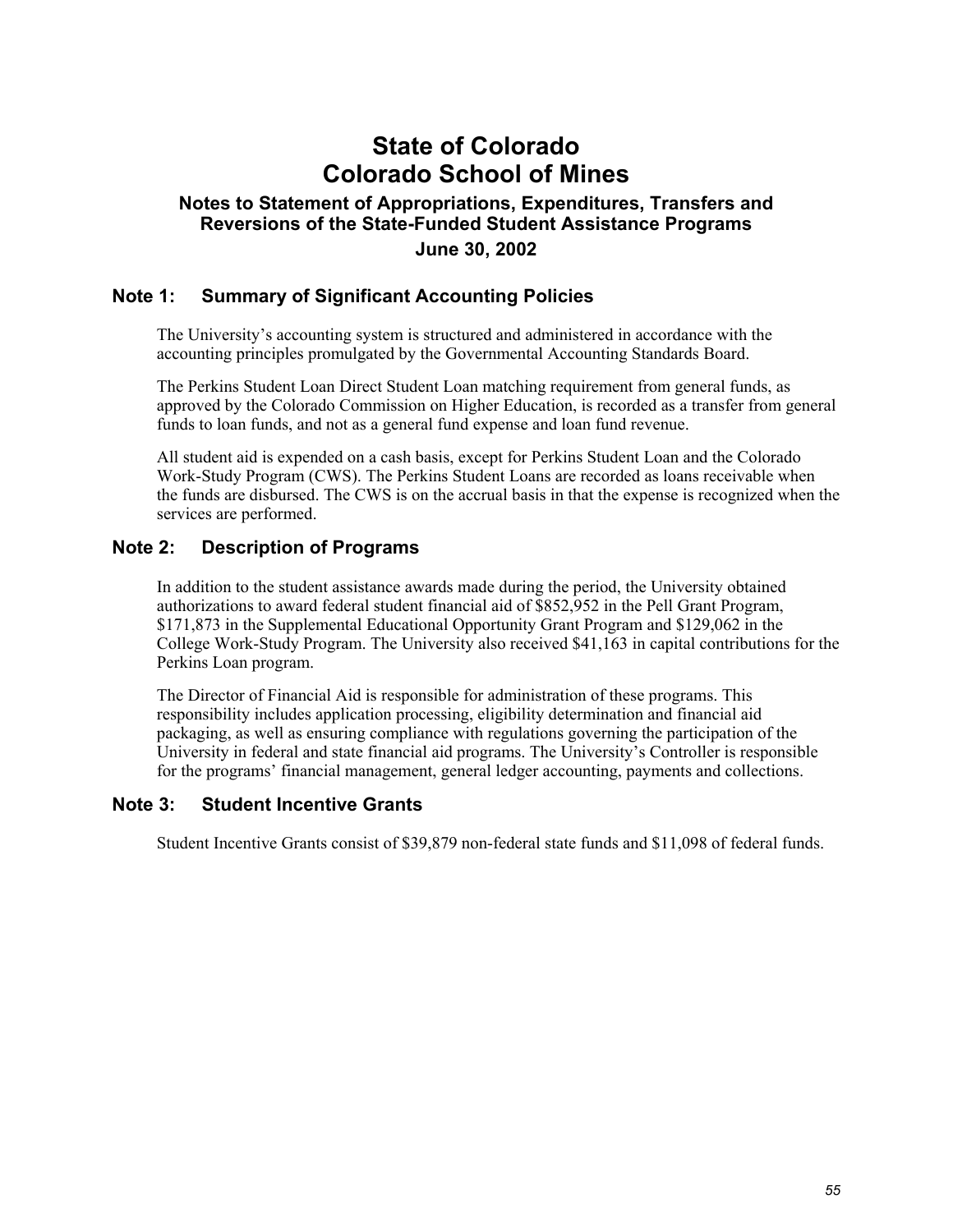# State of Colorado
# Colorado School of Mines

### Notes to Statement of Appropriations, Expenditures, Transfers and Reversions of the State-Funded Student Assistance Programs

### June 30, 2002

## Note 1: Summary of Significant Accounting Policies

The University's accounting system is structured and administered in accordance with the accounting principles promulgated by the Governmental Accounting Standards Board.

The Perkins Student Loan Direct Student Loan matching requirement from general funds, as approved by the Colorado Commission on Higher Education, is recorded as a transfer from general funds to loan funds, and not as a general fund expense and loan fund revenue.

All student aid is expended on a cash basis, except for Perkins Student Loan and the Colorado Work-Study Program (CWS). The Perkins Student Loans are recorded as loans receivable when the funds are disbursed. The CWS is on the accrual basis in that the expense is recognized when the services are performed.

## Note 2: Description of Programs

In addition to the student assistance awards made during the period, the University obtained authorizations to award federal student financial aid of $852,952 in the Pell Grant Program, $171,873 in the Supplemental Educational Opportunity Grant Program and $129,062 in the College Work-Study Program. The University also received $41,163 in capital contributions for the Perkins Loan program.

The Director of Financial Aid is responsible for administration of these programs. This responsibility includes application processing, eligibility determination and financial aid packaging, as well as ensuring compliance with regulations governing the participation of the University in federal and state financial aid programs. The University's Controller is responsible for the programs' financial management, general ledger accounting, payments and collections.

## Note 3: Student Incentive Grants

Student Incentive Grants consist of $39,879 non-federal state funds and $11,098 of federal funds.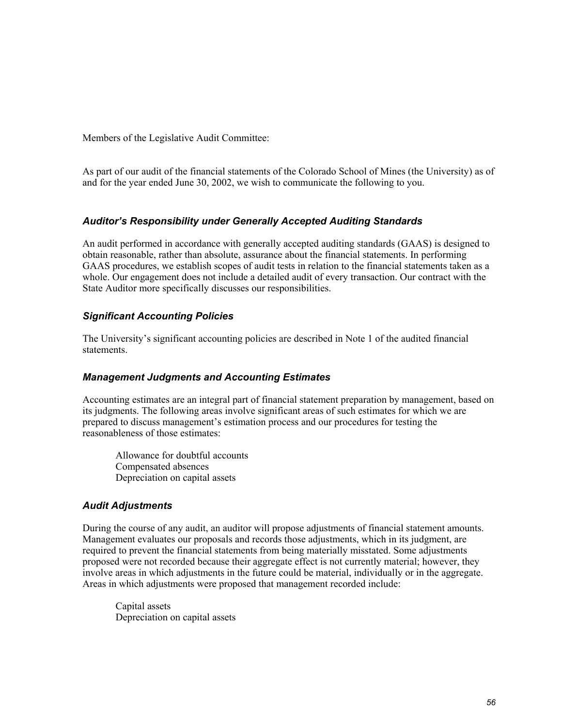Members of the Legislative Audit Committee:

As part of our audit of the financial statements of the Colorado School of Mines (the University) as of and for the year ended June 30, 2002, we wish to communicate the following to you.

### *Auditor's Responsibility under Generally Accepted Auditing Standards*

An audit performed in accordance with generally accepted auditing standards (GAAS) is designed to obtain reasonable, rather than absolute, assurance about the financial statements. In performing GAAS procedures, we establish scopes of audit tests in relation to the financial statements taken as a whole. Our engagement does not include a detailed audit of every transaction. Our contract with the State Auditor more specifically discusses our responsibilities.

### *Significant Accounting Policies*

The University's significant accounting policies are described in Note 1 of the audited financial statements.

### *Management Judgments and Accounting Estimates*

Accounting estimates are an integral part of financial statement preparation by management, based on its judgments. The following areas involve significant areas of such estimates for which we are prepared to discuss management's estimation process and our procedures for testing the reasonableness of those estimates:

Allowance for doubtful accounts
Compensated absences
Depreciation on capital assets

### *Audit Adjustments*

During the course of any audit, an auditor will propose adjustments of financial statement amounts. Management evaluates our proposals and records those adjustments, which in its judgment, are required to prevent the financial statements from being materially misstated. Some adjustments proposed were not recorded because their aggregate effect is not currently material; however, they involve areas in which adjustments in the future could be material, individually or in the aggregate. Areas in which adjustments were proposed that management recorded include:

Capital assets
Depreciation on capital assets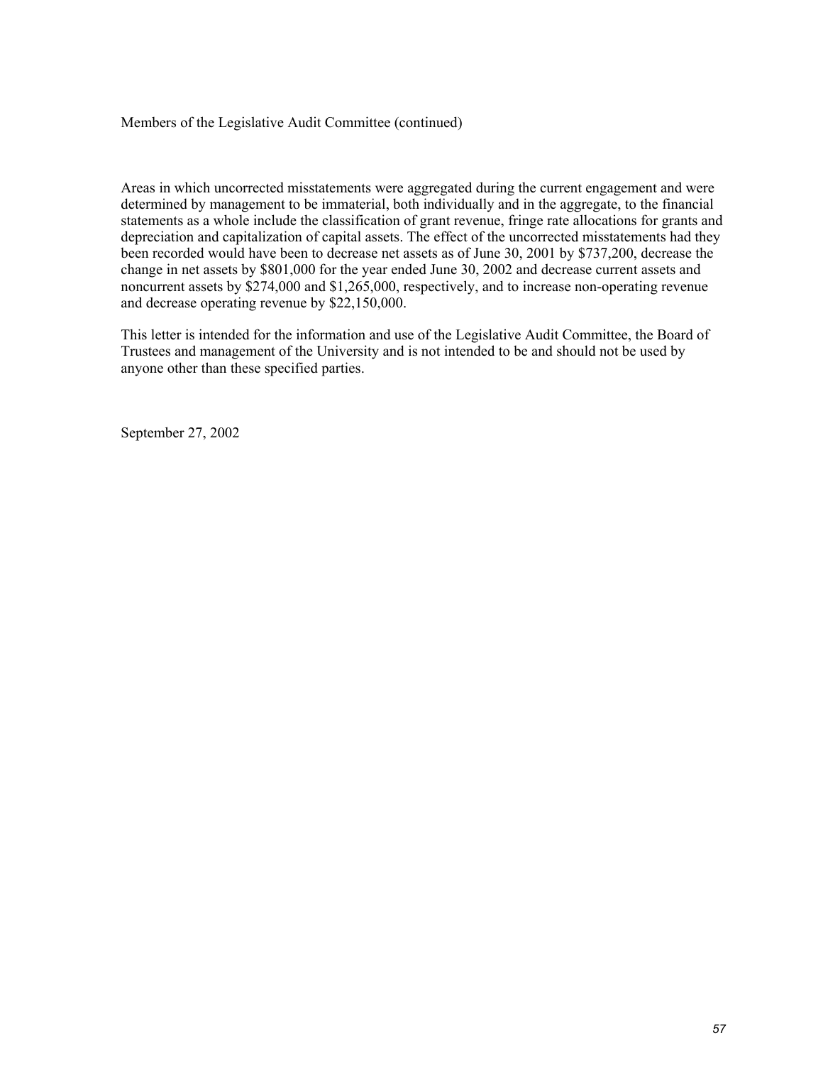Members of the Legislative Audit Committee (continued)

Areas in which uncorrected misstatements were aggregated during the current engagement and were determined by management to be immaterial, both individually and in the aggregate, to the financial statements as a whole include the classification of grant revenue, fringe rate allocations for grants and depreciation and capitalization of capital assets. The effect of the uncorrected misstatements had they been recorded would have been to decrease net assets as of June 30, 2001 by $737,200, decrease the change in net assets by $801,000 for the year ended June 30, 2002 and decrease current assets and noncurrent assets by $274,000 and $1,265,000, respectively, and to increase non-operating revenue and decrease operating revenue by $22,150,000.

This letter is intended for the information and use of the Legislative Audit Committee, the Board of Trustees and management of the University and is not intended to be and should not be used by anyone other than these specified parties.

September 27, 2002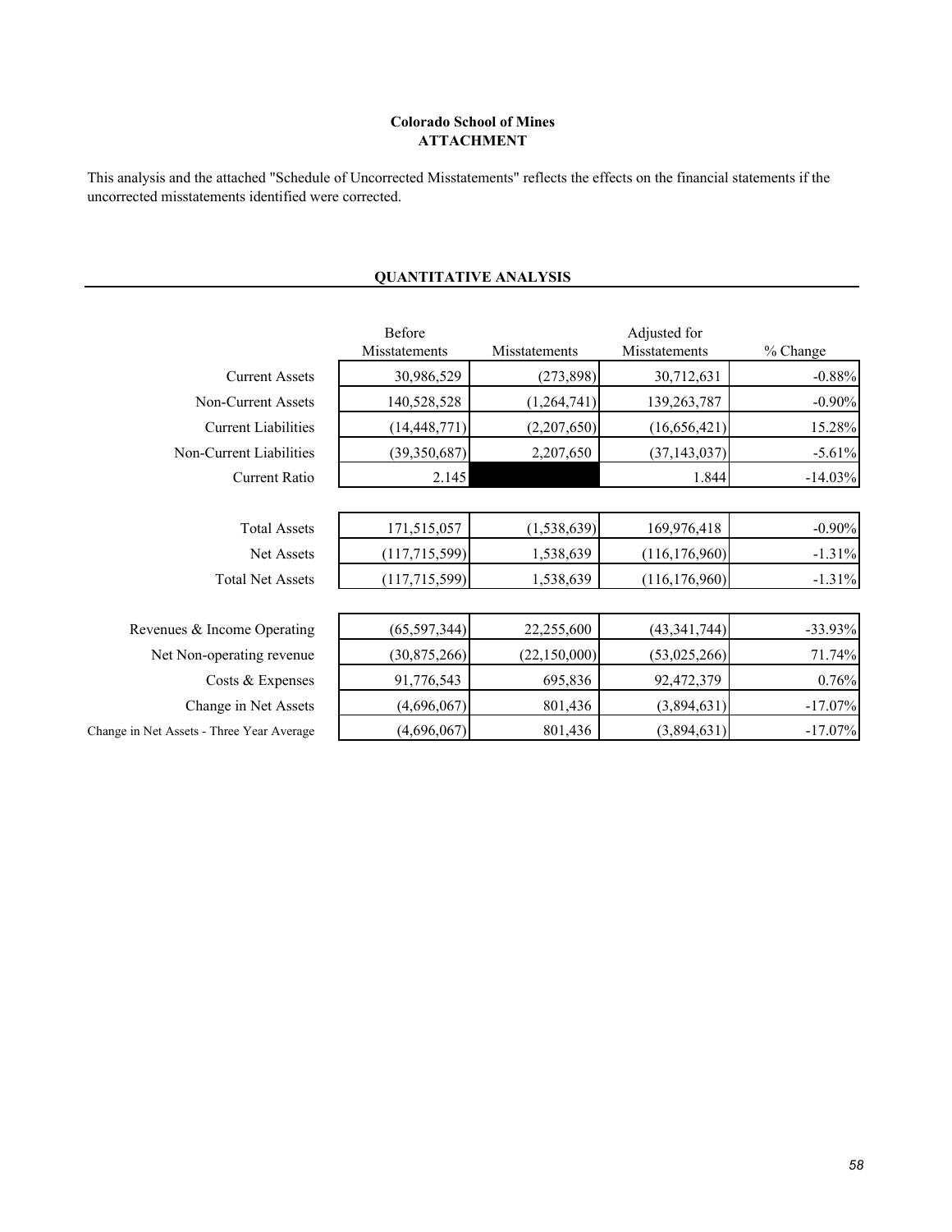**Colorado School of Mines**
**ATTACHMENT**

This analysis and the attached "Schedule of Uncorrected Misstatements" reflects the effects on the financial statements if the uncorrected misstatements identified were corrected.

## QUANTITATIVE ANALYSIS

| | Before Misstatements | Misstatements | Adjusted for Misstatements | % Change |
|---|---|---|---|---|
| Current Assets | 30,986,529 | (273,898) | 30,712,631 | -0.88% |
| Non-Current Assets | 140,528,528 | (1,264,741) | 139,263,787 | -0.90% |
| Current Liabilities | (14,448,771) | (2,207,650) | (16,656,421) | 15.28% |
| Non-Current Liabilities | (39,350,687) | 2,207,650 | (37,143,037) | -5.61% |
| Current Ratio | 2.145 | | 1.844 | -14.03% |
| | | | | |
| Total Assets | 171,515,057 | (1,538,639) | 169,976,418 | -0.90% |
| Net Assets | (117,715,599) | 1,538,639 | (116,176,960) | -1.31% |
| Total Net Assets | (117,715,599) | 1,538,639 | (116,176,960) | -1.31% |
| | | | | |
| Revenues & Income Operating | (65,597,344) | 22,255,600 | (43,341,744) | -33.93% |
| Net Non-operating revenue | (30,875,266) | (22,150,000) | (53,025,266) | 71.74% |
| Costs & Expenses | 91,776,543 | 695,836 | 92,472,379 | 0.76% |
| Change in Net Assets | (4,696,067) | 801,436 | (3,894,631) | -17.07% |
| Change in Net Assets - Three Year Average | (4,696,067) | 801,436 | (3,894,631) | -17.07% |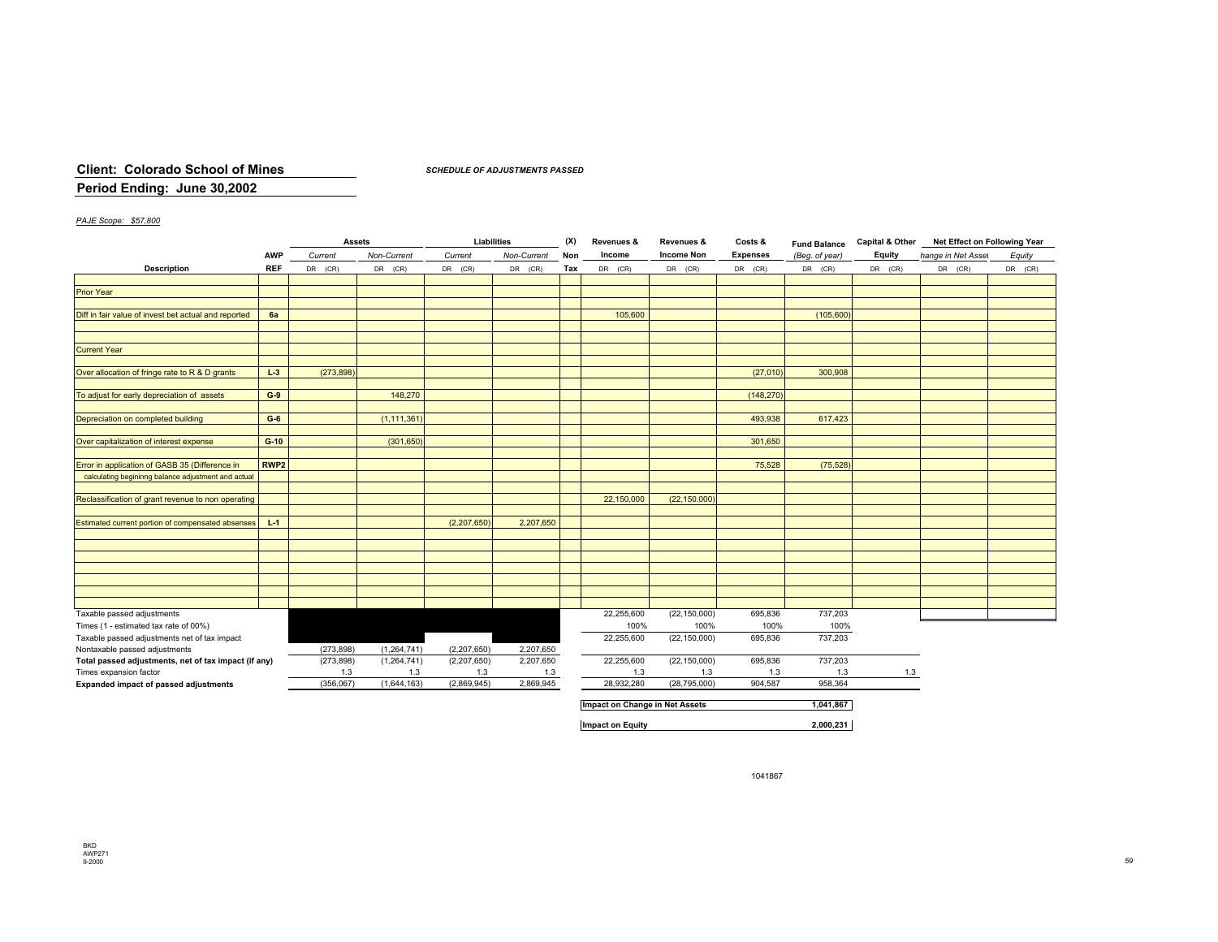**Client: Colorado School of Mines**

**Period Ending: June 30,2002**

***SCHEDULE OF ADJUSTMENTS PASSED***

*PAJE Scope: $57,800*

| Description | AWP REF | Assets Current DR (CR) | Assets Non-Current DR (CR) | Liabilities Current DR (CR) | Liabilities Non-Current DR (CR) | (X) Non Tax | Revenues & Income DR (CR) | Revenues & Income Non DR (CR) | Costs & Expenses DR (CR) | Fund Balance (Beg. of year) DR (CR) | Capital & Other Equity DR (CR) | Net Effect on Following Year: Change in Net Assets DR (CR) | Net Effect on Following Year: Equity DR (CR) |
|---|---|---|---|---|---|---|---|---|---|---|---|---|---|
| Prior Year | | | | | | | | | | | | | |
| Diff in fair value of invest bet actual and reported | 6a | | | | | | 105,600 | | | (105,600) | | | |
| Current Year | | | | | | | | | | | | | |
| Over allocation of fringe rate to R & D grants | L-3 | (273,898) | | | | | | | (27,010) | 300,908 | | | |
| To adjust for early depreciation of assets | G-9 | | 148,270 | | | | | | (148,270) | | | | |
| Depreciation on completed building | G-6 | | (1,111,361) | | | | | | 493,938 | 617,423 | | | |
| Over capitalization of interest expense | G-10 | | (301,650) | | | | | | 301,650 | | | | |
| Error in application of GASB 35 (Difference in calculating beginning balance adjustment and actual | RWP2 | | | | | | | | 75,528 | (75,528) | | | |
| Reclassification of grant revenue to non operating | | | | | | | 22,150,000 | (22,150,000) | | | | | |
| Estimated current portion of compensated absenses | L-1 | | | (2,207,650) | 2,207,650 | | | | | | | | |
| Taxable passed adjustments | | | | | | | 22,255,600 | (22,150,000) | 695,836 | 737,203 | | | |
| Times (1 - estimated tax rate of 00%) | | | | | | | 100% | 100% | 100% | 100% | | | |
| Taxable passed adjustments net of tax impact | | | | | | | 22,255,600 | (22,150,000) | 695,836 | 737,203 | | | |
| Nontaxable passed adjustments | | (273,898) | (1,264,741) | (2,207,650) | 2,207,650 | | | | | | | | |
| **Total passed adjustments, net of tax impact (if any)** | | (273,898) | (1,264,741) | (2,207,650) | 2,207,650 | | 22,255,600 | (22,150,000) | 695,836 | 737,203 | | | |
| Times expansion factor | | 1.3 | 1.3 | 1.3 | 1.3 | | 1.3 | 1.3 | 1.3 | 1.3 | 1.3 | | |
| **Expanded impact of passed adjustments** | | (356,067) | (1,644,163) | (2,869,945) | 2,869,945 | | 28,932,280 | (28,795,000) | 904,587 | 958,364 | | | |

| | |
|---|---|
| **Impact on Change in Net Assets** | **1,041,867** |
| **Impact on Equity** | **2,000,231** |

1041867

BKD
AWP271
9-2000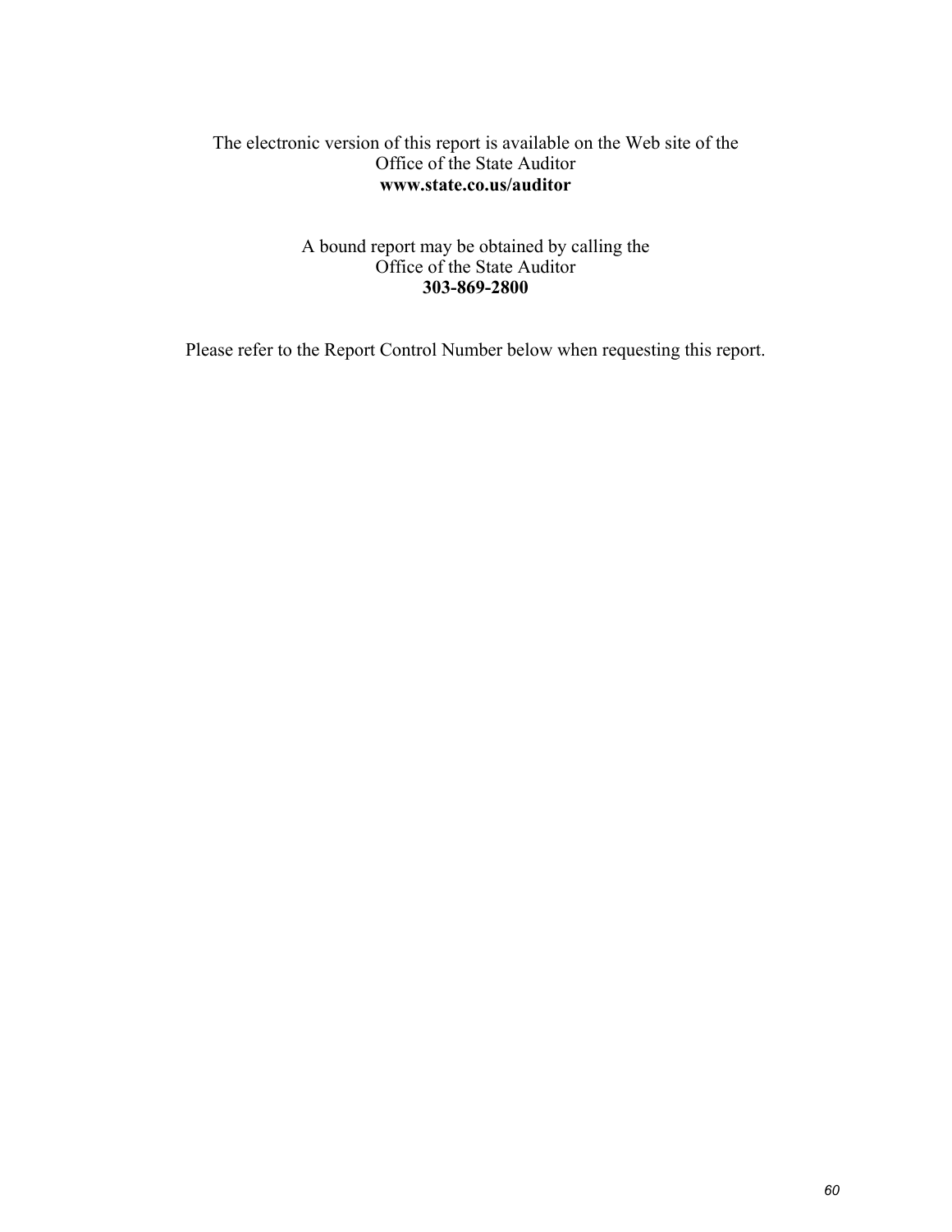The electronic version of this report is available on the Web site of the
Office of the State Auditor
**www.state.co.us/auditor**

A bound report may be obtained by calling the
Office of the State Auditor
**303-869-2800**

Please refer to the Report Control Number below when requesting this report.